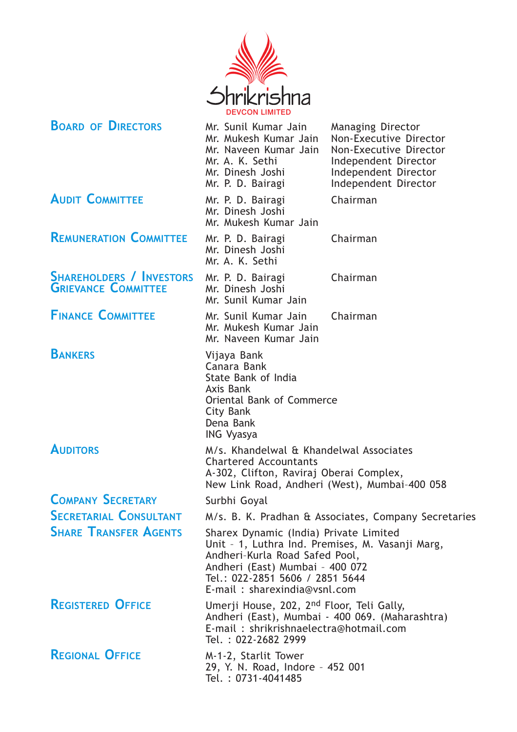# Shrikrishna DEVCON LIMITED

## Board of Directors

| | |
|---|---|
| Mr. Sunil Kumar Jain | Managing Director |
| Mr. Mukesh Kumar Jain | Non-Executive Director |
| Mr. Naveen Kumar Jain | Non-Executive Director |
| Mr. A. K. Sethi | Independent Director |
| Mr. Dinesh Joshi | Independent Director |
| Mr. P. D. Bairagi | Independent Director |

## Audit Committee

| | |
|---|---|
| Mr. P. D. Bairagi | Chairman |
| Mr. Dinesh Joshi | |
| Mr. Mukesh Kumar Jain | |

## Remuneration Committee

| | |
|---|---|
| Mr. P. D. Bairagi | Chairman |
| Mr. Dinesh Joshi | |
| Mr. A. K. Sethi | |

## Shareholders / Investors Grievance Committee

| | |
|---|---|
| Mr. P. D. Bairagi | Chairman |
| Mr. Dinesh Joshi | |
| Mr. Sunil Kumar Jain | |

## Finance Committee

| | |
|---|---|
| Mr. Sunil Kumar Jain | Chairman |
| Mr. Mukesh Kumar Jain | |
| Mr. Naveen Kumar Jain | |

## Bankers

Vijaya Bank
Canara Bank
State Bank of India
Axis Bank
Oriental Bank of Commerce
City Bank
Dena Bank
ING Vyasya

## Auditors

M/s. Khandelwal & Khandelwal Associates
Chartered Accountants
A-302, Clifton, Raviraj Oberai Complex,
New Link Road, Andheri (West), Mumbai-400 058

## Company Secretary

Surbhi Goyal

## Secretarial Consultant

M/s. B. K. Pradhan & Associates, Company Secretaries

## Share Transfer Agents

Sharex Dynamic (India) Private Limited
Unit - 1, Luthra Ind. Premises, M. Vasanji Marg,
Andheri-Kurla Road Safed Pool,
Andheri (East) Mumbai - 400 072
Tel.: 022-2851 5606 / 2851 5644
E-mail : sharexindia@vsnl.com

## Registered Office

Umerji House, 202, 2nd Floor, Teli Gally,
Andheri (East), Mumbai - 400 069. (Maharashtra)
E-mail : shrikrishnaelectra@hotmail.com
Tel. : 022-2682 2999

## Regional Office

M-1-2, Starlit Tower
29, Y. N. Road, Indore - 452 001
Tel. : 0731-4041485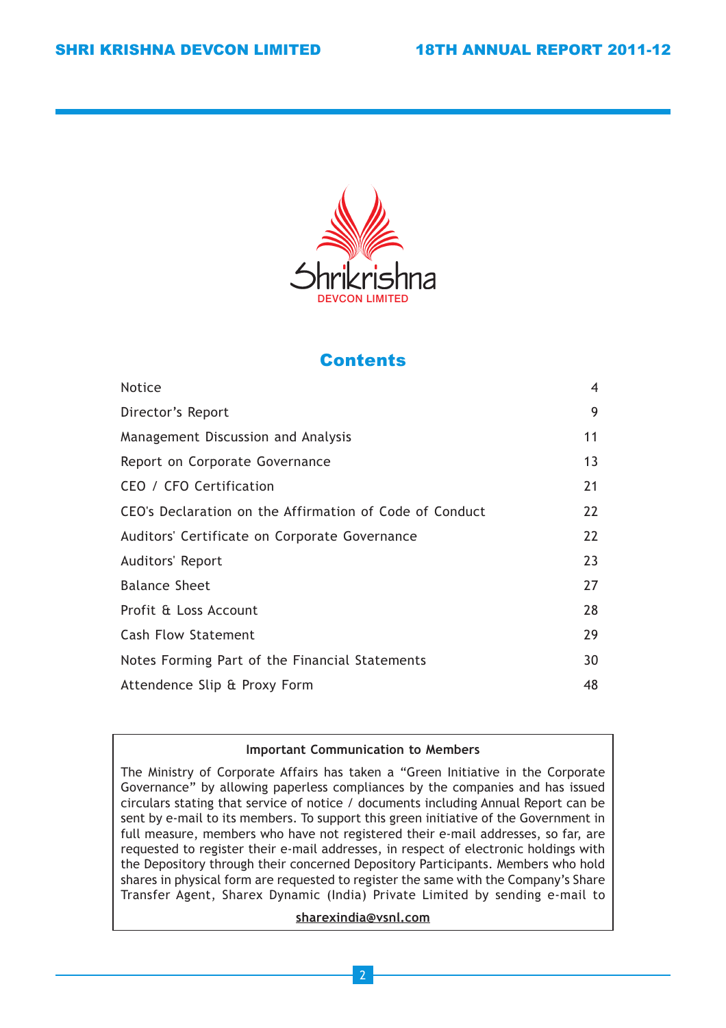Shrikrishna
DEVCON LIMITED

## Contents

| | |
|---|---|
| Notice | 4 |
| Director's Report | 9 |
| Management Discussion and Analysis | 11 |
| Report on Corporate Governance | 13 |
| CEO / CFO Certification | 21 |
| CEO's Declaration on the Affirmation of Code of Conduct | 22 |
| Auditors' Certificate on Corporate Governance | 22 |
| Auditors' Report | 23 |
| Balance Sheet | 27 |
| Profit & Loss Account | 28 |
| Cash Flow Statement | 29 |
| Notes Forming Part of the Financial Statements | 30 |
| Attendence Slip & Proxy Form | 48 |

**Important Communication to Members**

The Ministry of Corporate Affairs has taken a "Green Initiative in the Corporate Governance" by allowing paperless compliances by the companies and has issued circulars stating that service of notice / documents including Annual Report can be sent by e-mail to its members. To support this green initiative of the Government in full measure, members who have not registered their e-mail addresses, so far, are requested to register their e-mail addresses, in respect of electronic holdings with the Depository through their concerned Depository Participants. Members who hold shares in physical form are requested to register the same with the Company's Share Transfer Agent, Sharex Dynamic (India) Private Limited by sending e-mail to

sharexindia@vsnl.com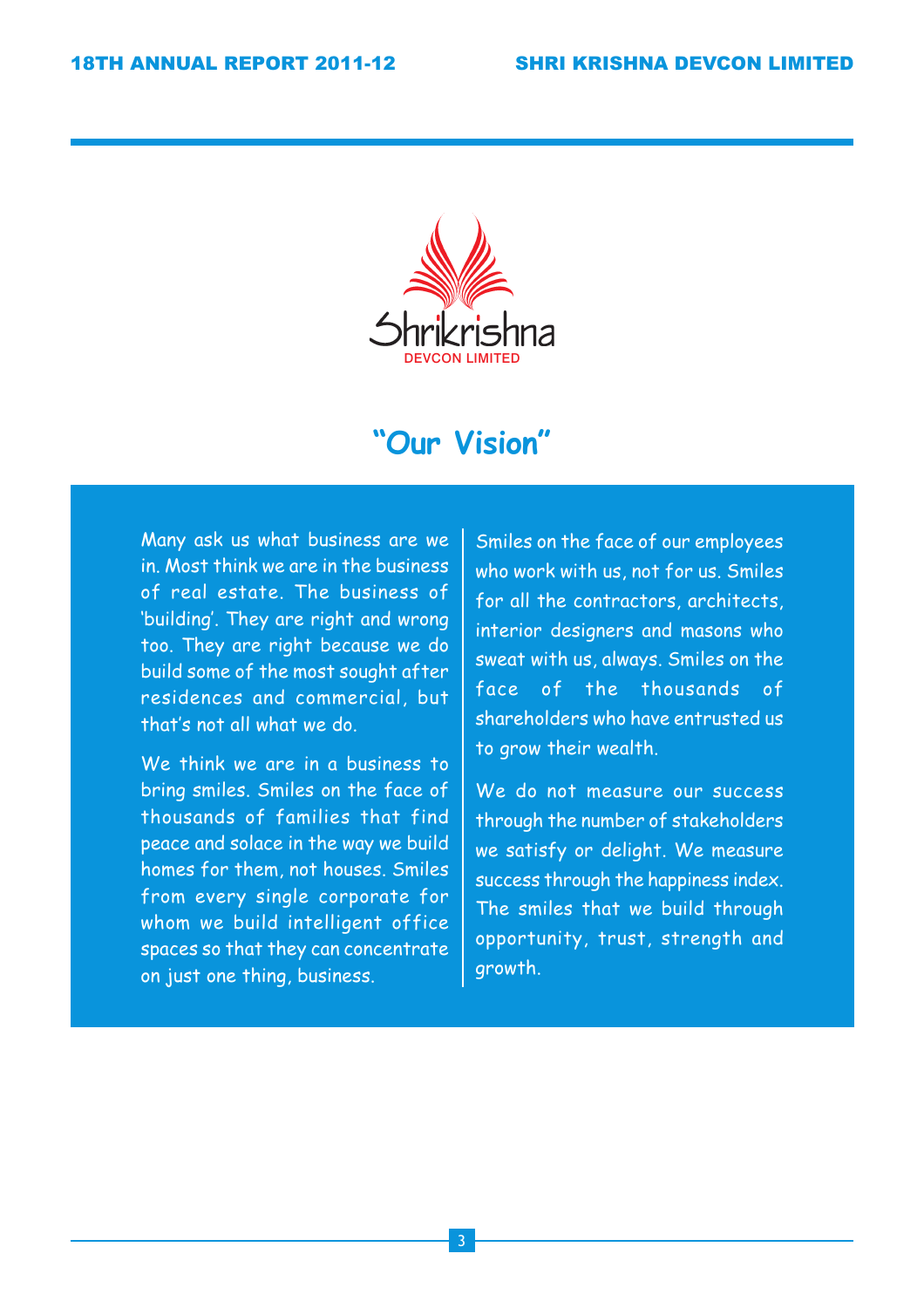Shrikrishna
DEVCON LIMITED

# "Our Vision"

Many ask us what business are we in. Most think we are in the business of real estate. The business of 'building'. They are right and wrong too. They are right because we do build some of the most sought after residences and commercial, but that's not all what we do.

We think we are in a business to bring smiles. Smiles on the face of thousands of families that find peace and solace in the way we build homes for them, not houses. Smiles from every single corporate for whom we build intelligent office spaces so that they can concentrate on just one thing, business.

Smiles on the face of our employees who work with us, not for us. Smiles for all the contractors, architects, interior designers and masons who sweat with us, always. Smiles on the face of the thousands of shareholders who have entrusted us to grow their wealth.

We do not measure our success through the number of stakeholders we satisfy or delight. We measure success through the happiness index. The smiles that we build through opportunity, trust, strength and growth.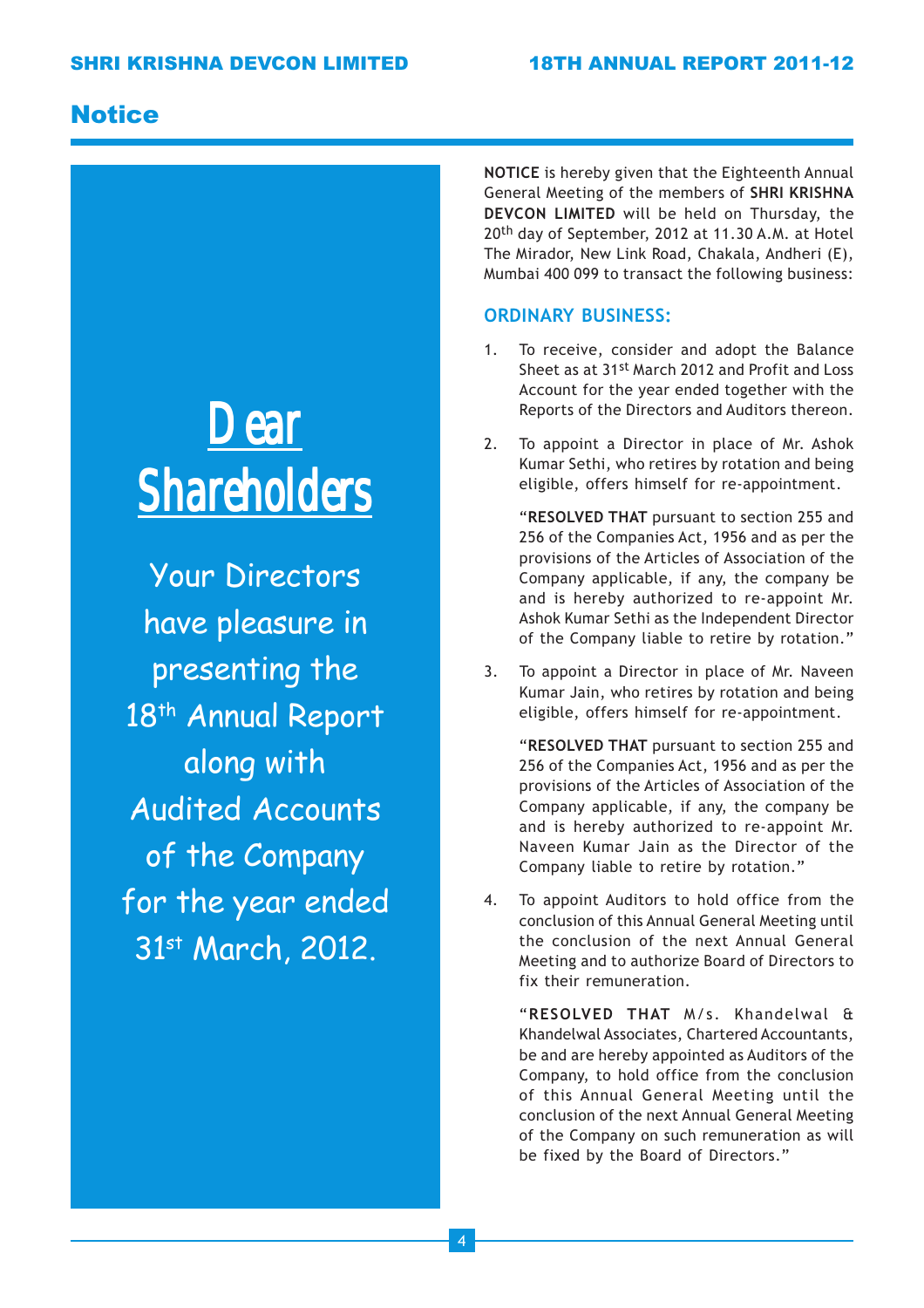# Notice

## Dear Shareholders

Your Directors have pleasure in presenting the 18th Annual Report along with Audited Accounts of the Company for the year ended 31st March, 2012.

**NOTICE** is hereby given that the Eighteenth Annual General Meeting of the members of **SHRI KRISHNA DEVCON LIMITED** will be held on Thursday, the 20th day of September, 2012 at 11.30 A.M. at Hotel The Mirador, New Link Road, Chakala, Andheri (E), Mumbai 400 099 to transact the following business:

### ORDINARY BUSINESS:

1. To receive, consider and adopt the Balance Sheet as at 31st March 2012 and Profit and Loss Account for the year ended together with the Reports of the Directors and Auditors thereon.

2. To appoint a Director in place of Mr. Ashok Kumar Sethi, who retires by rotation and being eligible, offers himself for re-appointment.

   "**RESOLVED THAT** pursuant to section 255 and 256 of the Companies Act, 1956 and as per the provisions of the Articles of Association of the Company applicable, if any, the company be and is hereby authorized to re-appoint Mr. Ashok Kumar Sethi as the Independent Director of the Company liable to retire by rotation."

3. To appoint a Director in place of Mr. Naveen Kumar Jain, who retires by rotation and being eligible, offers himself for re-appointment.

   "**RESOLVED THAT** pursuant to section 255 and 256 of the Companies Act, 1956 and as per the provisions of the Articles of Association of the Company applicable, if any, the company be and is hereby authorized to re-appoint Mr. Naveen Kumar Jain as the Director of the Company liable to retire by rotation."

4. To appoint Auditors to hold office from the conclusion of this Annual General Meeting until the conclusion of the next Annual General Meeting and to authorize Board of Directors to fix their remuneration.

   "**RESOLVED THAT** M/s. Khandelwal & Khandelwal Associates, Chartered Accountants, be and are hereby appointed as Auditors of the Company, to hold office from the conclusion of this Annual General Meeting until the conclusion of the next Annual General Meeting of the Company on such remuneration as will be fixed by the Board of Directors."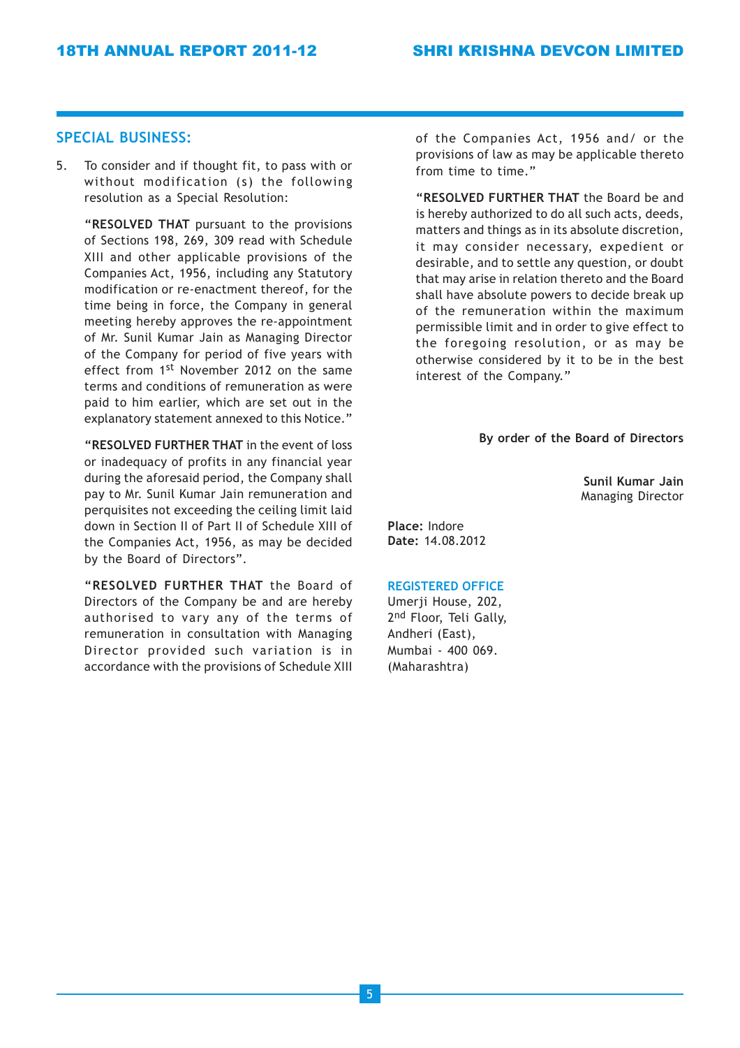## SPECIAL BUSINESS:

5. To consider and if thought fit, to pass with or without modification (s) the following resolution as a Special Resolution:

   "**RESOLVED THAT** pursuant to the provisions of Sections 198, 269, 309 read with Schedule XIII and other applicable provisions of the Companies Act, 1956, including any Statutory modification or re-enactment thereof, for the time being in force, the Company in general meeting hereby approves the re-appointment of Mr. Sunil Kumar Jain as Managing Director of the Company for period of five years with effect from 1st November 2012 on the same terms and conditions of remuneration as were paid to him earlier, which are set out in the explanatory statement annexed to this Notice."

   "**RESOLVED FURTHER THAT** in the event of loss or inadequacy of profits in any financial year during the aforesaid period, the Company shall pay to Mr. Sunil Kumar Jain remuneration and perquisites not exceeding the ceiling limit laid down in Section II of Part II of Schedule XIII of the Companies Act, 1956, as may be decided by the Board of Directors".

   "**RESOLVED FURTHER THAT** the Board of Directors of the Company be and are hereby authorised to vary any of the terms of remuneration in consultation with Managing Director provided such variation is in accordance with the provisions of Schedule XIII of the Companies Act, 1956 and/ or the provisions of law as may be applicable thereto from time to time."

   "**RESOLVED FURTHER THAT** the Board be and is hereby authorized to do all such acts, deeds, matters and things as in its absolute discretion, it may consider necessary, expedient or desirable, and to settle any question, or doubt that may arise in relation thereto and the Board shall have absolute powers to decide break up of the remuneration within the maximum permissible limit and in order to give effect to the foregoing resolution, or as may be otherwise considered by it to be in the best interest of the Company."

**By order of the Board of Directors**

**Sunil Kumar Jain**
Managing Director

**Place:** Indore
**Date:** 14.08.2012

**REGISTERED OFFICE**
Umerji House, 202,
2nd Floor, Teli Gally,
Andheri (East),
Mumbai - 400 069.
(Maharashtra)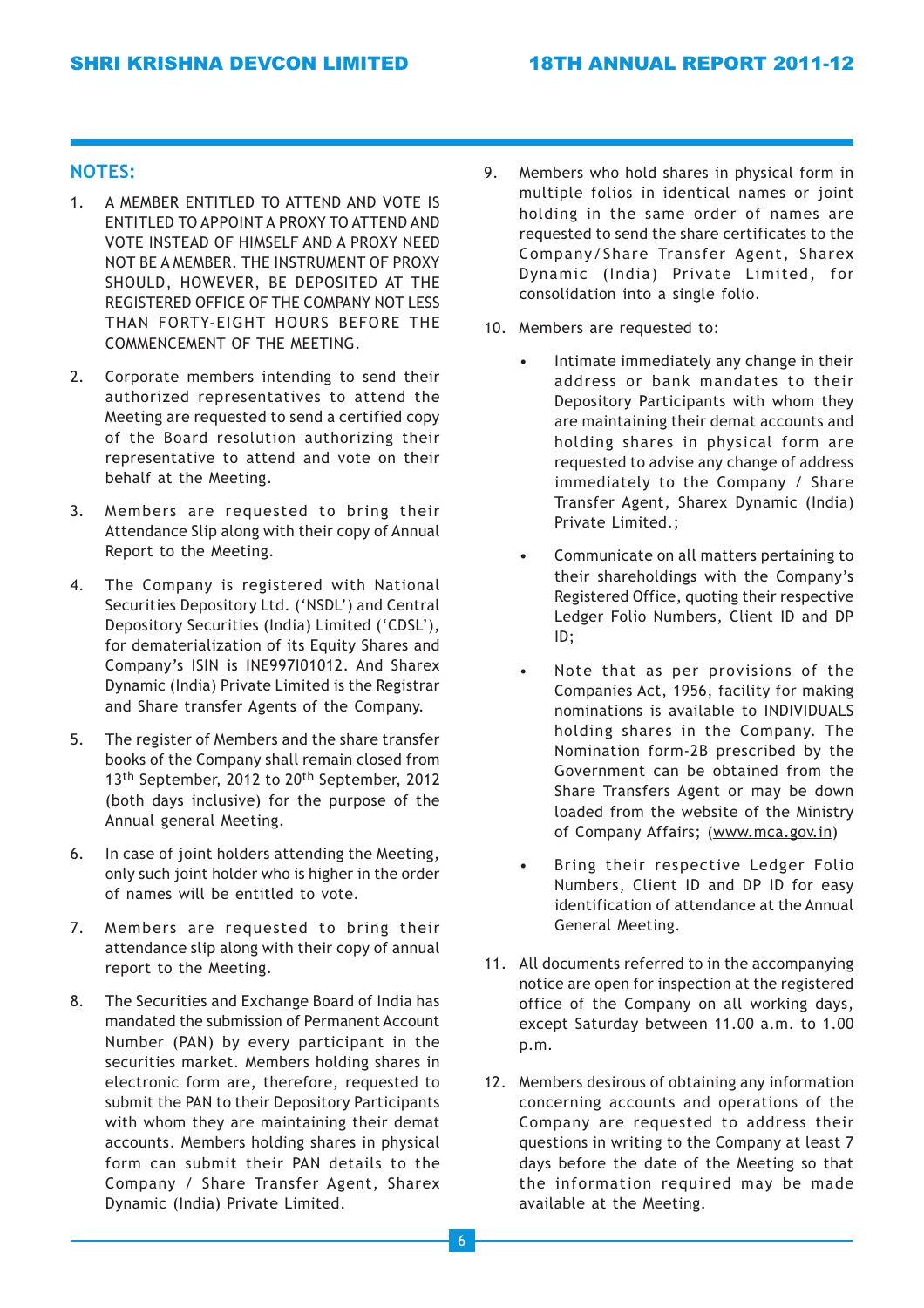## NOTES:

1. A MEMBER ENTITLED TO ATTEND AND VOTE IS ENTITLED TO APPOINT A PROXY TO ATTEND AND VOTE INSTEAD OF HIMSELF AND A PROXY NEED NOT BE A MEMBER. THE INSTRUMENT OF PROXY SHOULD, HOWEVER, BE DEPOSITED AT THE REGISTERED OFFICE OF THE COMPANY NOT LESS THAN FORTY-EIGHT HOURS BEFORE THE COMMENCEMENT OF THE MEETING.

2. Corporate members intending to send their authorized representatives to attend the Meeting are requested to send a certified copy of the Board resolution authorizing their representative to attend and vote on their behalf at the Meeting.

3. Members are requested to bring their Attendance Slip along with their copy of Annual Report to the Meeting.

4. The Company is registered with National Securities Depository Ltd. ('NSDL') and Central Depository Securities (India) Limited ('CDSL'), for dematerialization of its Equity Shares and Company's ISIN is INE997I01012. And Sharex Dynamic (India) Private Limited is the Registrar and Share transfer Agents of the Company.

5. The register of Members and the share transfer books of the Company shall remain closed from 13th September, 2012 to 20th September, 2012 (both days inclusive) for the purpose of the Annual general Meeting.

6. In case of joint holders attending the Meeting, only such joint holder who is higher in the order of names will be entitled to vote.

7. Members are requested to bring their attendance slip along with their copy of annual report to the Meeting.

8. The Securities and Exchange Board of India has mandated the submission of Permanent Account Number (PAN) by every participant in the securities market. Members holding shares in electronic form are, therefore, requested to submit the PAN to their Depository Participants with whom they are maintaining their demat accounts. Members holding shares in physical form can submit their PAN details to the Company / Share Transfer Agent, Sharex Dynamic (India) Private Limited.

9. Members who hold shares in physical form in multiple folios in identical names or joint holding in the same order of names are requested to send the share certificates to the Company/Share Transfer Agent, Sharex Dynamic (India) Private Limited, for consolidation into a single folio.

10. Members are requested to:

    - Intimate immediately any change in their address or bank mandates to their Depository Participants with whom they are maintaining their demat accounts and holding shares in physical form are requested to advise any change of address immediately to the Company / Share Transfer Agent, Sharex Dynamic (India) Private Limited.;

    - Communicate on all matters pertaining to their shareholdings with the Company's Registered Office, quoting their respective Ledger Folio Numbers, Client ID and DP ID;

    - Note that as per provisions of the Companies Act, 1956, facility for making nominations is available to INDIVIDUALS holding shares in the Company. The Nomination form-2B prescribed by the Government can be obtained from the Share Transfers Agent or may be down loaded from the website of the Ministry of Company Affairs; (www.mca.gov.in)

    - Bring their respective Ledger Folio Numbers, Client ID and DP ID for easy identification of attendance at the Annual General Meeting.

11. All documents referred to in the accompanying notice are open for inspection at the registered office of the Company on all working days, except Saturday between 11.00 a.m. to 1.00 p.m.

12. Members desirous of obtaining any information concerning accounts and operations of the Company are requested to address their questions in writing to the Company at least 7 days before the date of the Meeting so that the information required may be made available at the Meeting.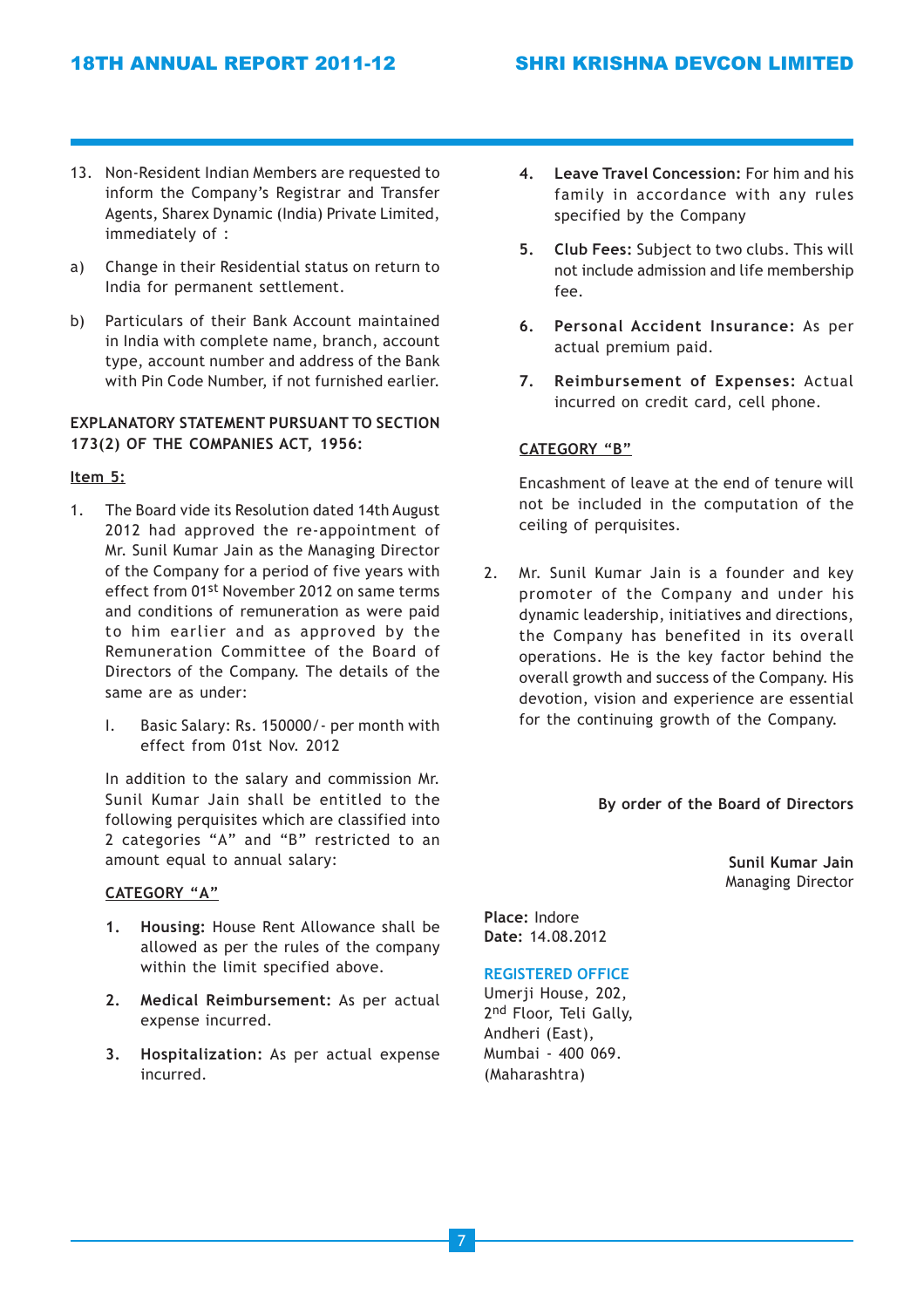13. Non-Resident Indian Members are requested to inform the Company's Registrar and Transfer Agents, Sharex Dynamic (India) Private Limited, immediately of :

a) Change in their Residential status on return to India for permanent settlement.

b) Particulars of their Bank Account maintained in India with complete name, branch, account type, account number and address of the Bank with Pin Code Number, if not furnished earlier.

**EXPLANATORY STATEMENT PURSUANT TO SECTION 173(2) OF THE COMPANIES ACT, 1956:**

**Item 5:**

1. The Board vide its Resolution dated 14th August 2012 had approved the re-appointment of Mr. Sunil Kumar Jain as the Managing Director of the Company for a period of five years with effect from 01st November 2012 on same terms and conditions of remuneration as were paid to him earlier and as approved by the Remuneration Committee of the Board of Directors of the Company. The details of the same are as under:

   I. Basic Salary: Rs. 150000/- per month with effect from 01st Nov. 2012

   In addition to the salary and commission Mr. Sunil Kumar Jain shall be entitled to the following perquisites which are classified into 2 categories "A" and "B" restricted to an amount equal to annual salary:

   **CATEGORY "A"**

   1. **Housing:** House Rent Allowance shall be allowed as per the rules of the company within the limit specified above.
   2. **Medical Reimbursement:** As per actual expense incurred.
   3. **Hospitalization:** As per actual expense incurred.
   4. **Leave Travel Concession:** For him and his family in accordance with any rules specified by the Company
   5. **Club Fees:** Subject to two clubs. This will not include admission and life membership fee.
   6. **Personal Accident Insurance:** As per actual premium paid.
   7. **Reimbursement of Expenses:** Actual incurred on credit card, cell phone.

   **CATEGORY "B"**

   Encashment of leave at the end of tenure will not be included in the computation of the ceiling of perquisites.

2. Mr. Sunil Kumar Jain is a founder and key promoter of the Company and under his dynamic leadership, initiatives and directions, the Company has benefited in its overall operations. He is the key factor behind the overall growth and success of the Company. His devotion, vision and experience are essential for the continuing growth of the Company.

**By order of the Board of Directors**

**Sunil Kumar Jain**
Managing Director

**Place:** Indore
**Date:** 14.08.2012

**REGISTERED OFFICE**
Umerji House, 202,
2nd Floor, Teli Gally,
Andheri (East),
Mumbai - 400 069.
(Maharashtra)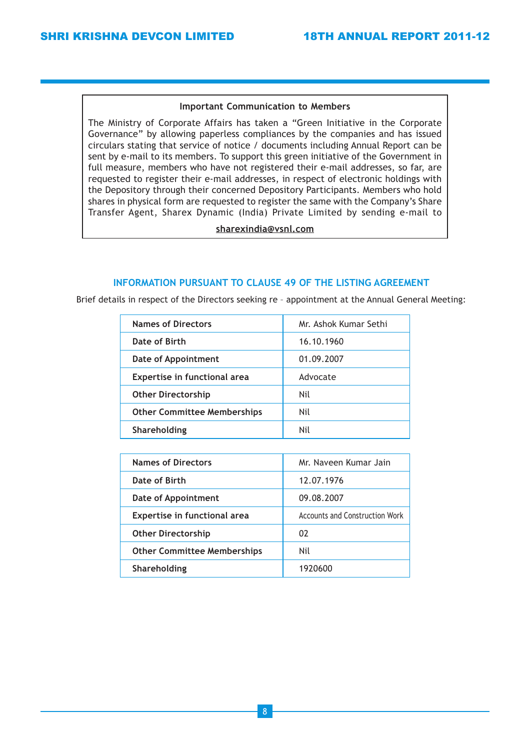**Important Communication to Members**

The Ministry of Corporate Affairs has taken a "Green Initiative in the Corporate Governance" by allowing paperless compliances by the companies and has issued circulars stating that service of notice / documents including Annual Report can be sent by e-mail to its members. To support this green initiative of the Government in full measure, members who have not registered their e-mail addresses, so far, are requested to register their e-mail addresses, in respect of electronic holdings with the Depository through their concerned Depository Participants. Members who hold shares in physical form are requested to register the same with the Company's Share Transfer Agent, Sharex Dynamic (India) Private Limited by sending e-mail to

**sharexindia@vsnl.com**

## INFORMATION PURSUANT TO CLAUSE 49 OF THE LISTING AGREEMENT

Brief details in respect of the Directors seeking re – appointment at the Annual General Meeting:

| Names of Directors | Mr. Ashok Kumar Sethi |
|---|---|
| Date of Birth | 16.10.1960 |
| Date of Appointment | 01.09.2007 |
| Expertise in functional area | Advocate |
| Other Directorship | Nil |
| Other Committee Memberships | Nil |
| Shareholding | Nil |

| Names of Directors | Mr. Naveen Kumar Jain |
|---|---|
| Date of Birth | 12.07.1976 |
| Date of Appointment | 09.08.2007 |
| Expertise in functional area | Accounts and Construction Work |
| Other Directorship | 02 |
| Other Committee Memberships | Nil |
| Shareholding | 1920600 |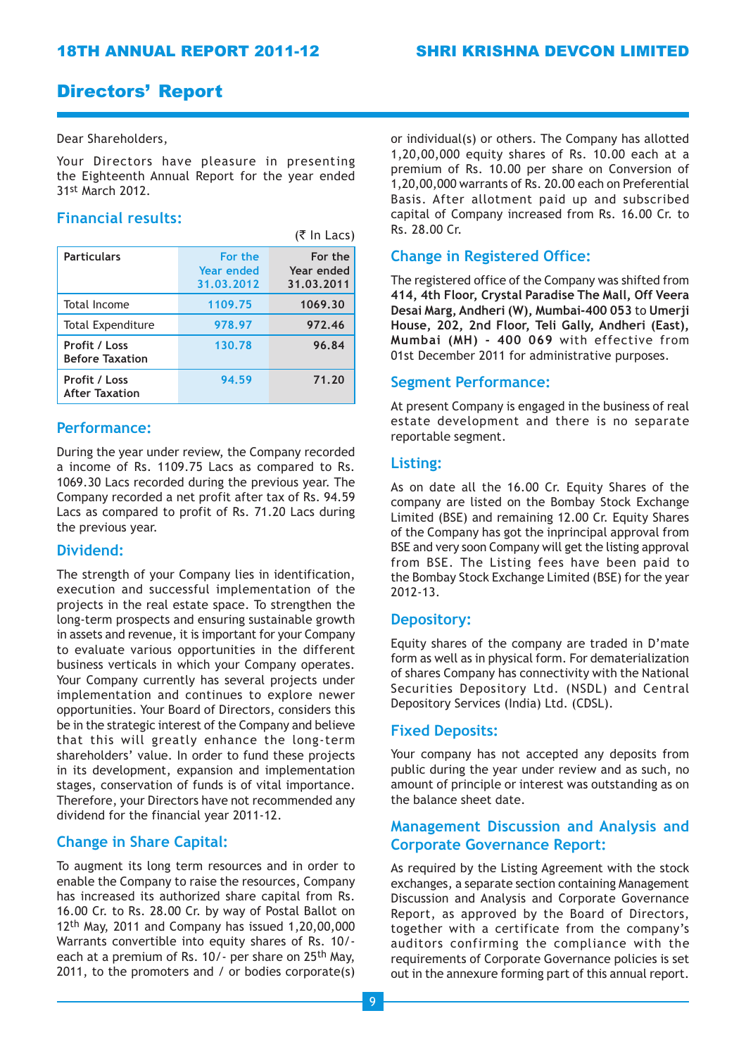# Directors' Report

Dear Shareholders,

Your Directors have pleasure in presenting the Eighteenth Annual Report for the year ended 31st March 2012.

## Financial results:

(₹ In Lacs)

| Particulars | For the Year ended 31.03.2012 | For the Year ended 31.03.2011 |
|---|---|---|
| Total Income | 1109.75 | 1069.30 |
| Total Expenditure | 978.97 | 972.46 |
| **Profit / Loss Before Taxation** | 130.78 | 96.84 |
| **Profit / Loss After Taxation** | 94.59 | 71.20 |

## Performance:

During the year under review, the Company recorded a income of Rs. 1109.75 Lacs as compared to Rs. 1069.30 Lacs recorded during the previous year. The Company recorded a net profit after tax of Rs. 94.59 Lacs as compared to profit of Rs. 71.20 Lacs during the previous year.

## Dividend:

The strength of your Company lies in identification, execution and successful implementation of the projects in the real estate space. To strengthen the long-term prospects and ensuring sustainable growth in assets and revenue, it is important for your Company to evaluate various opportunities in the different business verticals in which your Company operates. Your Company currently has several projects under implementation and continues to explore newer opportunities. Your Board of Directors, considers this be in the strategic interest of the Company and believe that this will greatly enhance the long-term shareholders' value. In order to fund these projects in its development, expansion and implementation stages, conservation of funds is of vital importance. Therefore, your Directors have not recommended any dividend for the financial year 2011-12.

## Change in Share Capital:

To augment its long term resources and in order to enable the Company to raise the resources, Company has increased its authorized share capital from Rs. 16.00 Cr. to Rs. 28.00 Cr. by way of Postal Ballot on 12th May, 2011 and Company has issued 1,20,00,000 Warrants convertible into equity shares of Rs. 10/- each at a premium of Rs. 10/- per share on 25th May, 2011, to the promoters and / or bodies corporate(s) or individual(s) or others. The Company has allotted 1,20,00,000 equity shares of Rs. 10.00 each at a premium of Rs. 10.00 per share on Conversion of 1,20,00,000 warrants of Rs. 20.00 each on Preferential Basis. After allotment paid up and subscribed capital of Company increased from Rs. 16.00 Cr. to Rs. 28.00 Cr.

## Change in Registered Office:

The registered office of the Company was shifted from **414, 4th Floor, Crystal Paradise The Mall, Off Veera Desai Marg, Andheri (W), Mumbai-400 053** to **Umerji House, 202, 2nd Floor, Teli Gally, Andheri (East), Mumbai (MH) - 400 069** with effective from 01st December 2011 for administrative purposes.

## Segment Performance:

At present Company is engaged in the business of real estate development and there is no separate reportable segment.

## Listing:

As on date all the 16.00 Cr. Equity Shares of the company are listed on the Bombay Stock Exchange Limited (BSE) and remaining 12.00 Cr. Equity Shares of the Company has got the inprincipal approval from BSE and very soon Company will get the listing approval from BSE. The Listing fees have been paid to the Bombay Stock Exchange Limited (BSE) for the year 2012-13.

## Depository:

Equity shares of the company are traded in D'mate form as well as in physical form. For dematerialization of shares Company has connectivity with the National Securities Depository Ltd. (NSDL) and Central Depository Services (India) Ltd. (CDSL).

## Fixed Deposits:

Your company has not accepted any deposits from public during the year under review and as such, no amount of principle or interest was outstanding as on the balance sheet date.

## Management Discussion and Analysis and Corporate Governance Report:

As required by the Listing Agreement with the stock exchanges, a separate section containing Management Discussion and Analysis and Corporate Governance Report, as approved by the Board of Directors, together with a certificate from the company's auditors confirming the compliance with the requirements of Corporate Governance policies is set out in the annexure forming part of this annual report.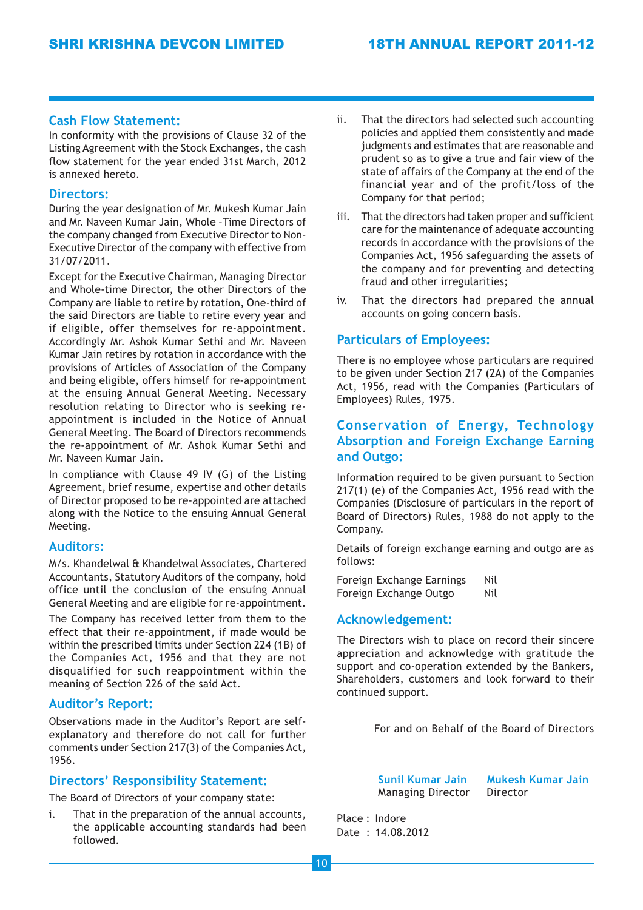## Cash Flow Statement:

In conformity with the provisions of Clause 32 of the Listing Agreement with the Stock Exchanges, the cash flow statement for the year ended 31st March, 2012 is annexed hereto.

## Directors:

During the year designation of Mr. Mukesh Kumar Jain and Mr. Naveen Kumar Jain, Whole -Time Directors of the company changed from Executive Director to Non-Executive Director of the company with effective from 31/07/2011.

Except for the Executive Chairman, Managing Director and Whole-time Director, the other Directors of the Company are liable to retire by rotation, One-third of the said Directors are liable to retire every year and if eligible, offer themselves for re-appointment. Accordingly Mr. Ashok Kumar Sethi and Mr. Naveen Kumar Jain retires by rotation in accordance with the provisions of Articles of Association of the Company and being eligible, offers himself for re-appointment at the ensuing Annual General Meeting. Necessary resolution relating to Director who is seeking re-appointment is included in the Notice of Annual General Meeting. The Board of Directors recommends the re-appointment of Mr. Ashok Kumar Sethi and Mr. Naveen Kumar Jain.

In compliance with Clause 49 IV (G) of the Listing Agreement, brief resume, expertise and other details of Director proposed to be re-appointed are attached along with the Notice to the ensuing Annual General Meeting.

## Auditors:

M/s. Khandelwal & Khandelwal Associates, Chartered Accountants, Statutory Auditors of the company, hold office until the conclusion of the ensuing Annual General Meeting and are eligible for re-appointment.

The Company has received letter from them to the effect that their re-appointment, if made would be within the prescribed limits under Section 224 (1B) of the Companies Act, 1956 and that they are not disqualified for such reappointment within the meaning of Section 226 of the said Act.

## Auditor's Report:

Observations made in the Auditor's Report are self-explanatory and therefore do not call for further comments under Section 217(3) of the Companies Act, 1956.

## Directors' Responsibility Statement:

The Board of Directors of your company state:

i. That in the preparation of the annual accounts, the applicable accounting standards had been followed.

ii. That the directors had selected such accounting policies and applied them consistently and made judgments and estimates that are reasonable and prudent so as to give a true and fair view of the state of affairs of the Company at the end of the financial year and of the profit/loss of the Company for that period;

iii. That the directors had taken proper and sufficient care for the maintenance of adequate accounting records in accordance with the provisions of the Companies Act, 1956 safeguarding the assets of the company and for preventing and detecting fraud and other irregularities;

iv. That the directors had prepared the annual accounts on going concern basis.

## Particulars of Employees:

There is no employee whose particulars are required to be given under Section 217 (2A) of the Companies Act, 1956, read with the Companies (Particulars of Employees) Rules, 1975.

## Conservation of Energy, Technology Absorption and Foreign Exchange Earning and Outgo:

Information required to be given pursuant to Section 217(1) (e) of the Companies Act, 1956 read with the Companies (Disclosure of particulars in the report of Board of Directors) Rules, 1988 do not apply to the Company.

Details of foreign exchange earning and outgo are as follows:

| | |
|---|---|
| Foreign Exchange Earnings | Nil |
| Foreign Exchange Outgo | Nil |

## Acknowledgement:

The Directors wish to place on record their sincere appreciation and acknowledge with gratitude the support and co-operation extended by the Bankers, Shareholders, customers and look forward to their continued support.

For and on Behalf of the Board of Directors

**Sunil Kumar Jain**
Managing Director

**Mukesh Kumar Jain**
Director

Place : Indore
Date : 14.08.2012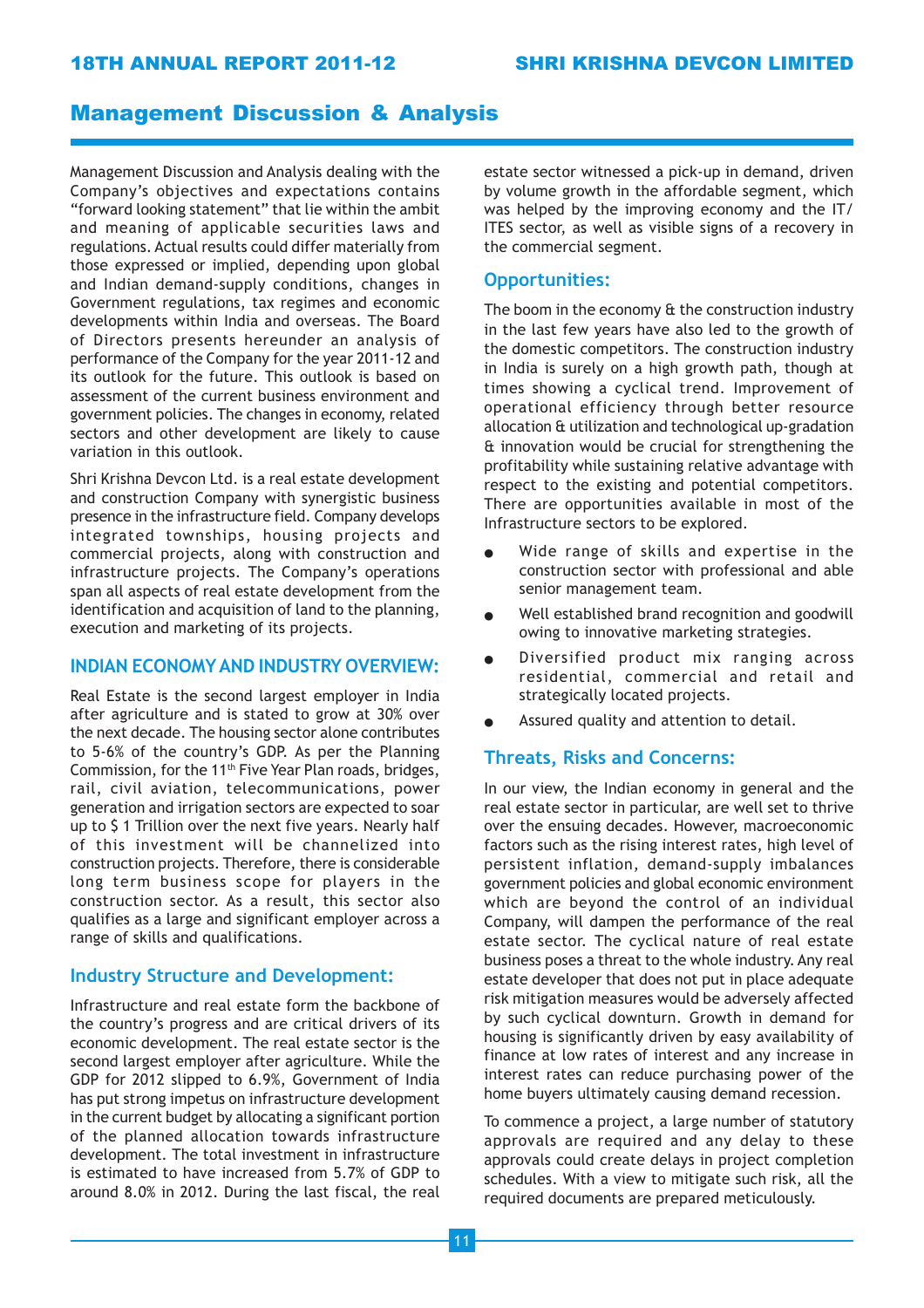# Management Discussion & Analysis

Management Discussion and Analysis dealing with the Company's objectives and expectations contains "forward looking statement" that lie within the ambit and meaning of applicable securities laws and regulations. Actual results could differ materially from those expressed or implied, depending upon global and Indian demand-supply conditions, changes in Government regulations, tax regimes and economic developments within India and overseas. The Board of Directors presents hereunder an analysis of performance of the Company for the year 2011-12 and its outlook for the future. This outlook is based on assessment of the current business environment and government policies. The changes in economy, related sectors and other development are likely to cause variation in this outlook.

Shri Krishna Devcon Ltd. is a real estate development and construction Company with synergistic business presence in the infrastructure field. Company develops integrated townships, housing projects and commercial projects, along with construction and infrastructure projects. The Company's operations span all aspects of real estate development from the identification and acquisition of land to the planning, execution and marketing of its projects.

## INDIAN ECONOMY AND INDUSTRY OVERVIEW:

Real Estate is the second largest employer in India after agriculture and is stated to grow at 30% over the next decade. The housing sector alone contributes to 5-6% of the country's GDP. As per the Planning Commission, for the 11th Five Year Plan roads, bridges, rail, civil aviation, telecommunications, power generation and irrigation sectors are expected to soar up to $ 1 Trillion over the next five years. Nearly half of this investment will be channelized into construction projects. Therefore, there is considerable long term business scope for players in the construction sector. As a result, this sector also qualifies as a large and significant employer across a range of skills and qualifications.

## Industry Structure and Development:

Infrastructure and real estate form the backbone of the country's progress and are critical drivers of its economic development. The real estate sector is the second largest employer after agriculture. While the GDP for 2012 slipped to 6.9%, Government of India has put strong impetus on infrastructure development in the current budget by allocating a significant portion of the planned allocation towards infrastructure development. The total investment in infrastructure is estimated to have increased from 5.7% of GDP to around 8.0% in 2012. During the last fiscal, the real estate sector witnessed a pick-up in demand, driven by volume growth in the affordable segment, which was helped by the improving economy and the IT/ITES sector, as well as visible signs of a recovery in the commercial segment.

## Opportunities:

The boom in the economy & the construction industry in the last few years have also led to the growth of the domestic competitors. The construction industry in India is surely on a high growth path, though at times showing a cyclical trend. Improvement of operational efficiency through better resource allocation & utilization and technological up-gradation & innovation would be crucial for strengthening the profitability while sustaining relative advantage with respect to the existing and potential competitors. There are opportunities available in most of the Infrastructure sectors to be explored.

- Wide range of skills and expertise in the construction sector with professional and able senior management team.
- Well established brand recognition and goodwill owing to innovative marketing strategies.
- Diversified product mix ranging across residential, commercial and retail and strategically located projects.
- Assured quality and attention to detail.

## Threats, Risks and Concerns:

In our view, the Indian economy in general and the real estate sector in particular, are well set to thrive over the ensuing decades. However, macroeconomic factors such as the rising interest rates, high level of persistent inflation, demand-supply imbalances government policies and global economic environment which are beyond the control of an individual Company, will dampen the performance of the real estate sector. The cyclical nature of real estate business poses a threat to the whole industry. Any real estate developer that does not put in place adequate risk mitigation measures would be adversely affected by such cyclical downturn. Growth in demand for housing is significantly driven by easy availability of finance at low rates of interest and any increase in interest rates can reduce purchasing power of the home buyers ultimately causing demand recession.

To commence a project, a large number of statutory approvals are required and any delay to these approvals could create delays in project completion schedules. With a view to mitigate such risk, all the required documents are prepared meticulously.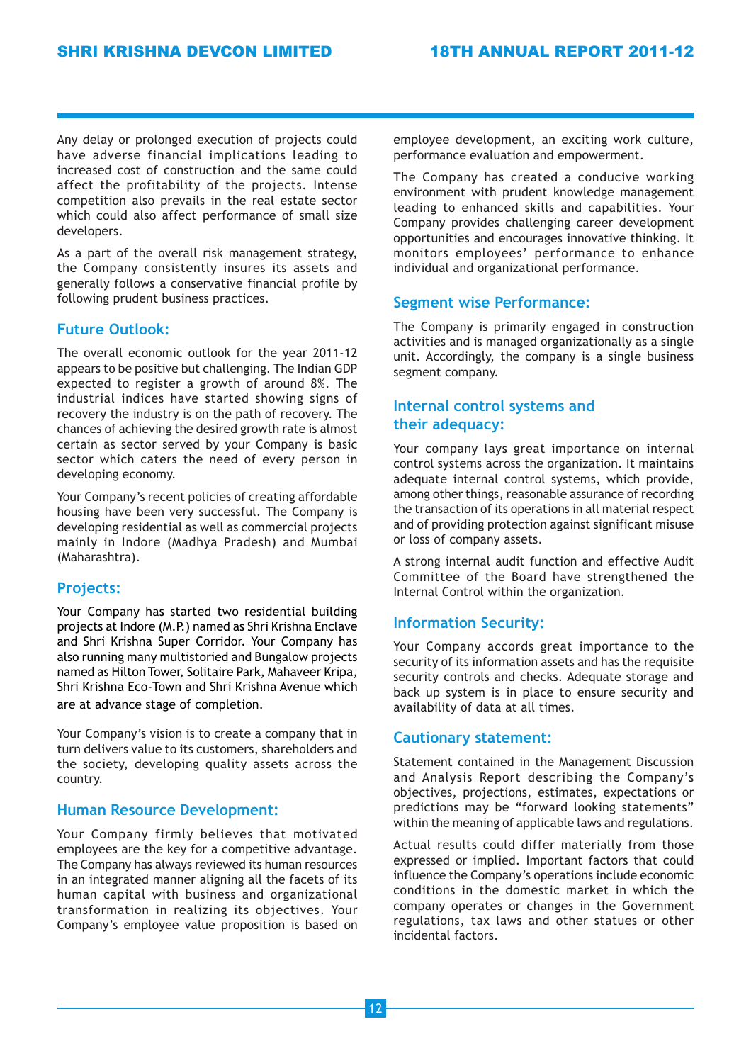Any delay or prolonged execution of projects could have adverse financial implications leading to increased cost of construction and the same could affect the profitability of the projects. Intense competition also prevails in the real estate sector which could also affect performance of small size developers.

As a part of the overall risk management strategy, the Company consistently insures its assets and generally follows a conservative financial profile by following prudent business practices.

## Future Outlook:

The overall economic outlook for the year 2011-12 appears to be positive but challenging. The Indian GDP expected to register a growth of around 8%. The industrial indices have started showing signs of recovery the industry is on the path of recovery. The chances of achieving the desired growth rate is almost certain as sector served by your Company is basic sector which caters the need of every person in developing economy.

Your Company's recent policies of creating affordable housing have been very successful. The Company is developing residential as well as commercial projects mainly in Indore (Madhya Pradesh) and Mumbai (Maharashtra).

## Projects:

Your Company has started two residential building projects at Indore (M.P.) named as Shri Krishna Enclave and Shri Krishna Super Corridor. Your Company has also running many multistoried and Bungalow projects named as Hilton Tower, Solitaire Park, Mahaveer Kripa, Shri Krishna Eco-Town and Shri Krishna Avenue which are at advance stage of completion.

Your Company's vision is to create a company that in turn delivers value to its customers, shareholders and the society, developing quality assets across the country.

## Human Resource Development:

Your Company firmly believes that motivated employees are the key for a competitive advantage. The Company has always reviewed its human resources in an integrated manner aligning all the facets of its human capital with business and organizational transformation in realizing its objectives. Your Company's employee value proposition is based on employee development, an exciting work culture, performance evaluation and empowerment.

The Company has created a conducive working environment with prudent knowledge management leading to enhanced skills and capabilities. Your Company provides challenging career development opportunities and encourages innovative thinking. It monitors employees' performance to enhance individual and organizational performance.

## Segment wise Performance:

The Company is primarily engaged in construction activities and is managed organizationally as a single unit. Accordingly, the company is a single business segment company.

## Internal control systems and their adequacy:

Your company lays great importance on internal control systems across the organization. It maintains adequate internal control systems, which provide, among other things, reasonable assurance of recording the transaction of its operations in all material respect and of providing protection against significant misuse or loss of company assets.

A strong internal audit function and effective Audit Committee of the Board have strengthened the Internal Control within the organization.

## Information Security:

Your Company accords great importance to the security of its information assets and has the requisite security controls and checks. Adequate storage and back up system is in place to ensure security and availability of data at all times.

## Cautionary statement:

Statement contained in the Management Discussion and Analysis Report describing the Company's objectives, projections, estimates, expectations or predictions may be "forward looking statements" within the meaning of applicable laws and regulations.

Actual results could differ materially from those expressed or implied. Important factors that could influence the Company's operations include economic conditions in the domestic market in which the company operates or changes in the Government regulations, tax laws and other statues or other incidental factors.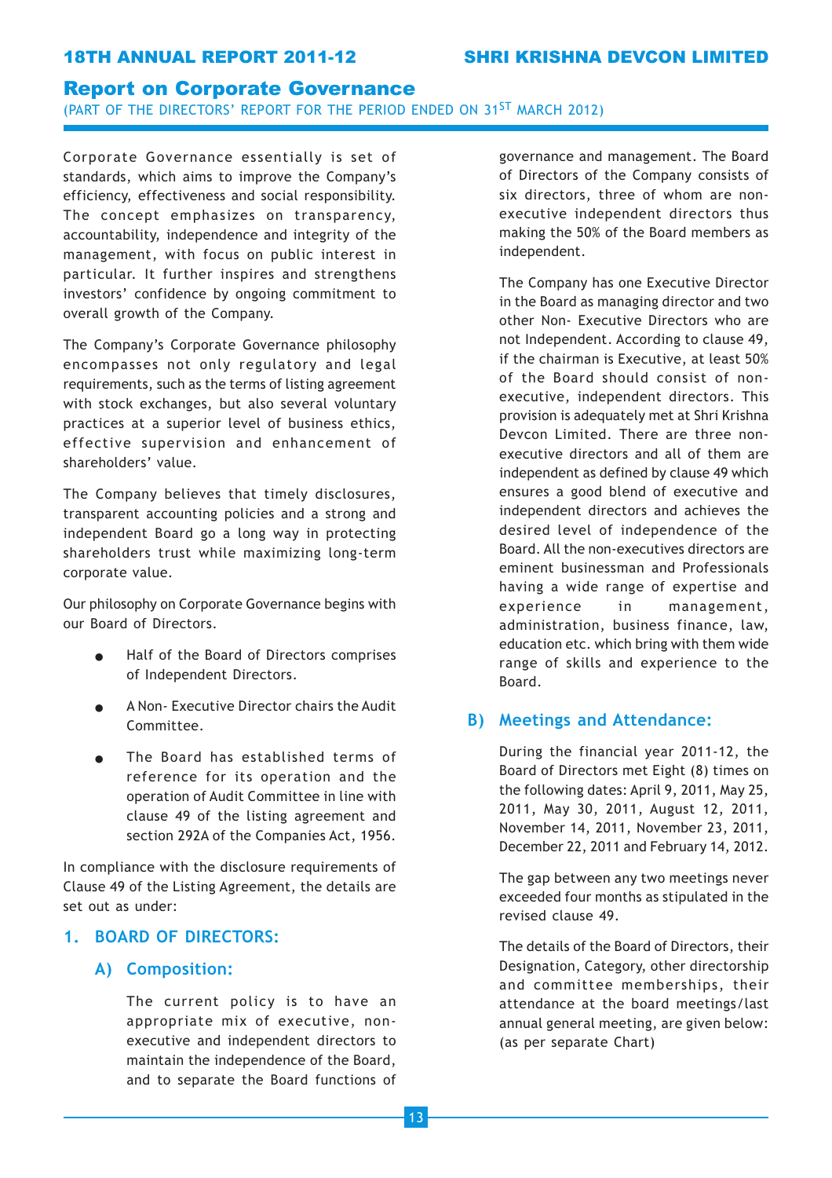# Report on Corporate Governance

(PART OF THE DIRECTORS' REPORT FOR THE PERIOD ENDED ON 31ST MARCH 2012)

Corporate Governance essentially is set of standards, which aims to improve the Company's efficiency, effectiveness and social responsibility. The concept emphasizes on transparency, accountability, independence and integrity of the management, with focus on public interest in particular. It further inspires and strengthens investors' confidence by ongoing commitment to overall growth of the Company.

The Company's Corporate Governance philosophy encompasses not only regulatory and legal requirements, such as the terms of listing agreement with stock exchanges, but also several voluntary practices at a superior level of business ethics, effective supervision and enhancement of shareholders' value.

The Company believes that timely disclosures, transparent accounting policies and a strong and independent Board go a long way in protecting shareholders trust while maximizing long-term corporate value.

Our philosophy on Corporate Governance begins with our Board of Directors.

- Half of the Board of Directors comprises of Independent Directors.
- A Non- Executive Director chairs the Audit Committee.
- The Board has established terms of reference for its operation and the operation of Audit Committee in line with clause 49 of the listing agreement and section 292A of the Companies Act, 1956.

In compliance with the disclosure requirements of Clause 49 of the Listing Agreement, the details are set out as under:

## 1. BOARD OF DIRECTORS:

### A) Composition:

The current policy is to have an appropriate mix of executive, non-executive and independent directors to maintain the independence of the Board, and to separate the Board functions of governance and management. The Board of Directors of the Company consists of six directors, three of whom are non-executive independent directors thus making the 50% of the Board members as independent.

The Company has one Executive Director in the Board as managing director and two other Non- Executive Directors who are not Independent. According to clause 49, if the chairman is Executive, at least 50% of the Board should consist of non-executive, independent directors. This provision is adequately met at Shri Krishna Devcon Limited. There are three non-executive directors and all of them are independent as defined by clause 49 which ensures a good blend of executive and independent directors and achieves the desired level of independence of the Board. All the non-executives directors are eminent businessman and Professionals having a wide range of expertise and experience in management, administration, business finance, law, education etc. which bring with them wide range of skills and experience to the Board.

### B) Meetings and Attendance:

During the financial year 2011-12, the Board of Directors met Eight (8) times on the following dates: April 9, 2011, May 25, 2011, May 30, 2011, August 12, 2011, November 14, 2011, November 23, 2011, December 22, 2011 and February 14, 2012.

The gap between any two meetings never exceeded four months as stipulated in the revised clause 49.

The details of the Board of Directors, their Designation, Category, other directorship and committee memberships, their attendance at the board meetings/last annual general meeting, are given below: (as per separate Chart)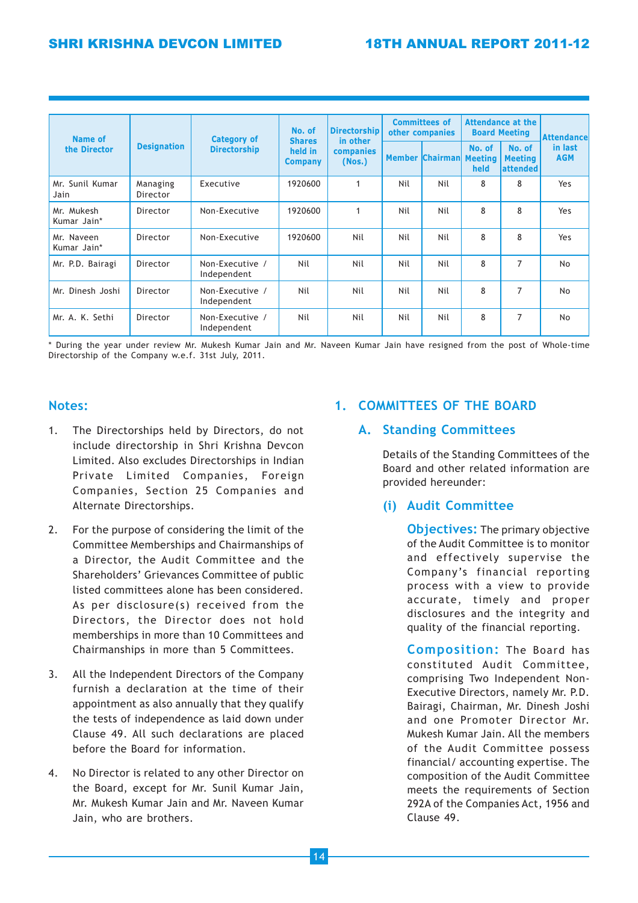| Name of the Director | Designation | Category of Directorship | No. of Shares held in Company | Directorship in other companies (Nos.) | Committees of other companies | | Attendance at the Board Meeting | | Attendance in last AGM |
|---|---|---|---|---|---|---|---|---|---|
| | | | | | Member | Chairman | No. of Meeting held | No. of Meeting attended | |
| Mr. Sunil Kumar Jain | Managing Director | Executive | 1920600 | 1 | Nil | Nil | 8 | 8 | Yes |
| Mr. Mukesh Kumar Jain* | Director | Non-Executive | 1920600 | 1 | Nil | Nil | 8 | 8 | Yes |
| Mr. Naveen Kumar Jain* | Director | Non-Executive | 1920600 | Nil | Nil | Nil | 8 | 8 | Yes |
| Mr. P.D. Bairagi | Director | Non-Executive / Independent | Nil | Nil | Nil | Nil | 8 | 7 | No |
| Mr. Dinesh Joshi | Director | Non-Executive / Independent | Nil | Nil | Nil | Nil | 8 | 7 | No |
| Mr. A. K. Sethi | Director | Non-Executive / Independent | Nil | Nil | Nil | Nil | 8 | 7 | No |

\* During the year under review Mr. Mukesh Kumar Jain and Mr. Naveen Kumar Jain have resigned from the post of Whole-time Directorship of the Company w.e.f. 31st July, 2011.

## Notes:

1. The Directorships held by Directors, do not include directorship in Shri Krishna Devcon Limited. Also excludes Directorships in Indian Private Limited Companies, Foreign Companies, Section 25 Companies and Alternate Directorships.
2. For the purpose of considering the limit of the Committee Memberships and Chairmanships of a Director, the Audit Committee and the Shareholders' Grievances Committee of public listed committees alone has been considered. As per disclosure(s) received from the Directors, the Director does not hold memberships in more than 10 Committees and Chairmanships in more than 5 Committees.
3. All the Independent Directors of the Company furnish a declaration at the time of their appointment as also annually that they qualify the tests of independence as laid down under Clause 49. All such declarations are placed before the Board for information.
4. No Director is related to any other Director on the Board, except for Mr. Sunil Kumar Jain, Mr. Mukesh Kumar Jain and Mr. Naveen Kumar Jain, who are brothers.

## 1. COMMITTEES OF THE BOARD

### A. Standing Committees

Details of the Standing Committees of the Board and other related information are provided hereunder:

#### (i) Audit Committee

**Objectives:** The primary objective of the Audit Committee is to monitor and effectively supervise the Company's financial reporting process with a view to provide accurate, timely and proper disclosures and the integrity and quality of the financial reporting.

**Composition:** The Board has constituted Audit Committee, comprising Two Independent Non-Executive Directors, namely Mr. P.D. Bairagi, Chairman, Mr. Dinesh Joshi and one Promoter Director Mr. Mukesh Kumar Jain. All the members of the Audit Committee possess financial/ accounting expertise. The composition of the Audit Committee meets the requirements of Section 292A of the Companies Act, 1956 and Clause 49.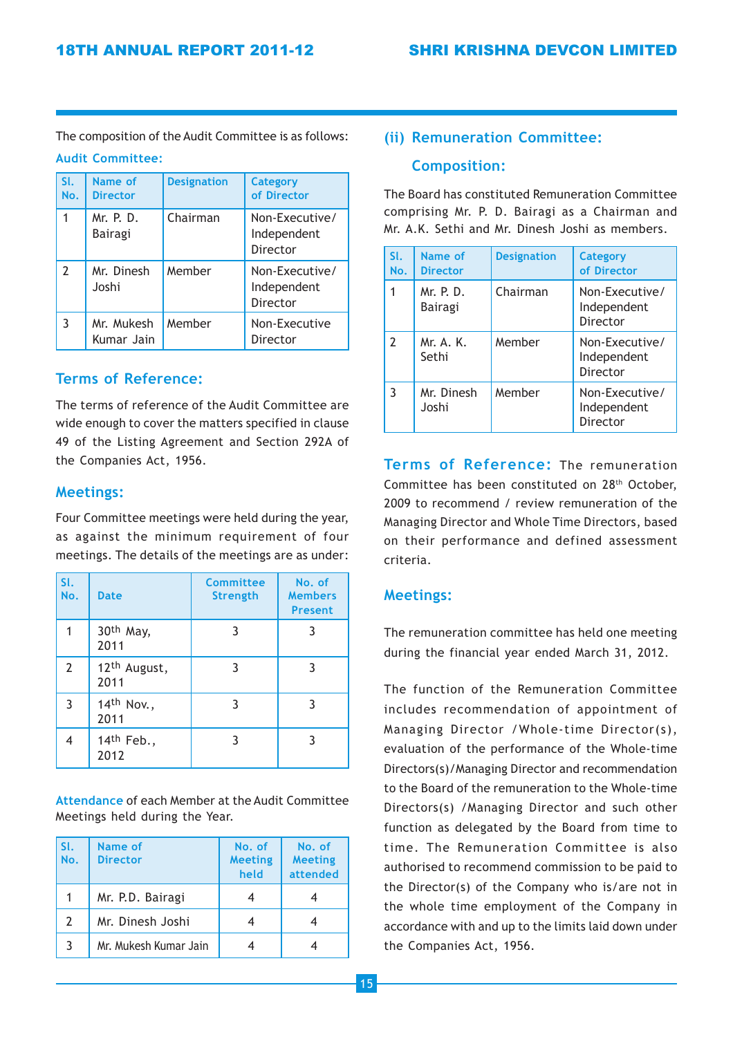The composition of the Audit Committee is as follows:

**Audit Committee:**

| Sl. No. | Name of Director | Designation | Category of Director |
|---|---|---|---|
| 1 | Mr. P. D. Bairagi | Chairman | Non-Executive/ Independent Director |
| 2 | Mr. Dinesh Joshi | Member | Non-Executive/ Independent Director |
| 3 | Mr. Mukesh Kumar Jain | Member | Non-Executive Director |

## Terms of Reference:

The terms of reference of the Audit Committee are wide enough to cover the matters specified in clause 49 of the Listing Agreement and Section 292A of the Companies Act, 1956.

## Meetings:

Four Committee meetings were held during the year, as against the minimum requirement of four meetings. The details of the meetings are as under:

| Sl. No. | Date | Committee Strength | No. of Members Present |
|---|---|---|---|
| 1 | 30th May, 2011 | 3 | 3 |
| 2 | 12th August, 2011 | 3 | 3 |
| 3 | 14th Nov., 2011 | 3 | 3 |
| 4 | 14th Feb., 2012 | 3 | 3 |

**Attendance** of each Member at the Audit Committee Meetings held during the Year.

| Sl. No. | Name of Director | No. of Meeting held | No. of Meeting attended |
|---|---|---|---|
| 1 | Mr. P.D. Bairagi | 4 | 4 |
| 2 | Mr. Dinesh Joshi | 4 | 4 |
| 3 | Mr. Mukesh Kumar Jain | 4 | 4 |

## (ii) Remuneration Committee:

## Composition:

The Board has constituted Remuneration Committee comprising Mr. P. D. Bairagi as a Chairman and Mr. A.K. Sethi and Mr. Dinesh Joshi as members.

| Sl. No. | Name of Director | Designation | Category of Director |
|---|---|---|---|
| 1 | Mr. P. D. Bairagi | Chairman | Non-Executive/ Independent Director |
| 2 | Mr. A. K. Sethi | Member | Non-Executive/ Independent Director |
| 3 | Mr. Dinesh Joshi | Member | Non-Executive/ Independent Director |

**Terms of Reference:** The remuneration Committee has been constituted on 28th October, 2009 to recommend / review remuneration of the Managing Director and Whole Time Directors, based on their performance and defined assessment criteria.

## Meetings:

The remuneration committee has held one meeting during the financial year ended March 31, 2012.

The function of the Remuneration Committee includes recommendation of appointment of Managing Director /Whole-time Director(s), evaluation of the performance of the Whole-time Directors(s)/Managing Director and recommendation to the Board of the remuneration to the Whole-time Directors(s) /Managing Director and such other function as delegated by the Board from time to time. The Remuneration Committee is also authorised to recommend commission to be paid to the Director(s) of the Company who is/are not in the whole time employment of the Company in accordance with and up to the limits laid down under the Companies Act, 1956.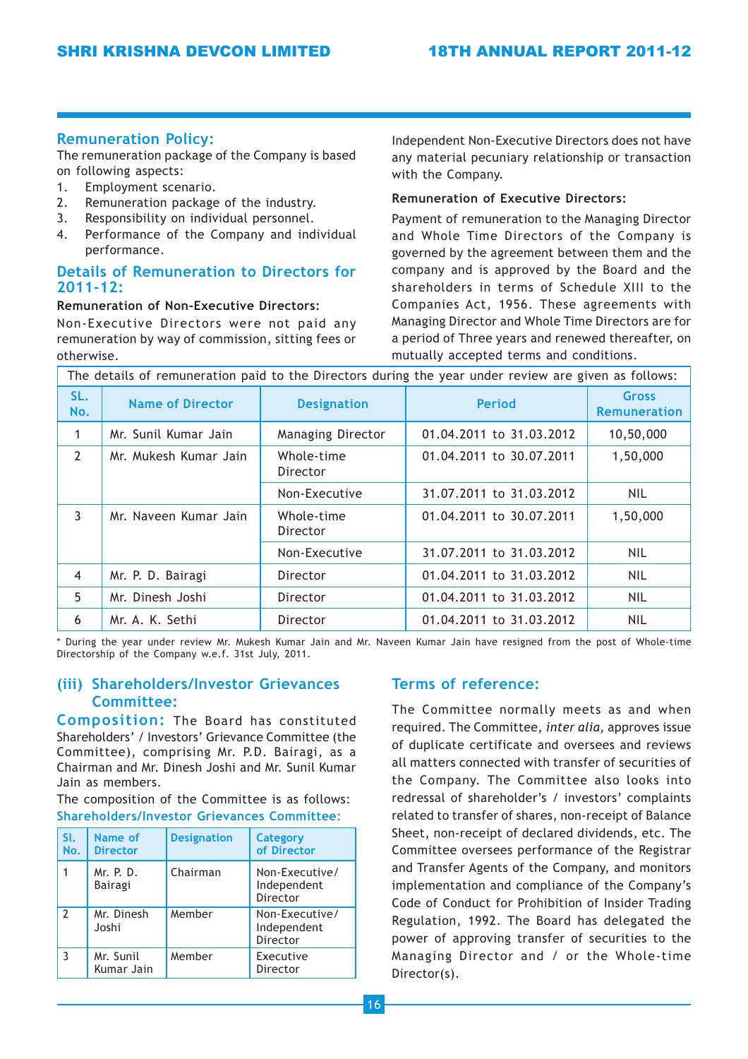## Remuneration Policy:

The remuneration package of the Company is based on following aspects:

1. Employment scenario.
2. Remuneration package of the industry.
3. Responsibility on individual personnel.
4. Performance of the Company and individual performance.

## Details of Remuneration to Directors for 2011-12:

**Remuneration of Non-Executive Directors:**

Non-Executive Directors were not paid any remuneration by way of commission, sitting fees or otherwise.

Independent Non-Executive Directors does not have any material pecuniary relationship or transaction with the Company.

**Remuneration of Executive Directors:**

Payment of remuneration to the Managing Director and Whole Time Directors of the Company is governed by the agreement between them and the company and is approved by the Board and the shareholders in terms of Schedule XIII to the Companies Act, 1956. These agreements with Managing Director and Whole Time Directors are for a period of Three years and renewed thereafter, on mutually accepted terms and conditions.

The details of remuneration paid to the Directors during the year under review are given as follows:

| SL. No. | Name of Director | Designation | Period | Gross Remuneration |
|---|---|---|---|---|
| 1 | Mr. Sunil Kumar Jain | Managing Director | 01.04.2011 to 31.03.2012 | 10,50,000 |
| 2 | Mr. Mukesh Kumar Jain | Whole-time Director | 01.04.2011 to 30.07.2011 | 1,50,000 |
| | | Non-Executive | 31.07.2011 to 31.03.2012 | NIL |
| 3 | Mr. Naveen Kumar Jain | Whole-time Director | 01.04.2011 to 30.07.2011 | 1,50,000 |
| | | Non-Executive | 31.07.2011 to 31.03.2012 | NIL |
| 4 | Mr. P. D. Bairagi | Director | 01.04.2011 to 31.03.2012 | NIL |
| 5 | Mr. Dinesh Joshi | Director | 01.04.2011 to 31.03.2012 | NIL |
| 6 | Mr. A. K. Sethi | Director | 01.04.2011 to 31.03.2012 | NIL |

* During the year under review Mr. Mukesh Kumar Jain and Mr. Naveen Kumar Jain have resigned from the post of Whole-time Directorship of the Company w.e.f. 31st July, 2011.

## (iii) Shareholders/Investor Grievances Committee:

**Composition:** The Board has constituted Shareholders' / Investors' Grievance Committee (the Committee), comprising Mr. P.D. Bairagi, as a Chairman and Mr. Dinesh Joshi and Mr. Sunil Kumar Jain as members.

The composition of the Committee is as follows:

**Shareholders/Investor Grievances Committee:**

| Sl. No. | Name of Director | Designation | Category of Director |
|---|---|---|---|
| 1 | Mr. P. D. Bairagi | Chairman | Non-Executive/ Independent Director |
| 2 | Mr. Dinesh Joshi | Member | Non-Executive/ Independent Director |
| 3 | Mr. Sunil Kumar Jain | Member | Executive Director |

## Terms of reference:

The Committee normally meets as and when required. The Committee, *inter alia*, approves issue of duplicate certificate and oversees and reviews all matters connected with transfer of securities of the Company. The Committee also looks into redressal of shareholder's / investors' complaints related to transfer of shares, non-receipt of Balance Sheet, non-receipt of declared dividends, etc. The Committee oversees performance of the Registrar and Transfer Agents of the Company, and monitors implementation and compliance of the Company's Code of Conduct for Prohibition of Insider Trading Regulation, 1992. The Board has delegated the power of approving transfer of securities to the Managing Director and / or the Whole-time Director(s).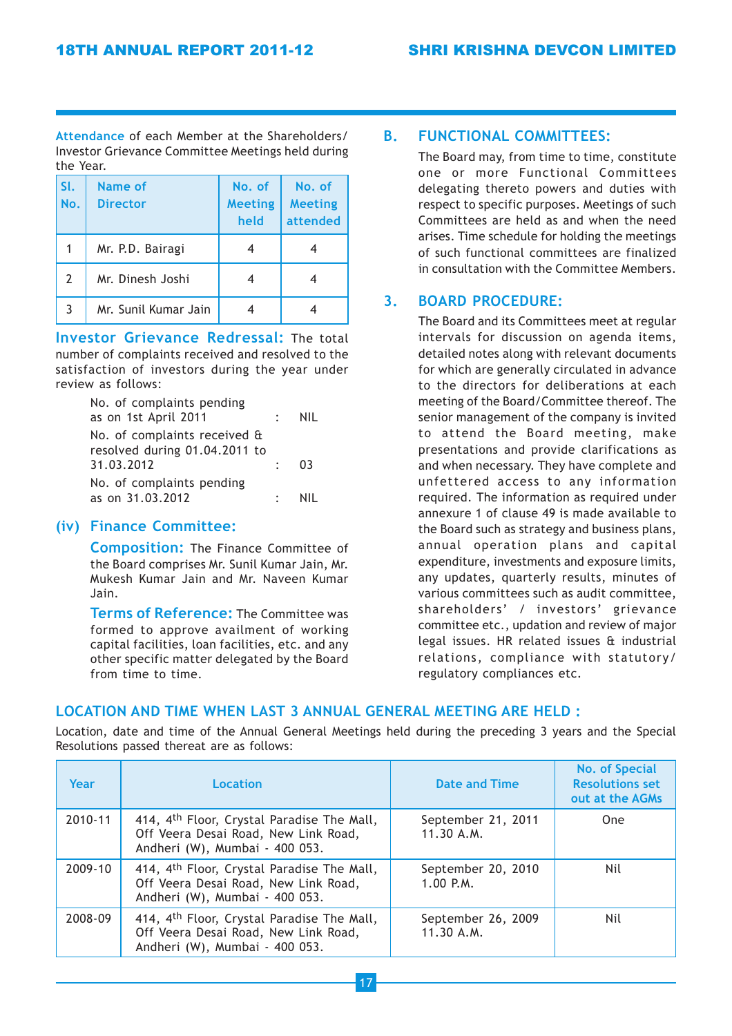**Attendance** of each Member at the Shareholders/ Investor Grievance Committee Meetings held during the Year.

| Sl. No. | Name of Director | No. of Meeting held | No. of Meeting attended |
|---|---|---|---|
| 1 | Mr. P.D. Bairagi | 4 | 4 |
| 2 | Mr. Dinesh Joshi | 4 | 4 |
| 3 | Mr. Sunil Kumar Jain | 4 | 4 |

**Investor Grievance Redressal:** The total number of complaints received and resolved to the satisfaction of investors during the year under review as follows:

| | | |
|---|---|---|
| No. of complaints pending as on 1st April 2011 | : | NIL |
| No. of complaints received & resolved during 01.04.2011 to 31.03.2012 | : | 03 |
| No. of complaints pending as on 31.03.2012 | : | NIL |

### (iv) Finance Committee:

**Composition:** The Finance Committee of the Board comprises Mr. Sunil Kumar Jain, Mr. Mukesh Kumar Jain and Mr. Naveen Kumar Jain.

**Terms of Reference:** The Committee was formed to approve availment of working capital facilities, loan facilities, etc. and any other specific matter delegated by the Board from time to time.

## B. FUNCTIONAL COMMITTEES:

The Board may, from time to time, constitute one or more Functional Committees delegating thereto powers and duties with respect to specific purposes. Meetings of such Committees are held as and when the need arises. Time schedule for holding the meetings of such functional committees are finalized in consultation with the Committee Members.

## 3. BOARD PROCEDURE:

The Board and its Committees meet at regular intervals for discussion on agenda items, detailed notes along with relevant documents for which are generally circulated in advance to the directors for deliberations at each meeting of the Board/Committee thereof. The senior management of the company is invited to attend the Board meeting, make presentations and provide clarifications as and when necessary. They have complete and unfettered access to any information required. The information as required under annexure 1 of clause 49 is made available to the Board such as strategy and business plans, annual operation plans and capital expenditure, investments and exposure limits, any updates, quarterly results, minutes of various committees such as audit committee, shareholders' / investors' grievance committee etc., updation and review of major legal issues. HR related issues & industrial relations, compliance with statutory/ regulatory compliances etc.

## LOCATION AND TIME WHEN LAST 3 ANNUAL GENERAL MEETING ARE HELD :

Location, date and time of the Annual General Meetings held during the preceding 3 years and the Special Resolutions passed thereat are as follows:

| Year | Location | Date and Time | No. of Special Resolutions set out at the AGMs |
|---|---|---|---|
| 2010-11 | 414, 4th Floor, Crystal Paradise The Mall, Off Veera Desai Road, New Link Road, Andheri (W), Mumbai - 400 053. | September 21, 2011 11.30 A.M. | One |
| 2009-10 | 414, 4th Floor, Crystal Paradise The Mall, Off Veera Desai Road, New Link Road, Andheri (W), Mumbai - 400 053. | September 20, 2010 1.00 P.M. | Nil |
| 2008-09 | 414, 4th Floor, Crystal Paradise The Mall, Off Veera Desai Road, New Link Road, Andheri (W), Mumbai - 400 053. | September 26, 2009 11.30 A.M. | Nil |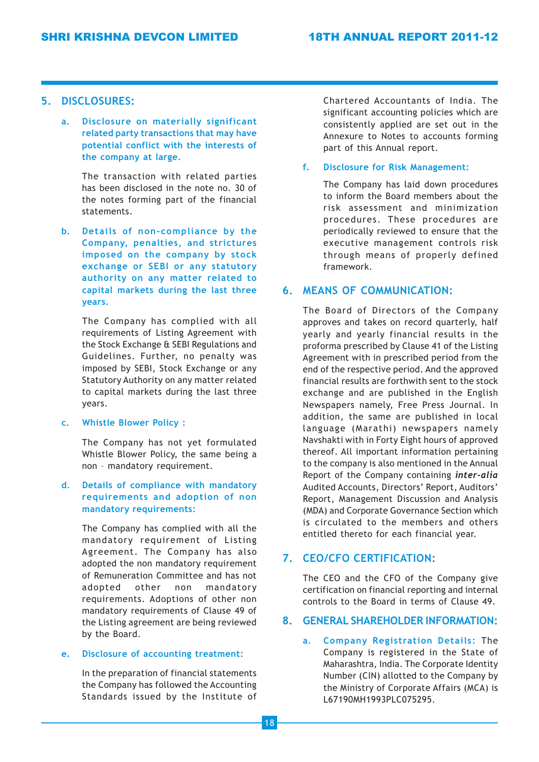## 5. DISCLOSURES:

**a. Disclosure on materially significant related party transactions that may have potential conflict with the interests of the company at large.**

The transaction with related parties has been disclosed in the note no. 30 of the notes forming part of the financial statements.

**b. Details of non-compliance by the Company, penalties, and strictures imposed on the company by stock exchange or SEBI or any statutory authority on any matter related to capital markets during the last three years.**

The Company has complied with all requirements of Listing Agreement with the Stock Exchange & SEBI Regulations and Guidelines. Further, no penalty was imposed by SEBI, Stock Exchange or any Statutory Authority on any matter related to capital markets during the last three years.

**c. Whistle Blower Policy :**

The Company has not yet formulated Whistle Blower Policy, the same being a non – mandatory requirement.

**d. Details of compliance with mandatory requirements and adoption of non mandatory requirements:**

The Company has complied with all the mandatory requirement of Listing Agreement. The Company has also adopted the non mandatory requirement of Remuneration Committee and has not adopted other non mandatory requirements. Adoptions of other non mandatory requirements of Clause 49 of the Listing agreement are being reviewed by the Board.

**e. Disclosure of accounting treatment:**

In the preparation of financial statements the Company has followed the Accounting Standards issued by the Institute of Chartered Accountants of India. The significant accounting policies which are consistently applied are set out in the Annexure to Notes to accounts forming part of this Annual report.

**f. Disclosure for Risk Management:**

The Company has laid down procedures to inform the Board members about the risk assessment and minimization procedures. These procedures are periodically reviewed to ensure that the executive management controls risk through means of properly defined framework.

## 6. MEANS OF COMMUNICATION:

The Board of Directors of the Company approves and takes on record quarterly, half yearly and yearly financial results in the proforma prescribed by Clause 41 of the Listing Agreement with in prescribed period from the end of the respective period. And the approved financial results are forthwith sent to the stock exchange and are published in the English Newspapers namely, Free Press Journal. In addition, the same are published in local language (Marathi) newspapers namely Navshakti with in Forty Eight hours of approved thereof. All important information pertaining to the company is also mentioned in the Annual Report of the Company containing ***inter-alia*** Audited Accounts, Directors' Report, Auditors' Report, Management Discussion and Analysis (MDA) and Corporate Governance Section which is circulated to the members and others entitled thereto for each financial year.

## 7. CEO/CFO CERTIFICATION:

The CEO and the CFO of the Company give certification on financial reporting and internal controls to the Board in terms of Clause 49.

## 8. GENERAL SHAREHOLDER INFORMATION:

**a. Company Registration Details:** The Company is registered in the State of Maharashtra, India. The Corporate Identity Number (CIN) allotted to the Company by the Ministry of Corporate Affairs (MCA) is L67190MH1993PLC075295.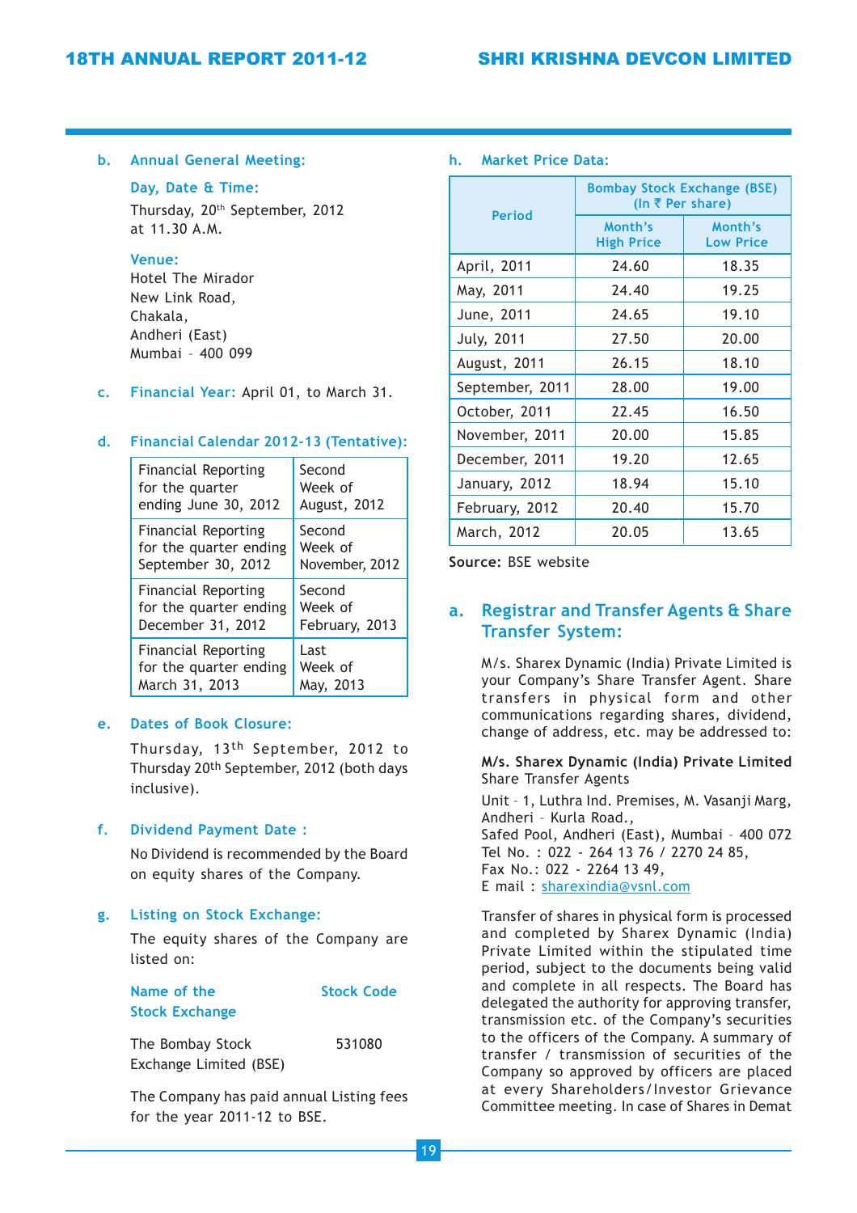**b. Annual General Meeting:**

**Day, Date & Time:**

Thursday, 20th September, 2012 at 11.30 A.M.

**Venue:**

Hotel The Mirador
New Link Road,
Chakala,
Andheri (East)
Mumbai – 400 099

**c. Financial Year:** April 01, to March 31.

**d. Financial Calendar 2012-13 (Tentative):**

| | |
|---|---|
| Financial Reporting for the quarter ending June 30, 2012 | Second Week of August, 2012 |
| Financial Reporting for the quarter ending September 30, 2012 | Second Week of November, 2012 |
| Financial Reporting for the quarter ending December 31, 2012 | Second Week of February, 2013 |
| Financial Reporting for the quarter ending March 31, 2013 | Last Week of May, 2013 |

**e. Dates of Book Closure:**

Thursday, 13th September, 2012 to Thursday 20th September, 2012 (both days inclusive).

**f. Dividend Payment Date :**

No Dividend is recommended by the Board on equity shares of the Company.

**g. Listing on Stock Exchange:**

The equity shares of the Company are listed on:

| Name of the Stock Exchange | Stock Code |
|---|---|
| The Bombay Stock Exchange Limited (BSE) | 531080 |

The Company has paid annual Listing fees for the year 2011-12 to BSE.

**h. Market Price Data:**

| Period | Bombay Stock Exchange (BSE) (In ₹ Per share) | |
|---|---|---|
| | Month's High Price | Month's Low Price |
| April, 2011 | 24.60 | 18.35 |
| May, 2011 | 24.40 | 19.25 |
| June, 2011 | 24.65 | 19.10 |
| July, 2011 | 27.50 | 20.00 |
| August, 2011 | 26.15 | 18.10 |
| September, 2011 | 28.00 | 19.00 |
| October, 2011 | 22.45 | 16.50 |
| November, 2011 | 20.00 | 15.85 |
| December, 2011 | 19.20 | 12.65 |
| January, 2012 | 18.94 | 15.10 |
| February, 2012 | 20.40 | 15.70 |
| March, 2012 | 20.05 | 13.65 |

**Source:** BSE website

## a. Registrar and Transfer Agents & Share Transfer System:

M/s. Sharex Dynamic (India) Private Limited is your Company's Share Transfer Agent. Share transfers in physical form and other communications regarding shares, dividend, change of address, etc. may be addressed to:

**M/s. Sharex Dynamic (India) Private Limited**
Share Transfer Agents

Unit – 1, Luthra Ind. Premises, M. Vasanji Marg,
Andheri – Kurla Road.,
Safed Pool, Andheri (East), Mumbai – 400 072
Tel No. : 022 - 264 13 76 / 2270 24 85,
Fax No.: 022 - 2264 13 49,
E mail : sharexindia@vsnl.com

Transfer of shares in physical form is processed and completed by Sharex Dynamic (India) Private Limited within the stipulated time period, subject to the documents being valid and complete in all respects. The Board has delegated the authority for approving transfer, transmission etc. of the Company's securities to the officers of the Company. A summary of transfer / transmission of securities of the Company so approved by officers are placed at every Shareholders/Investor Grievance Committee meeting. In case of Shares in Demat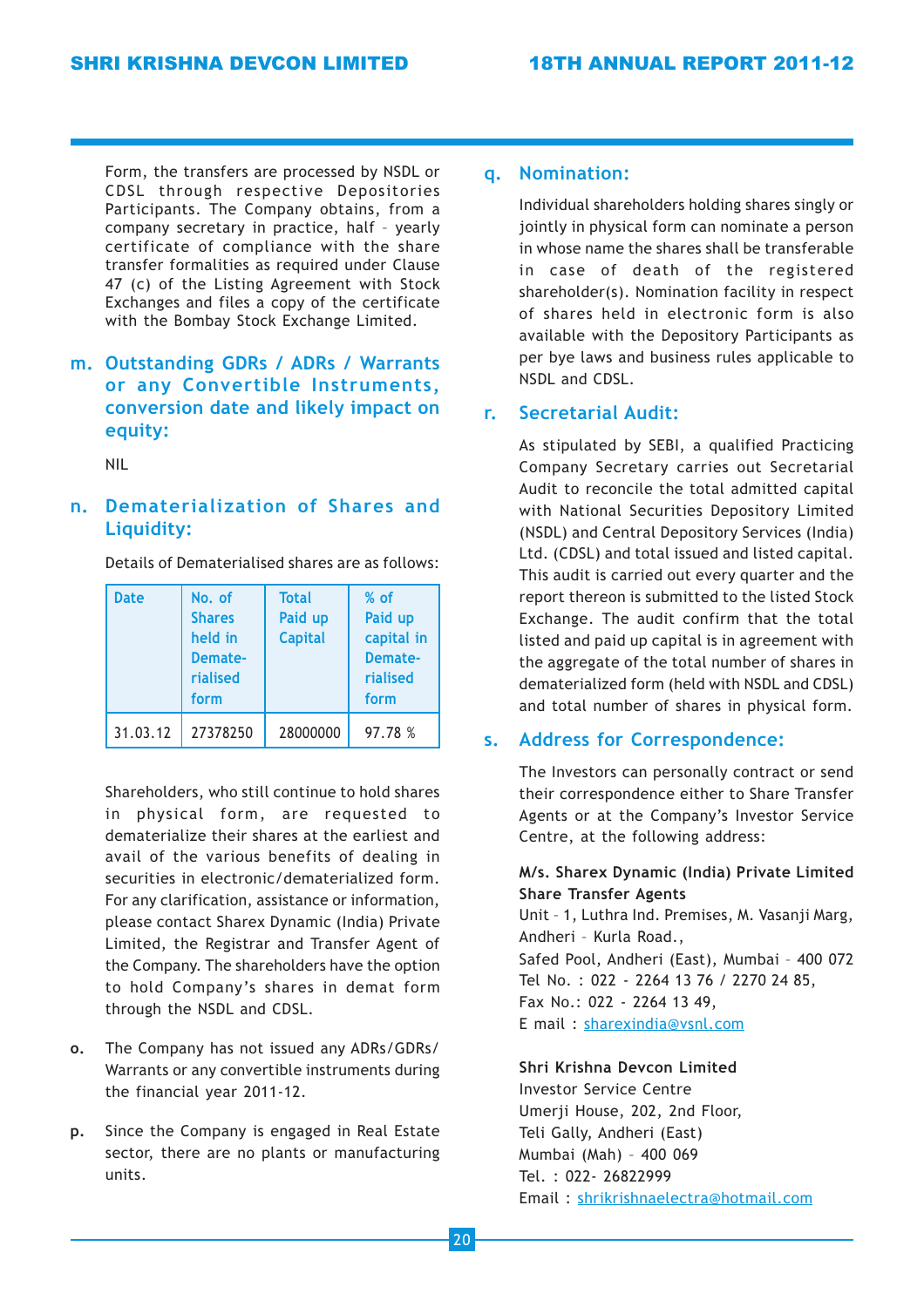Form, the transfers are processed by NSDL or CDSL through respective Depositories Participants. The Company obtains, from a company secretary in practice, half - yearly certificate of compliance with the share transfer formalities as required under Clause 47 (c) of the Listing Agreement with Stock Exchanges and files a copy of the certificate with the Bombay Stock Exchange Limited.

## m. Outstanding GDRs / ADRs / Warrants or any Convertible Instruments, conversion date and likely impact on equity:

NIL

## n. Dematerialization of Shares and Liquidity:

Details of Dematerialised shares are as follows:

| Date | No. of Shares held in Dematerialised form | Total Paid up Capital | % of Paid up capital in Dematerialised form |
|---|---|---|---|
| 31.03.12 | 27378250 | 28000000 | 97.78 % |

Shareholders, who still continue to hold shares in physical form, are requested to dematerialize their shares at the earliest and avail of the various benefits of dealing in securities in electronic/dematerialized form. For any clarification, assistance or information, please contact Sharex Dynamic (India) Private Limited, the Registrar and Transfer Agent of the Company. The shareholders have the option to hold Company's shares in demat form through the NSDL and CDSL.

o. The Company has not issued any ADRs/GDRs/ Warrants or any convertible instruments during the financial year 2011-12.

p. Since the Company is engaged in Real Estate sector, there are no plants or manufacturing units.

## q. Nomination:

Individual shareholders holding shares singly or jointly in physical form can nominate a person in whose name the shares shall be transferable in case of death of the registered shareholder(s). Nomination facility in respect of shares held in electronic form is also available with the Depository Participants as per bye laws and business rules applicable to NSDL and CDSL.

## r. Secretarial Audit:

As stipulated by SEBI, a qualified Practicing Company Secretary carries out Secretarial Audit to reconcile the total admitted capital with National Securities Depository Limited (NSDL) and Central Depository Services (India) Ltd. (CDSL) and total issued and listed capital. This audit is carried out every quarter and the report thereon is submitted to the listed Stock Exchange. The audit confirm that the total listed and paid up capital is in agreement with the aggregate of the total number of shares in dematerialized form (held with NSDL and CDSL) and total number of shares in physical form.

## s. Address for Correspondence:

The Investors can personally contract or send their correspondence either to Share Transfer Agents or at the Company's Investor Service Centre, at the following address:

**M/s. Sharex Dynamic (India) Private Limited**
**Share Transfer Agents**
Unit - 1, Luthra Ind. Premises, M. Vasanji Marg,
Andheri - Kurla Road.,
Safed Pool, Andheri (East), Mumbai - 400 072
Tel No. : 022 - 2264 13 76 / 2270 24 85,
Fax No.: 022 - 2264 13 49,
E mail : sharexindia@vsnl.com

**Shri Krishna Devcon Limited**
Investor Service Centre
Umerji House, 202, 2nd Floor,
Teli Gally, Andheri (East)
Mumbai (Mah) - 400 069
Tel. : 022- 26822999
Email : shrikrishnaelectra@hotmail.com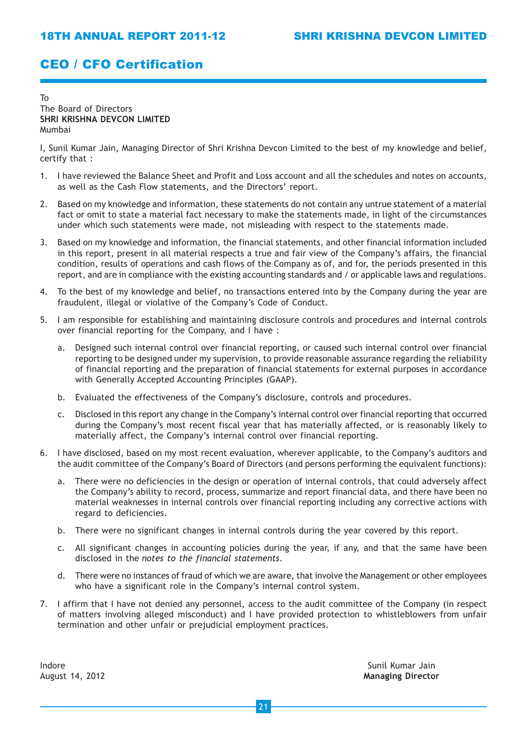# CEO / CFO Certification

To
The Board of Directors
**SHRI KRISHNA DEVCON LIMITED**
Mumbai

I, Sunil Kumar Jain, Managing Director of Shri Krishna Devcon Limited to the best of my knowledge and belief, certify that :

1. I have reviewed the Balance Sheet and Profit and Loss account and all the schedules and notes on accounts, as well as the Cash Flow statements, and the Directors' report.

2. Based on my knowledge and information, these statements do not contain any untrue statement of a material fact or omit to state a material fact necessary to make the statements made, in light of the circumstances under which such statements were made, not misleading with respect to the statements made.

3. Based on my knowledge and information, the financial statements, and other financial information included in this report, present in all material respects a true and fair view of the Company's affairs, the financial condition, results of operations and cash flows of the Company as of, and for, the periods presented in this report, and are in compliance with the existing accounting standards and / or applicable laws and regulations.

4. To the best of my knowledge and belief, no transactions entered into by the Company during the year are fraudulent, illegal or violative of the Company's Code of Conduct.

5. I am responsible for establishing and maintaining disclosure controls and procedures and internal controls over financial reporting for the Company, and I have :

    a. Designed such internal control over financial reporting, or caused such internal control over financial reporting to be designed under my supervision, to provide reasonable assurance regarding the reliability of financial reporting and the preparation of financial statements for external purposes in accordance with Generally Accepted Accounting Principles (GAAP).

    b. Evaluated the effectiveness of the Company's disclosure, controls and procedures.

    c. Disclosed in this report any change in the Company's internal control over financial reporting that occurred during the Company's most recent fiscal year that has materially affected, or is reasonably likely to materially affect, the Company's internal control over financial reporting.

6. I have disclosed, based on my most recent evaluation, wherever applicable, to the Company's auditors and the audit committee of the Company's Board of Directors (and persons performing the equivalent functions):

    a. There were no deficiencies in the design or operation of internal controls, that could adversely affect the Company's ability to record, process, summarize and report financial data, and there have been no material weaknesses in internal controls over financial reporting including any corrective actions with regard to deficiencies.

    b. There were no significant changes in internal controls during the year covered by this report.

    c. All significant changes in accounting policies during the year, if any, and that the same have been disclosed in the *notes to the financial statements*.

    d. There were no instances of fraud of which we are aware, that involve the Management or other employees who have a significant role in the Company's internal control system.

7. I affirm that I have not denied any personnel, access to the audit committee of the Company (in respect of matters involving alleged misconduct) and I have provided protection to whistleblowers from unfair termination and other unfair or prejudicial employment practices.

Indore
August 14, 2012

Sunil Kumar Jain
**Managing Director**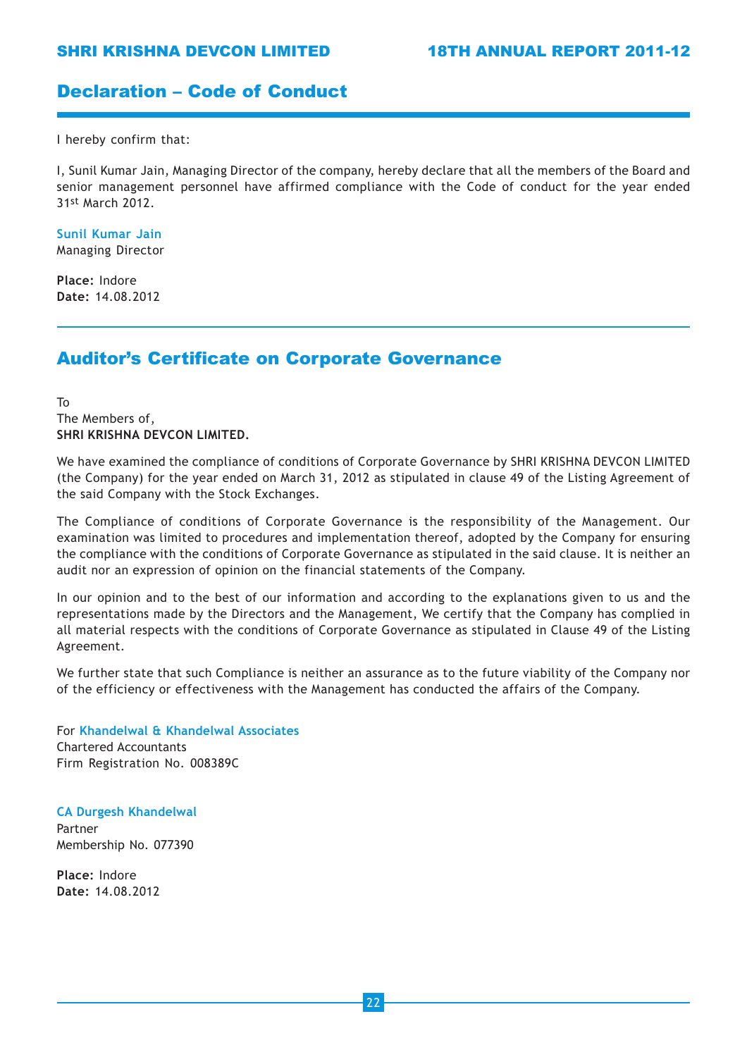## Declaration – Code of Conduct

I hereby confirm that:

I, Sunil Kumar Jain, Managing Director of the company, hereby declare that all the members of the Board and senior management personnel have affirmed compliance with the Code of conduct for the year ended 31st March 2012.

**Sunil Kumar Jain**
Managing Director

**Place:** Indore
**Date:** 14.08.2012

## Auditor's Certificate on Corporate Governance

To
The Members of,
**SHRI KRISHNA DEVCON LIMITED.**

We have examined the compliance of conditions of Corporate Governance by SHRI KRISHNA DEVCON LIMITED (the Company) for the year ended on March 31, 2012 as stipulated in clause 49 of the Listing Agreement of the said Company with the Stock Exchanges.

The Compliance of conditions of Corporate Governance is the responsibility of the Management. Our examination was limited to procedures and implementation thereof, adopted by the Company for ensuring the compliance with the conditions of Corporate Governance as stipulated in the said clause. It is neither an audit nor an expression of opinion on the financial statements of the Company.

In our opinion and to the best of our information and according to the explanations given to us and the representations made by the Directors and the Management, We certify that the Company has complied in all material respects with the conditions of Corporate Governance as stipulated in Clause 49 of the Listing Agreement.

We further state that such Compliance is neither an assurance as to the future viability of the Company nor of the efficiency or effectiveness with the Management has conducted the affairs of the Company.

For **Khandelwal & Khandelwal Associates**
Chartered Accountants
Firm Registration No. 008389C

**CA Durgesh Khandelwal**
Partner
Membership No. 077390

**Place:** Indore
**Date:** 14.08.2012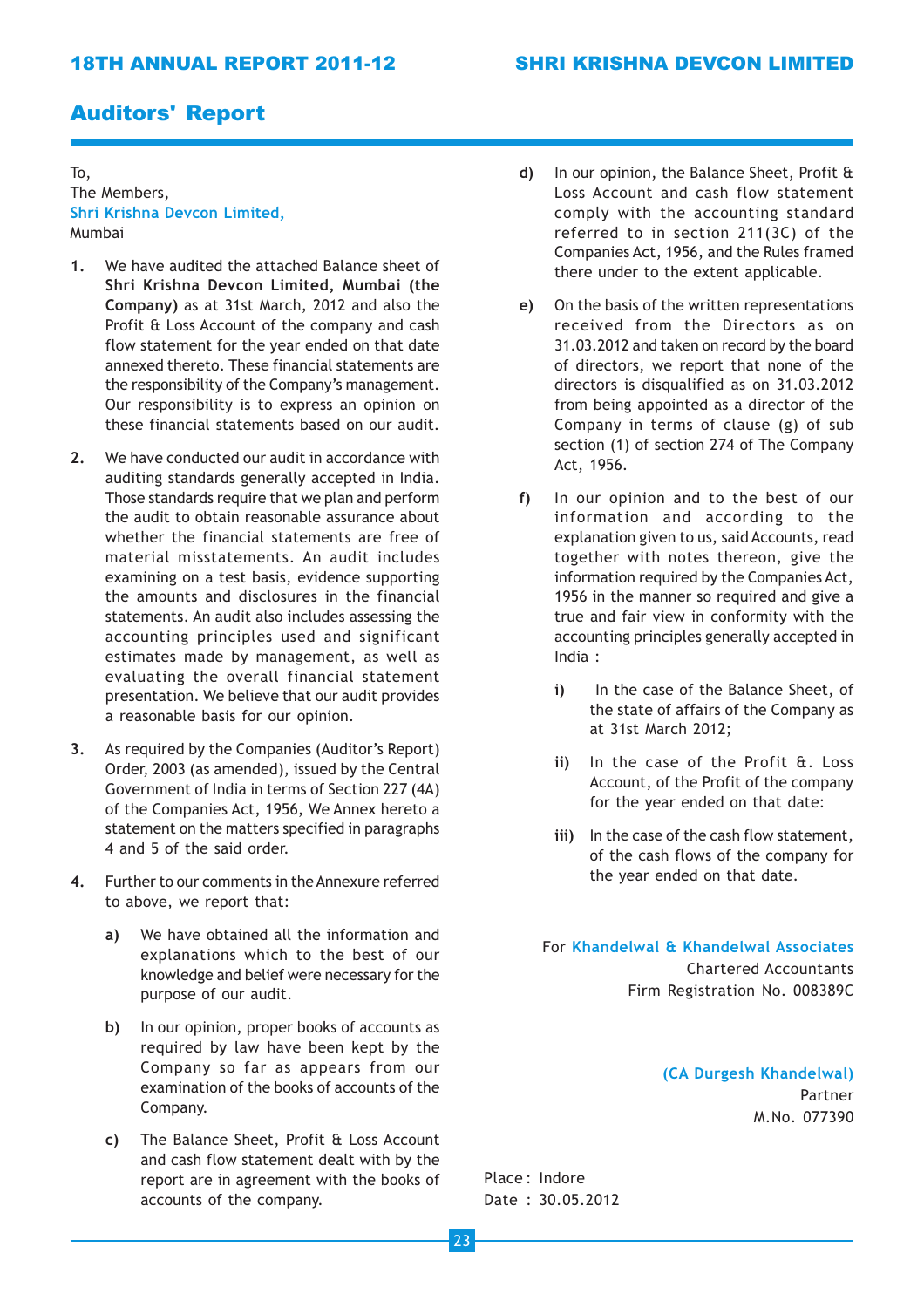# Auditors' Report

To,
The Members,
Shri Krishna Devcon Limited,
Mumbai

1. We have audited the attached Balance sheet of **Shri Krishna Devcon Limited, Mumbai (the Company)** as at 31st March, 2012 and also the Profit & Loss Account of the company and cash flow statement for the year ended on that date annexed thereto. These financial statements are the responsibility of the Company's management. Our responsibility is to express an opinion on these financial statements based on our audit.

2. We have conducted our audit in accordance with auditing standards generally accepted in India. Those standards require that we plan and perform the audit to obtain reasonable assurance about whether the financial statements are free of material misstatements. An audit includes examining on a test basis, evidence supporting the amounts and disclosures in the financial statements. An audit also includes assessing the accounting principles used and significant estimates made by management, as well as evaluating the overall financial statement presentation. We believe that our audit provides a reasonable basis for our opinion.

3. As required by the Companies (Auditor's Report) Order, 2003 (as amended), issued by the Central Government of India in terms of Section 227 (4A) of the Companies Act, 1956, We Annex hereto a statement on the matters specified in paragraphs 4 and 5 of the said order.

4. Further to our comments in the Annexure referred to above, we report that:

   a) We have obtained all the information and explanations which to the best of our knowledge and belief were necessary for the purpose of our audit.

   b) In our opinion, proper books of accounts as required by law have been kept by the Company so far as appears from our examination of the books of accounts of the Company.

   c) The Balance Sheet, Profit & Loss Account and cash flow statement dealt with by the report are in agreement with the books of accounts of the company.

   d) In our opinion, the Balance Sheet, Profit & Loss Account and cash flow statement comply with the accounting standard referred to in section 211(3C) of the Companies Act, 1956, and the Rules framed there under to the extent applicable.

   e) On the basis of the written representations received from the Directors as on 31.03.2012 and taken on record by the board of directors, we report that none of the directors is disqualified as on 31.03.2012 from being appointed as a director of the Company in terms of clause (g) of sub section (1) of section 274 of The Company Act, 1956.

   f) In our opinion and to the best of our information and according to the explanation given to us, said Accounts, read together with notes thereon, give the information required by the Companies Act, 1956 in the manner so required and give a true and fair view in conformity with the accounting principles generally accepted in India :

      i) In the case of the Balance Sheet, of the state of affairs of the Company as at 31st March 2012;

      ii) In the case of the Profit &. Loss Account, of the Profit of the company for the year ended on that date:

      iii) In the case of the cash flow statement, of the cash flows of the company for the year ended on that date.

For Khandelwal & Khandelwal Associates
Chartered Accountants
Firm Registration No. 008389C

(CA Durgesh Khandelwal)
Partner
M.No. 077390

Place : Indore
Date : 30.05.2012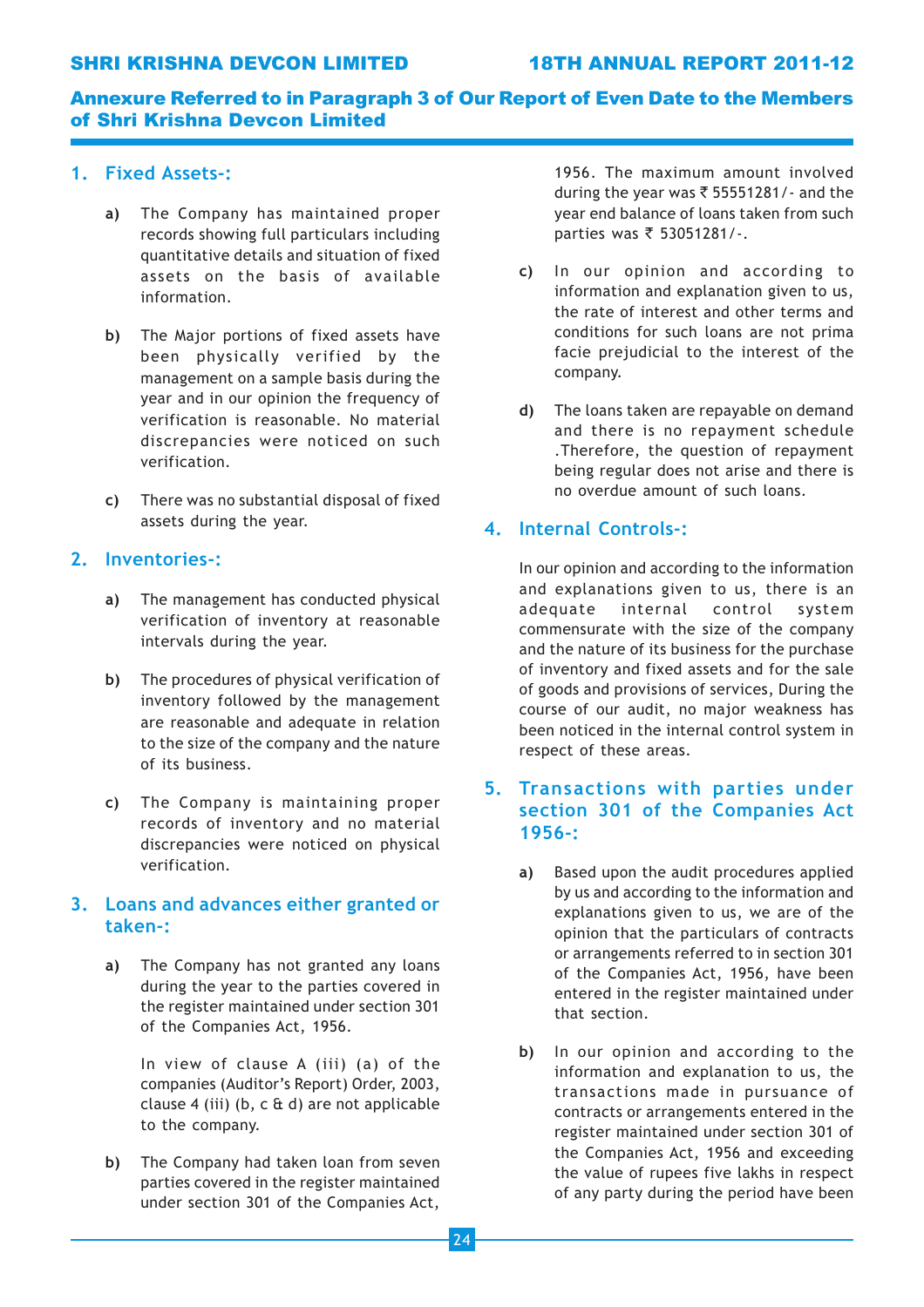## Annexure Referred to in Paragraph 3 of Our Report of Even Date to the Members of Shri Krishna Devcon Limited

### 1. Fixed Assets-:

**a)** The Company has maintained proper records showing full particulars including quantitative details and situation of fixed assets on the basis of available information.

**b)** The Major portions of fixed assets have been physically verified by the management on a sample basis during the year and in our opinion the frequency of verification is reasonable. No material discrepancies were noticed on such verification.

**c)** There was no substantial disposal of fixed assets during the year.

### 2. Inventories-:

**a)** The management has conducted physical verification of inventory at reasonable intervals during the year.

**b)** The procedures of physical verification of inventory followed by the management are reasonable and adequate in relation to the size of the company and the nature of its business.

**c)** The Company is maintaining proper records of inventory and no material discrepancies were noticed on physical verification.

### 3. Loans and advances either granted or taken-:

**a)** The Company has not granted any loans during the year to the parties covered in the register maintained under section 301 of the Companies Act, 1956.

In view of clause A (iii) (a) of the companies (Auditor's Report) Order, 2003, clause 4 (iii) (b, c & d) are not applicable to the company.

**b)** The Company had taken loan from seven parties covered in the register maintained under section 301 of the Companies Act, 1956. The maximum amount involved during the year was ₹ 55551281/- and the year end balance of loans taken from such parties was ₹ 53051281/-.

**c)** In our opinion and according to information and explanation given to us, the rate of interest and other terms and conditions for such loans are not prima facie prejudicial to the interest of the company.

**d)** The loans taken are repayable on demand and there is no repayment schedule .Therefore, the question of repayment being regular does not arise and there is no overdue amount of such loans.

### 4. Internal Controls-:

In our opinion and according to the information and explanations given to us, there is an adequate internal control system commensurate with the size of the company and the nature of its business for the purchase of inventory and fixed assets and for the sale of goods and provisions of services, During the course of our audit, no major weakness has been noticed in the internal control system in respect of these areas.

### 5. Transactions with parties under section 301 of the Companies Act 1956-:

**a)** Based upon the audit procedures applied by us and according to the information and explanations given to us, we are of the opinion that the particulars of contracts or arrangements referred to in section 301 of the Companies Act, 1956, have been entered in the register maintained under that section.

**b)** In our opinion and according to the information and explanation to us, the transactions made in pursuance of contracts or arrangements entered in the register maintained under section 301 of the Companies Act, 1956 and exceeding the value of rupees five lakhs in respect of any party during the period have been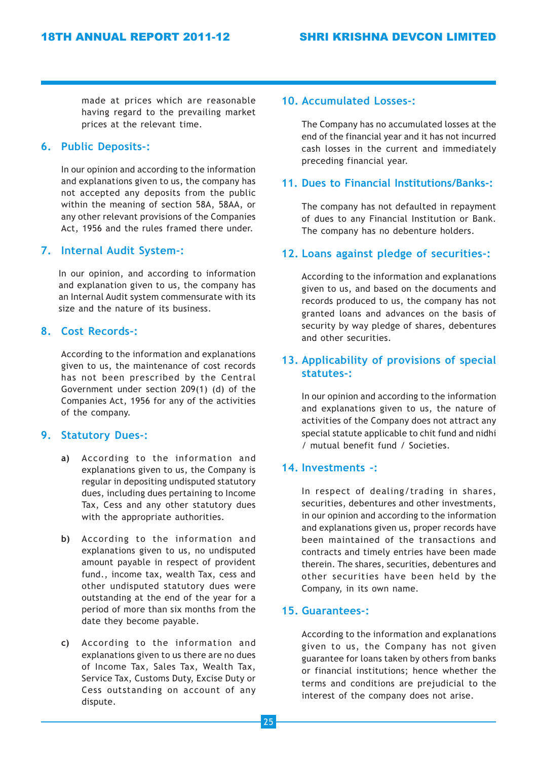made at prices which are reasonable having regard to the prevailing market prices at the relevant time.

## 6. Public Deposits-:

In our opinion and according to the information and explanations given to us, the company has not accepted any deposits from the public within the meaning of section 58A, 58AA, or any other relevant provisions of the Companies Act, 1956 and the rules framed there under.

## 7. Internal Audit System-:

In our opinion, and according to information and explanation given to us, the company has an Internal Audit system commensurate with its size and the nature of its business.

## 8. Cost Records-:

According to the information and explanations given to us, the maintenance of cost records has not been prescribed by the Central Government under section 209(1) (d) of the Companies Act, 1956 for any of the activities of the company.

## 9. Statutory Dues-:

**a)** According to the information and explanations given to us, the Company is regular in depositing undisputed statutory dues, including dues pertaining to Income Tax, Cess and any other statutory dues with the appropriate authorities.

**b)** According to the information and explanations given to us, no undisputed amount payable in respect of provident fund., income tax, wealth Tax, cess and other undisputed statutory dues were outstanding at the end of the year for a period of more than six months from the date they become payable.

**c)** According to the information and explanations given to us there are no dues of Income Tax, Sales Tax, Wealth Tax, Service Tax, Customs Duty, Excise Duty or Cess outstanding on account of any dispute.

## 10. Accumulated Losses-:

The Company has no accumulated losses at the end of the financial year and it has not incurred cash losses in the current and immediately preceding financial year.

## 11. Dues to Financial Institutions/Banks-:

The company has not defaulted in repayment of dues to any Financial Institution or Bank. The company has no debenture holders.

## 12. Loans against pledge of securities-:

According to the information and explanations given to us, and based on the documents and records produced to us, the company has not granted loans and advances on the basis of security by way pledge of shares, debentures and other securities.

## 13. Applicability of provisions of special statutes-:

In our opinion and according to the information and explanations given to us, the nature of activities of the Company does not attract any special statute applicable to chit fund and nidhi / mutual benefit fund / Societies.

## 14. Investments -:

In respect of dealing/trading in shares, securities, debentures and other investments, in our opinion and according to the information and explanations given us, proper records have been maintained of the transactions and contracts and timely entries have been made therein. The shares, securities, debentures and other securities have been held by the Company, in its own name.

## 15. Guarantees-:

According to the information and explanations given to us, the Company has not given guarantee for loans taken by others from banks or financial institutions; hence whether the terms and conditions are prejudicial to the interest of the company does not arise.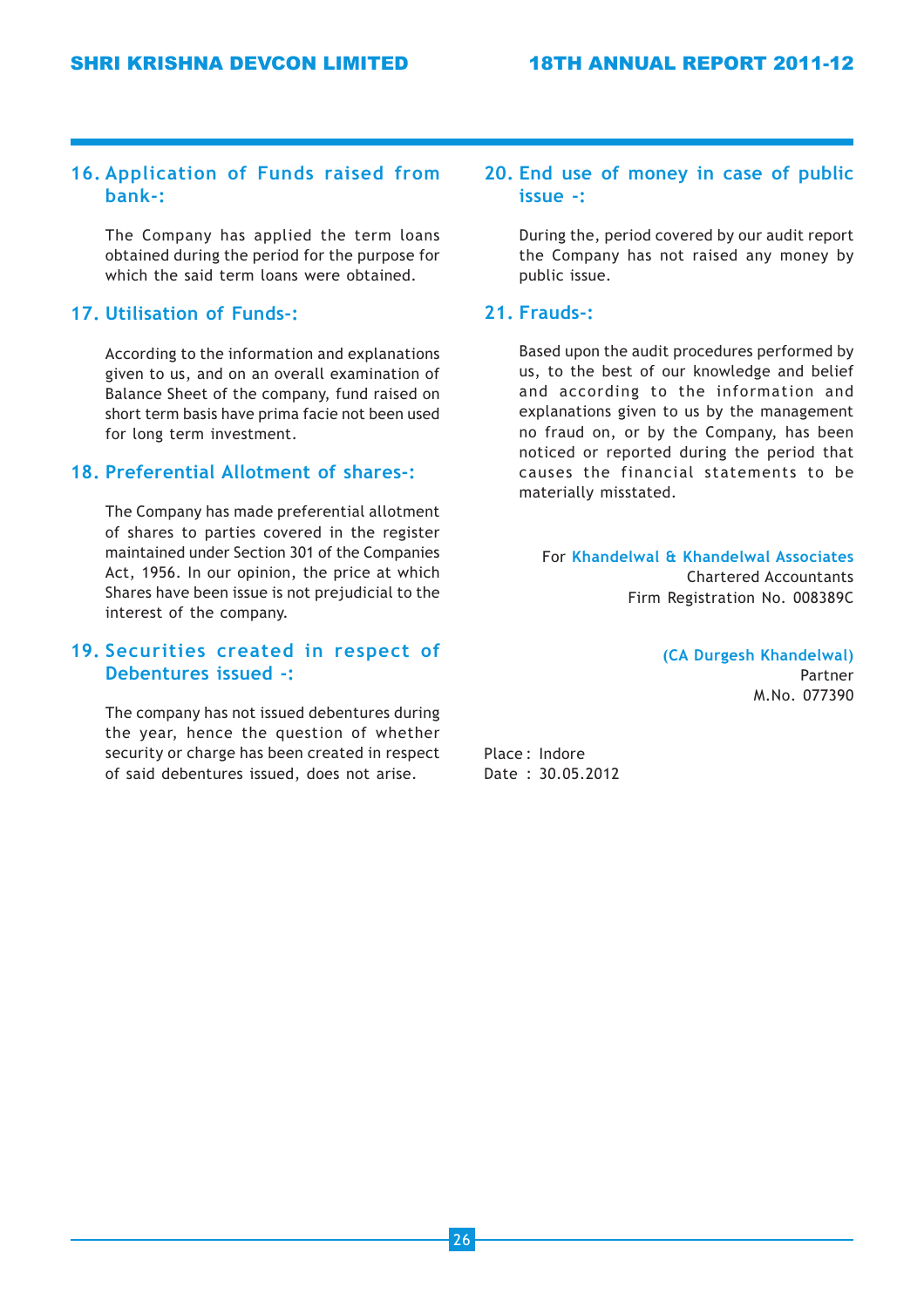## 16. Application of Funds raised from bank-:

The Company has applied the term loans obtained during the period for the purpose for which the said term loans were obtained.

## 17. Utilisation of Funds-:

According to the information and explanations given to us, and on an overall examination of Balance Sheet of the company, fund raised on short term basis have prima facie not been used for long term investment.

## 18. Preferential Allotment of shares-:

The Company has made preferential allotment of shares to parties covered in the register maintained under Section 301 of the Companies Act, 1956. In our opinion, the price at which Shares have been issue is not prejudicial to the interest of the company.

## 19. Securities created in respect of Debentures issued -:

The company has not issued debentures during the year, hence the question of whether security or charge has been created in respect of said debentures issued, does not arise.

## 20. End use of money in case of public issue -:

During the, period covered by our audit report the Company has not raised any money by public issue.

## 21. Frauds-:

Based upon the audit procedures performed by us, to the best of our knowledge and belief and according to the information and explanations given to us by the management no fraud on, or by the Company, has been noticed or reported during the period that causes the financial statements to be materially misstated.

For **Khandelwal & Khandelwal Associates**
Chartered Accountants
Firm Registration No. 008389C

**(CA Durgesh Khandelwal)**
Partner
M.No. 077390

Place : Indore
Date : 30.05.2012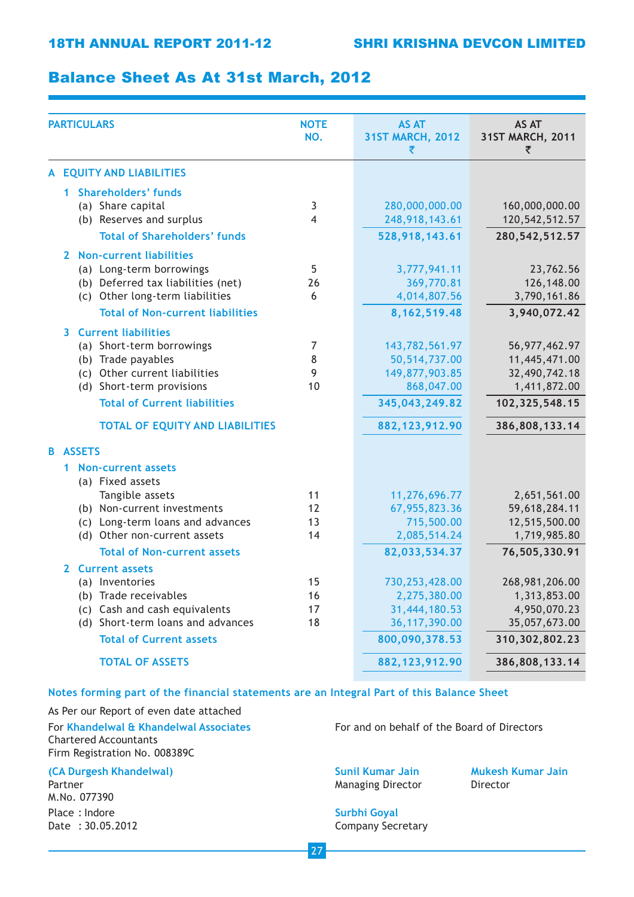# Balance Sheet As At 31st March, 2012

| PARTICULARS | NOTE NO. | AS AT 31ST MARCH, 2012 ₹ | AS AT 31ST MARCH, 2011 ₹ |
|---|---|---|---|
| **A EQUITY AND LIABILITIES** | | | |
| **1 Shareholders' funds** | | | |
| (a) Share capital | 3 | 280,000,000.00 | 160,000,000.00 |
| (b) Reserves and surplus | 4 | 248,918,143.61 | 120,542,512.57 |
| **Total of Shareholders' funds** | | **528,918,143.61** | **280,542,512.57** |
| **2 Non-current liabilities** | | | |
| (a) Long-term borrowings | 5 | 3,777,941.11 | 23,762.56 |
| (b) Deferred tax liabilities (net) | 26 | 369,770.81 | 126,148.00 |
| (c) Other long-term liabilities | 6 | 4,014,807.56 | 3,790,161.86 |
| **Total of Non-current liabilities** | | **8,162,519.48** | **3,940,072.42** |
| **3 Current liabilities** | | | |
| (a) Short-term borrowings | 7 | 143,782,561.97 | 56,977,462.97 |
| (b) Trade payables | 8 | 50,514,737.00 | 11,445,471.00 |
| (c) Other current liabilities | 9 | 149,877,903.85 | 32,490,742.18 |
| (d) Short-term provisions | 10 | 868,047.00 | 1,411,872.00 |
| **Total of Current liabilities** | | **345,043,249.82** | **102,325,548.15** |
| **TOTAL OF EQUITY AND LIABILITIES** | | **882,123,912.90** | **386,808,133.14** |
| **B ASSETS** | | | |
| **1 Non-current assets** | | | |
| (a) Fixed assets | | | |
| Tangible assets | 11 | 11,276,696.77 | 2,651,561.00 |
| (b) Non-current investments | 12 | 67,955,823.36 | 59,618,284.11 |
| (c) Long-term loans and advances | 13 | 715,500.00 | 12,515,500.00 |
| (d) Other non-current assets | 14 | 2,085,514.24 | 1,719,985.80 |
| **Total of Non-current assets** | | **82,033,534.37** | **76,505,330.91** |
| **2 Current assets** | | | |
| (a) Inventories | 15 | 730,253,428.00 | 268,981,206.00 |
| (b) Trade receivables | 16 | 2,275,380.00 | 1,313,853.00 |
| (c) Cash and cash equivalents | 17 | 31,444,180.53 | 4,950,070.23 |
| (d) Short-term loans and advances | 18 | 36,117,390.00 | 35,057,673.00 |
| **Total of Current assets** | | **800,090,378.53** | **310,302,802.23** |
| **TOTAL OF ASSETS** | | **882,123,912.90** | **386,808,133.14** |

**Notes forming part of the financial statements are an Integral Part of this Balance Sheet**

As Per our Report of even date attached

For **Khandelwal & Khandelwal Associates**
Chartered Accountants
Firm Registration No. 008389C

**(CA Durgesh Khandelwal)**
Partner
M.No. 077390

Place : Indore
Date : 30.05.2012

For and on behalf of the Board of Directors

**Sunil Kumar Jain**
Managing Director

**Mukesh Kumar Jain**
Director

**Surbhi Goyal**
Company Secretary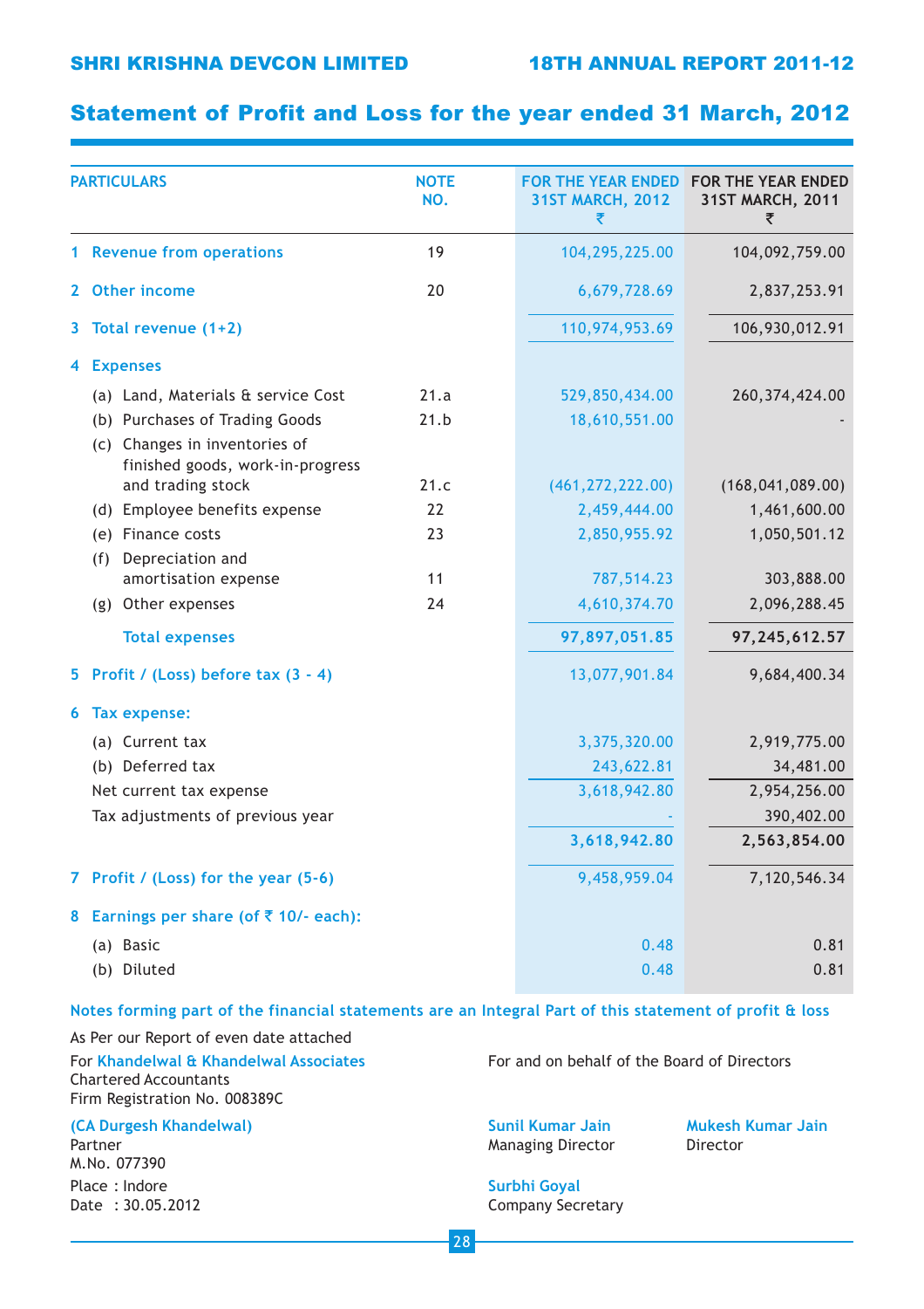# Statement of Profit and Loss for the year ended 31 March, 2012

| PARTICULARS | NOTE NO. | FOR THE YEAR ENDED 31ST MARCH, 2012 ₹ | FOR THE YEAR ENDED 31ST MARCH, 2011 ₹ |
|---|---|---|---|
| **1 Revenue from operations** | 19 | 104,295,225.00 | 104,092,759.00 |
| **2 Other income** | 20 | 6,679,728.69 | 2,837,253.91 |
| **3 Total revenue (1+2)** | | 110,974,953.69 | 106,930,012.91 |
| **4 Expenses** | | | |
| (a) Land, Materials & service Cost | 21.a | 529,850,434.00 | 260,374,424.00 |
| (b) Purchases of Trading Goods | 21.b | 18,610,551.00 | - |
| (c) Changes in inventories of finished goods, work-in-progress and trading stock | 21.c | (461,272,222.00) | (168,041,089.00) |
| (d) Employee benefits expense | 22 | 2,459,444.00 | 1,461,600.00 |
| (e) Finance costs | 23 | 2,850,955.92 | 1,050,501.12 |
| (f) Depreciation and amortisation expense | 11 | 787,514.23 | 303,888.00 |
| (g) Other expenses | 24 | 4,610,374.70 | 2,096,288.45 |
| **Total expenses** | | **97,897,051.85** | **97,245,612.57** |
| **5 Profit / (Loss) before tax (3 - 4)** | | 13,077,901.84 | 9,684,400.34 |
| **6 Tax expense:** | | | |
| (a) Current tax | | 3,375,320.00 | 2,919,775.00 |
| (b) Deferred tax | | 243,622.81 | 34,481.00 |
| Net current tax expense | | 3,618,942.80 | 2,954,256.00 |
| Tax adjustments of previous year | | - | 390,402.00 |
| | | **3,618,942.80** | **2,563,854.00** |
| **7 Profit / (Loss) for the year (5-6)** | | 9,458,959.04 | 7,120,546.34 |
| **8 Earnings per share (of ₹ 10/- each):** | | | |
| (a) Basic | | 0.48 | 0.81 |
| (b) Diluted | | 0.48 | 0.81 |

**Notes forming part of the financial statements are an Integral Part of this statement of profit & loss**

As Per our Report of even date attached

For **Khandelwal & Khandelwal Associates**
Chartered Accountants
Firm Registration No. 008389C

**(CA Durgesh Khandelwal)**
Partner
M.No. 077390

Place : Indore
Date : 30.05.2012

For and on behalf of the Board of Directors

**Sunil Kumar Jain**
Managing Director

**Mukesh Kumar Jain**
Director

**Surbhi Goyal**
Company Secretary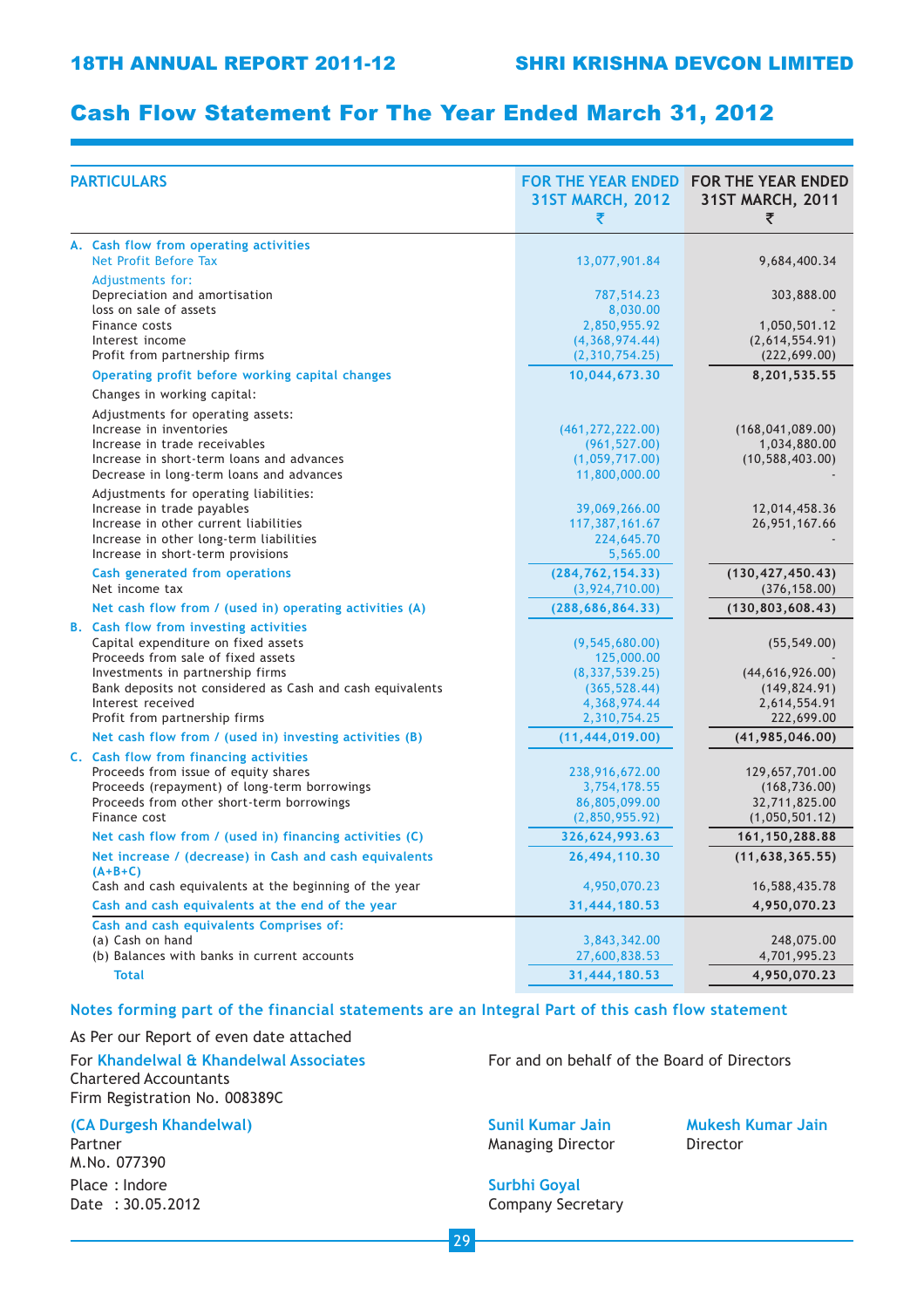# Cash Flow Statement For The Year Ended March 31, 2012

| PARTICULARS | FOR THE YEAR ENDED 31ST MARCH, 2012 ₹ | FOR THE YEAR ENDED 31ST MARCH, 2011 ₹ |
|---|---|---|
| **A. Cash flow from operating activities** | | |
| Net Profit Before Tax | 13,077,901.84 | 9,684,400.34 |
| Adjustments for: | | |
| Depreciation and amortisation | 787,514.23 | 303,888.00 |
| loss on sale of assets | 8,030.00 | - |
| Finance costs | 2,850,955.92 | 1,050,501.12 |
| Interest income | (4,368,974.44) | (2,614,554.91) |
| Profit from partnership firms | (2,310,754.25) | (222,699.00) |
| **Operating profit before working capital changes** | **10,044,673.30** | **8,201,535.55** |
| Changes in working capital: | | |
| Adjustments for operating assets: | | |
| Increase in inventories | (461,272,222.00) | (168,041,089.00) |
| Increase in trade receivables | (961,527.00) | 1,034,880.00 |
| Increase in short-term loans and advances | (1,059,717.00) | (10,588,403.00) |
| Decrease in long-term loans and advances | 11,800,000.00 | - |
| Adjustments for operating liabilities: | | |
| Increase in trade payables | 39,069,266.00 | 12,014,458.36 |
| Increase in other current liabilities | 117,387,161.67 | 26,951,167.66 |
| Increase in other long-term liabilities | 224,645.70 | - |
| Increase in short-term provisions | 5,565.00 | |
| **Cash generated from operations** | **(284,762,154.33)** | **(130,427,450.43)** |
| Net income tax | (3,924,710.00) | (376,158.00) |
| **Net cash flow from / (used in) operating activities (A)** | **(288,686,864.33)** | **(130,803,608.43)** |
| **B. Cash flow from investing activities** | | |
| Capital expenditure on fixed assets | (9,545,680.00) | (55,549.00) |
| Proceeds from sale of fixed assets | 125,000.00 | - |
| Investments in partnership firms | (8,337,539.25) | (44,616,926.00) |
| Bank deposits not considered as Cash and cash equivalents | (365,528.44) | (149,824.91) |
| Interest received | 4,368,974.44 | 2,614,554.91 |
| Profit from partnership firms | 2,310,754.25 | 222,699.00 |
| **Net cash flow from / (used in) investing activities (B)** | **(11,444,019.00)** | **(41,985,046.00)** |
| **C. Cash flow from financing activities** | | |
| Proceeds from issue of equity shares | 238,916,672.00 | 129,657,701.00 |
| Proceeds (repayment) of long-term borrowings | 3,754,178.55 | (168,736.00) |
| Proceeds from other short-term borrowings | 86,805,099.00 | 32,711,825.00 |
| Finance cost | (2,850,955.92) | (1,050,501.12) |
| **Net cash flow from / (used in) financing activities (C)** | **326,624,993.63** | **161,150,288.88** |
| **Net increase / (decrease) in Cash and cash equivalents (A+B+C)** | **26,494,110.30** | **(11,638,365.55)** |
| Cash and cash equivalents at the beginning of the year | 4,950,070.23 | 16,588,435.78 |
| **Cash and cash equivalents at the end of the year** | **31,444,180.53** | **4,950,070.23** |
| **Cash and cash equivalents Comprises of:** | | |
| (a) Cash on hand | 3,843,342.00 | 248,075.00 |
| (b) Balances with banks in current accounts | 27,600,838.53 | 4,701,995.23 |
| **Total** | **31,444,180.53** | **4,950,070.23** |

**Notes forming part of the financial statements are an Integral Part of this cash flow statement**

As Per our Report of even date attached

For **Khandelwal & Khandelwal Associates**
Chartered Accountants
Firm Registration No. 008389C

**(CA Durgesh Khandelwal)**
Partner
M.No. 077390

Place : Indore
Date : 30.05.2012

For and on behalf of the Board of Directors

**Sunil Kumar Jain**
Managing Director

**Mukesh Kumar Jain**
Director

**Surbhi Goyal**
Company Secretary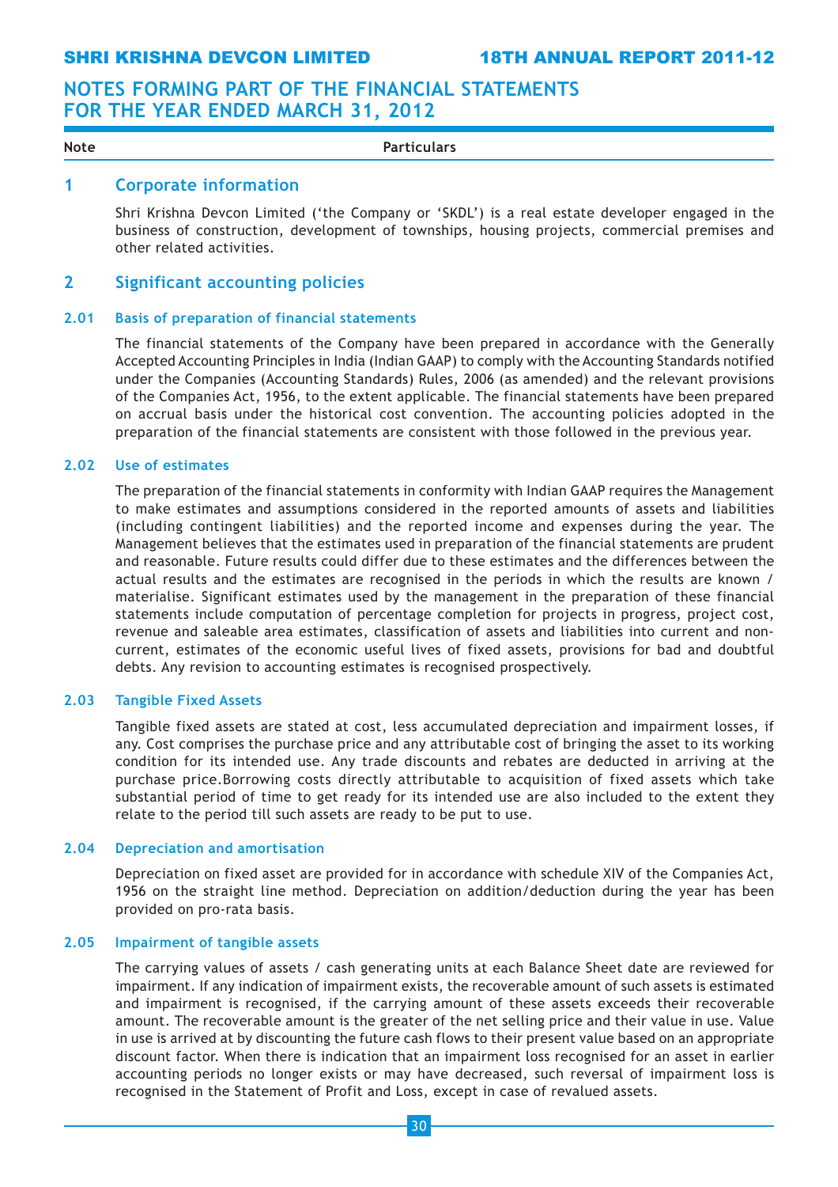# NOTES FORMING PART OF THE FINANCIAL STATEMENTS FOR THE YEAR ENDED MARCH 31, 2012

| Note | Particulars |
|---|---|

## 1 Corporate information

Shri Krishna Devcon Limited ('the Company or 'SKDL') is a real estate developer engaged in the business of construction, development of townships, housing projects, commercial premises and other related activities.

## 2 Significant accounting policies

### 2.01 Basis of preparation of financial statements

The financial statements of the Company have been prepared in accordance with the Generally Accepted Accounting Principles in India (Indian GAAP) to comply with the Accounting Standards notified under the Companies (Accounting Standards) Rules, 2006 (as amended) and the relevant provisions of the Companies Act, 1956, to the extent applicable. The financial statements have been prepared on accrual basis under the historical cost convention. The accounting policies adopted in the preparation of the financial statements are consistent with those followed in the previous year.

### 2.02 Use of estimates

The preparation of the financial statements in conformity with Indian GAAP requires the Management to make estimates and assumptions considered in the reported amounts of assets and liabilities (including contingent liabilities) and the reported income and expenses during the year. The Management believes that the estimates used in preparation of the financial statements are prudent and reasonable. Future results could differ due to these estimates and the differences between the actual results and the estimates are recognised in the periods in which the results are known / materialise. Significant estimates used by the management in the preparation of these financial statements include computation of percentage completion for projects in progress, project cost, revenue and saleable area estimates, classification of assets and liabilities into current and non-current, estimates of the economic useful lives of fixed assets, provisions for bad and doubtful debts. Any revision to accounting estimates is recognised prospectively.

### 2.03 Tangible Fixed Assets

Tangible fixed assets are stated at cost, less accumulated depreciation and impairment losses, if any. Cost comprises the purchase price and any attributable cost of bringing the asset to its working condition for its intended use. Any trade discounts and rebates are deducted in arriving at the purchase price.Borrowing costs directly attributable to acquisition of fixed assets which take substantial period of time to get ready for its intended use are also included to the extent they relate to the period till such assets are ready to be put to use.

### 2.04 Depreciation and amortisation

Depreciation on fixed asset are provided for in accordance with schedule XIV of the Companies Act, 1956 on the straight line method. Depreciation on addition/deduction during the year has been provided on pro-rata basis.

### 2.05 Impairment of tangible assets

The carrying values of assets / cash generating units at each Balance Sheet date are reviewed for impairment. If any indication of impairment exists, the recoverable amount of such assets is estimated and impairment is recognised, if the carrying amount of these assets exceeds their recoverable amount. The recoverable amount is the greater of the net selling price and their value in use. Value in use is arrived at by discounting the future cash flows to their present value based on an appropriate discount factor. When there is indication that an impairment loss recognised for an asset in earlier accounting periods no longer exists or may have decreased, such reversal of impairment loss is recognised in the Statement of Profit and Loss, except in case of revalued assets.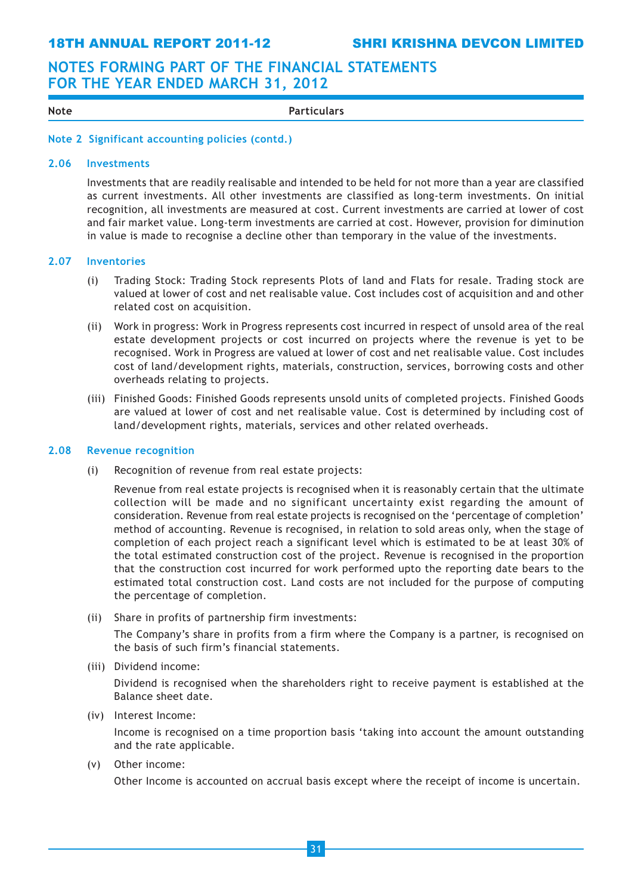# NOTES FORMING PART OF THE FINANCIAL STATEMENTS FOR THE YEAR ENDED MARCH 31, 2012

| Note | Particulars |
|---|---|

## Note 2 Significant accounting policies (contd.)

### 2.06 Investments

Investments that are readily realisable and intended to be held for not more than a year are classified as current investments. All other investments are classified as long-term investments. On initial recognition, all investments are measured at cost. Current investments are carried at lower of cost and fair market value. Long-term investments are carried at cost. However, provision for diminution in value is made to recognise a decline other than temporary in the value of the investments.

### 2.07 Inventories

(i) Trading Stock: Trading Stock represents Plots of land and Flats for resale. Trading stock are valued at lower of cost and net realisable value. Cost includes cost of acquisition and and other related cost on acquisition.

(ii) Work in progress: Work in Progress represents cost incurred in respect of unsold area of the real estate development projects or cost incurred on projects where the revenue is yet to be recognised. Work in Progress are valued at lower of cost and net realisable value. Cost includes cost of land/development rights, materials, construction, services, borrowing costs and other overheads relating to projects.

(iii) Finished Goods: Finished Goods represents unsold units of completed projects. Finished Goods are valued at lower of cost and net realisable value. Cost is determined by including cost of land/development rights, materials, services and other related overheads.

### 2.08 Revenue recognition

(i) Recognition of revenue from real estate projects:

Revenue from real estate projects is recognised when it is reasonably certain that the ultimate collection will be made and no significant uncertainty exist regarding the amount of consideration. Revenue from real estate projects is recognised on the 'percentage of completion' method of accounting. Revenue is recognised, in relation to sold areas only, when the stage of completion of each project reach a significant level which is estimated to be at least 30% of the total estimated construction cost of the project. Revenue is recognised in the proportion that the construction cost incurred for work performed upto the reporting date bears to the estimated total construction cost. Land costs are not included for the purpose of computing the percentage of completion.

(ii) Share in profits of partnership firm investments:

The Company's share in profits from a firm where the Company is a partner, is recognised on the basis of such firm's financial statements.

(iii) Dividend income:

Dividend is recognised when the shareholders right to receive payment is established at the Balance sheet date.

(iv) Interest Income:

Income is recognised on a time proportion basis 'taking into account the amount outstanding and the rate applicable.

(v) Other income:

Other Income is accounted on accrual basis except where the receipt of income is uncertain.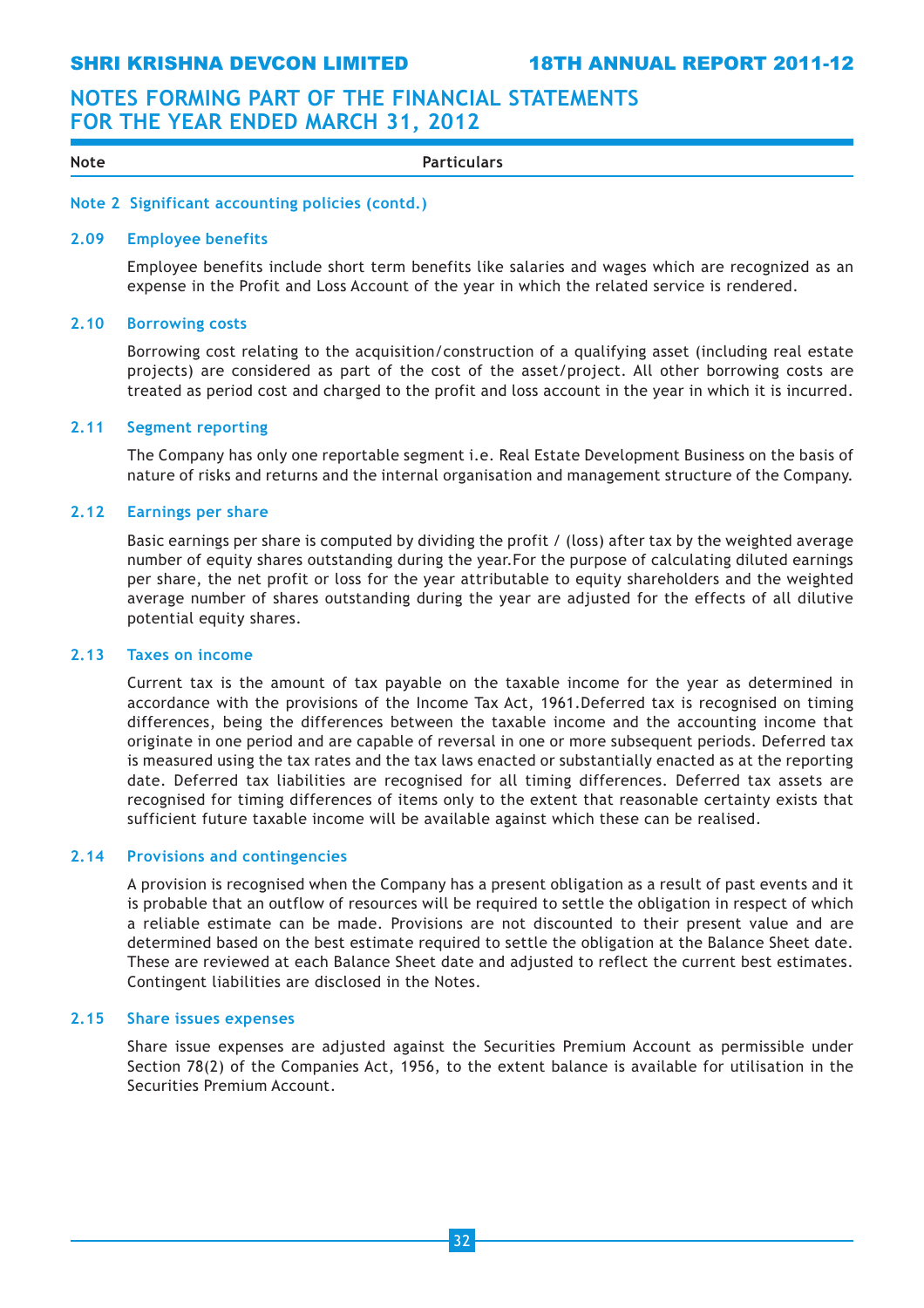# NOTES FORMING PART OF THE FINANCIAL STATEMENTS FOR THE YEAR ENDED MARCH 31, 2012

**Note** **Particulars**

## Note 2 Significant accounting policies (contd.)

### 2.09 Employee benefits

Employee benefits include short term benefits like salaries and wages which are recognized as an expense in the Profit and Loss Account of the year in which the related service is rendered.

### 2.10 Borrowing costs

Borrowing cost relating to the acquisition/construction of a qualifying asset (including real estate projects) are considered as part of the cost of the asset/project. All other borrowing costs are treated as period cost and charged to the profit and loss account in the year in which it is incurred.

### 2.11 Segment reporting

The Company has only one reportable segment i.e. Real Estate Development Business on the basis of nature of risks and returns and the internal organisation and management structure of the Company.

### 2.12 Earnings per share

Basic earnings per share is computed by dividing the profit / (loss) after tax by the weighted average number of equity shares outstanding during the year.For the purpose of calculating diluted earnings per share, the net profit or loss for the year attributable to equity shareholders and the weighted average number of shares outstanding during the year are adjusted for the effects of all dilutive potential equity shares.

### 2.13 Taxes on income

Current tax is the amount of tax payable on the taxable income for the year as determined in accordance with the provisions of the Income Tax Act, 1961.Deferred tax is recognised on timing differences, being the differences between the taxable income and the accounting income that originate in one period and are capable of reversal in one or more subsequent periods. Deferred tax is measured using the tax rates and the tax laws enacted or substantially enacted as at the reporting date. Deferred tax liabilities are recognised for all timing differences. Deferred tax assets are recognised for timing differences of items only to the extent that reasonable certainty exists that sufficient future taxable income will be available against which these can be realised.

### 2.14 Provisions and contingencies

A provision is recognised when the Company has a present obligation as a result of past events and it is probable that an outflow of resources will be required to settle the obligation in respect of which a reliable estimate can be made. Provisions are not discounted to their present value and are determined based on the best estimate required to settle the obligation at the Balance Sheet date. These are reviewed at each Balance Sheet date and adjusted to reflect the current best estimates. Contingent liabilities are disclosed in the Notes.

### 2.15 Share issues expenses

Share issue expenses are adjusted against the Securities Premium Account as permissible under Section 78(2) of the Companies Act, 1956, to the extent balance is available for utilisation in the Securities Premium Account.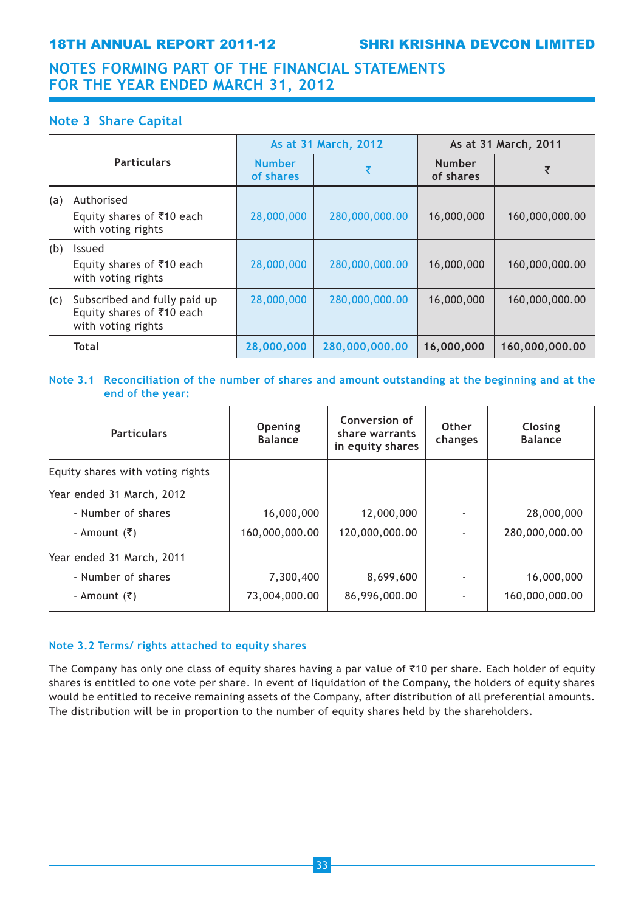## NOTES FORMING PART OF THE FINANCIAL STATEMENTS FOR THE YEAR ENDED MARCH 31, 2012

### Note 3 Share Capital

| Particulars | As at 31 March, 2012 | | As at 31 March, 2011 | |
|---|---|---|---|---|
| | Number of shares | ₹ | Number of shares | ₹ |
| (a) Authorised<br>Equity shares of ₹10 each with voting rights | 28,000,000 | 280,000,000.00 | 16,000,000 | 160,000,000.00 |
| (b) Issued<br>Equity shares of ₹10 each with voting rights | 28,000,000 | 280,000,000.00 | 16,000,000 | 160,000,000.00 |
| (c) Subscribed and fully paid up Equity shares of ₹10 each with voting rights | 28,000,000 | 280,000,000.00 | 16,000,000 | 160,000,000.00 |
| **Total** | **28,000,000** | **280,000,000.00** | **16,000,000** | **160,000,000.00** |

### Note 3.1 Reconciliation of the number of shares and amount outstanding at the beginning and at the end of the year:

| Particulars | Opening Balance | Conversion of share warrants in equity shares | Other changes | Closing Balance |
|---|---|---|---|---|
| Equity shares with voting rights | | | | |
| Year ended 31 March, 2012 | | | | |
| - Number of shares | 16,000,000 | 12,000,000 | - | 28,000,000 |
| - Amount (₹) | 160,000,000.00 | 120,000,000.00 | - | 280,000,000.00 |
| Year ended 31 March, 2011 | | | | |
| - Number of shares | 7,300,400 | 8,699,600 | - | 16,000,000 |
| - Amount (₹) | 73,004,000.00 | 86,996,000.00 | - | 160,000,000.00 |

### Note 3.2 Terms/ rights attached to equity shares

The Company has only one class of equity shares having a par value of ₹10 per share. Each holder of equity shares is entitled to one vote per share. In event of liquidation of the Company, the holders of equity shares would be entitled to receive remaining assets of the Company, after distribution of all preferential amounts. The distribution will be in proportion to the number of equity shares held by the shareholders.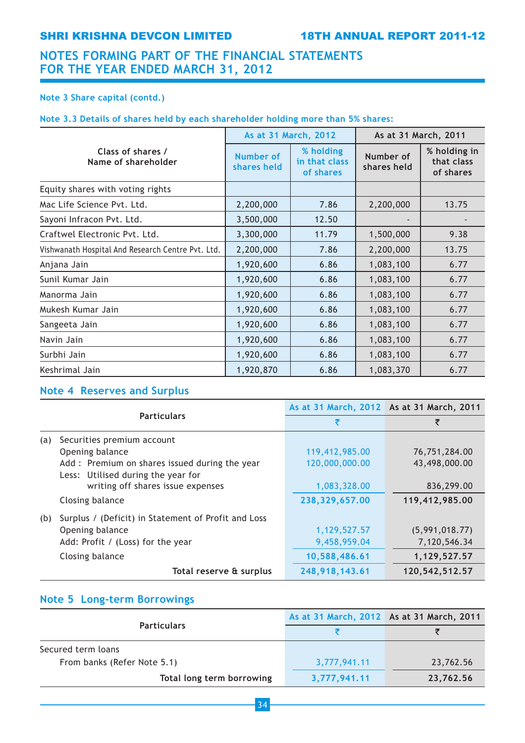# NOTES FORMING PART OF THE FINANCIAL STATEMENTS FOR THE YEAR ENDED MARCH 31, 2012

### Note 3 Share capital (contd.)

#### Note 3.3 Details of shares held by each shareholder holding more than 5% shares:

| Class of shares / Name of shareholder | As at 31 March, 2012 | | As at 31 March, 2011 | |
|---|---|---|---|---|
| | Number of shares held | % holding in that class of shares | Number of shares held | % holding in that class of shares |
| Equity shares with voting rights | | | | |
| Mac Life Science Pvt. Ltd. | 2,200,000 | 7.86 | 2,200,000 | 13.75 |
| Sayoni Infracon Pvt. Ltd. | 3,500,000 | 12.50 | - | - |
| Craftwel Electronic Pvt. Ltd. | 3,300,000 | 11.79 | 1,500,000 | 9.38 |
| Vishwanath Hospital And Research Centre Pvt. Ltd. | 2,200,000 | 7.86 | 2,200,000 | 13.75 |
| Anjana Jain | 1,920,600 | 6.86 | 1,083,100 | 6.77 |
| Sunil Kumar Jain | 1,920,600 | 6.86 | 1,083,100 | 6.77 |
| Manorma Jain | 1,920,600 | 6.86 | 1,083,100 | 6.77 |
| Mukesh Kumar Jain | 1,920,600 | 6.86 | 1,083,100 | 6.77 |
| Sangeeta Jain | 1,920,600 | 6.86 | 1,083,100 | 6.77 |
| Navin Jain | 1,920,600 | 6.86 | 1,083,100 | 6.77 |
| Surbhi Jain | 1,920,600 | 6.86 | 1,083,100 | 6.77 |
| Keshrimal Jain | 1,920,870 | 6.86 | 1,083,370 | 6.77 |

## Note 4 Reserves and Surplus

| Particulars | As at 31 March, 2012 | As at 31 March, 2011 |
|---|---|---|
| | ₹ | ₹ |
| (a) Securities premium account | | |
| Opening balance | 119,412,985.00 | 76,751,284.00 |
| Add : Premium on shares issued during the year | 120,000,000.00 | 43,498,000.00 |
| Less: Utilised during the year for writing off shares issue expenses | 1,083,328.00 | 836,299.00 |
| Closing balance | **238,329,657.00** | **119,412,985.00** |
| (b) Surplus / (Deficit) in Statement of Profit and Loss | | |
| Opening balance | 1,129,527.57 | (5,991,018.77) |
| Add: Profit / (Loss) for the year | 9,458,959.04 | 7,120,546.34 |
| Closing balance | **10,588,486.61** | **1,129,527.57** |
| **Total reserve & surplus** | **248,918,143.61** | **120,542,512.57** |

## Note 5 Long-term Borrowings

| Particulars | As at 31 March, 2012 | As at 31 March, 2011 |
|---|---|---|
| | ₹ | ₹ |
| Secured term loans | | |
| From banks (Refer Note 5.1) | 3,777,941.11 | 23,762.56 |
| **Total long term borrowing** | **3,777,941.11** | **23,762.56** |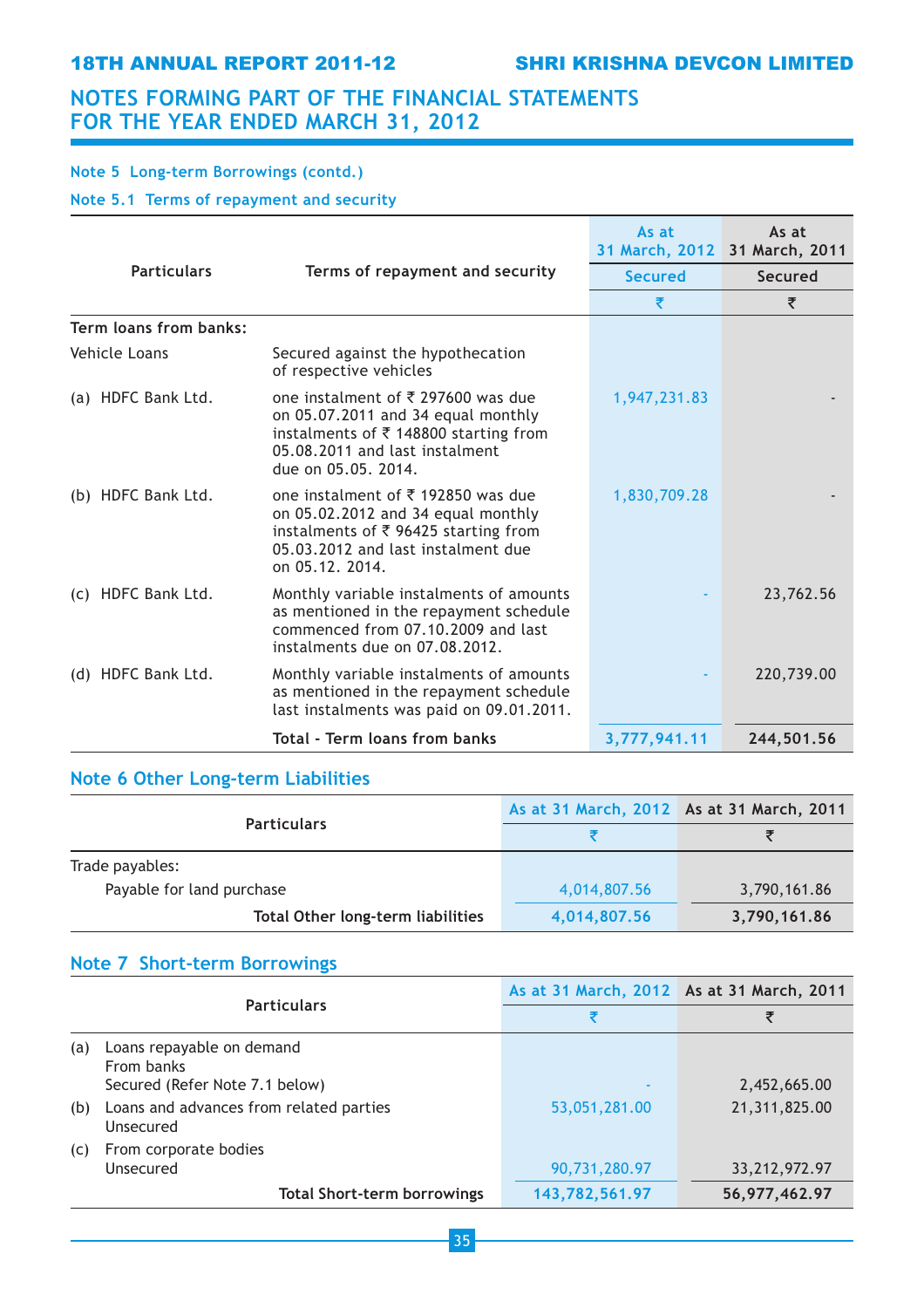# NOTES FORMING PART OF THE FINANCIAL STATEMENTS FOR THE YEAR ENDED MARCH 31, 2012

### Note 5 Long-term Borrowings (contd.)

#### Note 5.1 Terms of repayment and security

| Particulars | Terms of repayment and security | As at 31 March, 2012 | As at 31 March, 2011 |
|---|---|---|---|
| | | Secured | Secured |
| | | ₹ | ₹ |
| **Term loans from banks:** | | | |
| Vehicle Loans | Secured against the hypothecation of respective vehicles | | |
| (a) HDFC Bank Ltd. | one instalment of ₹ 297600 was due on 05.07.2011 and 34 equal monthly instalments of ₹ 148800 starting from 05.08.2011 and last instalment due on 05.05. 2014. | 1,947,231.83 | - |
| (b) HDFC Bank Ltd. | one instalment of ₹ 192850 was due on 05.02.2012 and 34 equal monthly instalments of ₹ 96425 starting from 05.03.2012 and last instalment due on 05.12. 2014. | 1,830,709.28 | - |
| (c) HDFC Bank Ltd. | Monthly variable instalments of amounts as mentioned in the repayment schedule commenced from 07.10.2009 and last instalments due on 07.08.2012. | - | 23,762.56 |
| (d) HDFC Bank Ltd. | Monthly variable instalments of amounts as mentioned in the repayment schedule last instalments was paid on 09.01.2011. | - | 220,739.00 |
| | **Total - Term loans from banks** | **3,777,941.11** | **244,501.56** |

### Note 6 Other Long-term Liabilities

| Particulars | As at 31 March, 2012 | As at 31 March, 2011 |
|---|---|---|
| | ₹ | ₹ |
| Trade payables: | | |
| Payable for land purchase | 4,014,807.56 | 3,790,161.86 |
| **Total Other long-term liabilities** | **4,014,807.56** | **3,790,161.86** |

### Note 7 Short-term Borrowings

| Particulars | As at 31 March, 2012 | As at 31 March, 2011 |
|---|---|---|
| | ₹ | ₹ |
| (a) Loans repayable on demand<br>From banks<br>Secured (Refer Note 7.1 below) | - | 2,452,665.00 |
| (b) Loans and advances from related parties<br>Unsecured | 53,051,281.00 | 21,311,825.00 |
| (c) From corporate bodies<br>Unsecured | 90,731,280.97 | 33,212,972.97 |
| **Total Short-term borrowings** | **143,782,561.97** | **56,977,462.97** |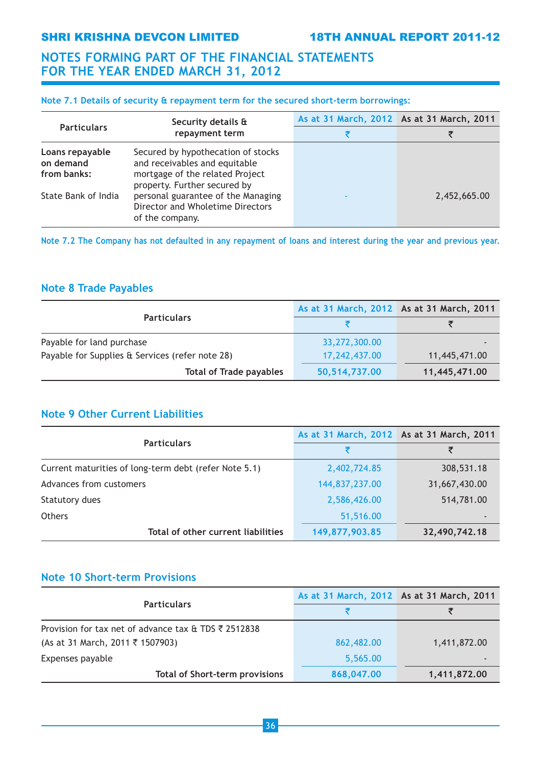# NOTES FORMING PART OF THE FINANCIAL STATEMENTS FOR THE YEAR ENDED MARCH 31, 2012

### Note 7.1 Details of security & repayment term for the secured short-term borrowings:

| Particulars | Security details & repayment term | As at 31 March, 2012 | As at 31 March, 2011 |
|---|---|---|---|
| | | ₹ | ₹ |
| **Loans repayable on demand from banks:** State Bank of India | Secured by hypothecation of stocks and receivables and equitable mortgage of the related Project property. Further secured by personal guarantee of the Managing Director and Wholetime Directors of the company. | - | 2,452,665.00 |

Note 7.2 The Company has not defaulted in any repayment of loans and interest during the year and previous year.

## Note 8 Trade Payables

| Particulars | As at 31 March, 2012 | As at 31 March, 2011 |
|---|---|---|
| | ₹ | ₹ |
| Payable for land purchase | 33,272,300.00 | - |
| Payable for Supplies & Services (refer note 28) | 17,242,437.00 | 11,445,471.00 |
| **Total of Trade payables** | **50,514,737.00** | **11,445,471.00** |

## Note 9 Other Current Liabilities

| Particulars | As at 31 March, 2012 | As at 31 March, 2011 |
|---|---|---|
| | ₹ | ₹ |
| Current maturities of long-term debt (refer Note 5.1) | 2,402,724.85 | 308,531.18 |
| Advances from customers | 144,837,237.00 | 31,667,430.00 |
| Statutory dues | 2,586,426.00 | 514,781.00 |
| Others | 51,516.00 | - |
| **Total of other current liabilities** | **149,877,903.85** | **32,490,742.18** |

## Note 10 Short-term Provisions

| Particulars | As at 31 March, 2012 | As at 31 March, 2011 |
|---|---|---|
| | ₹ | ₹ |
| Provision for tax net of advance tax & TDS ₹ 2512838 (As at 31 March, 2011 ₹ 1507903) | 862,482.00 | 1,411,872.00 |
| Expenses payable | 5,565.00 | - |
| **Total of Short-term provisions** | **868,047.00** | **1,411,872.00** |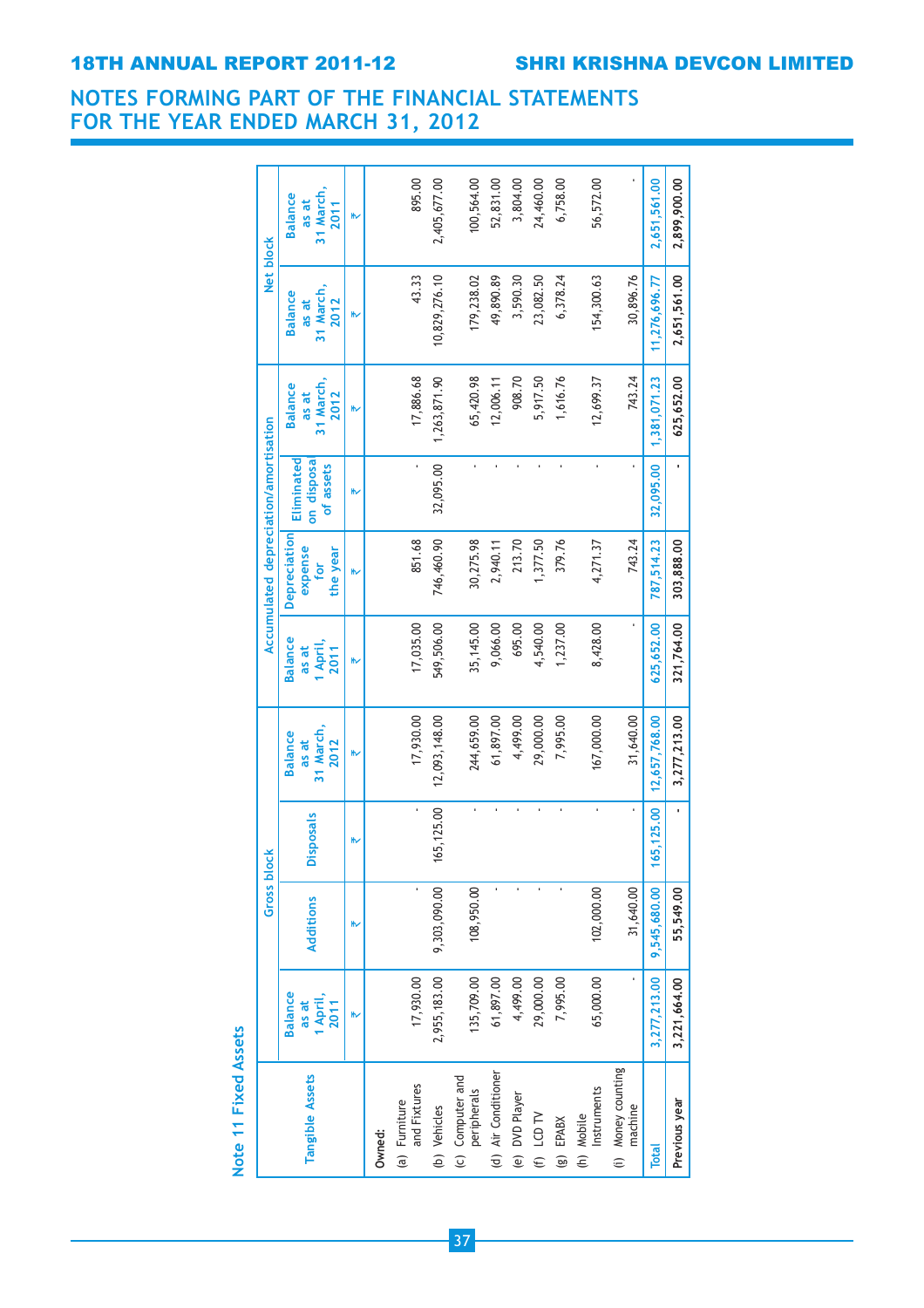# NOTES FORMING PART OF THE FINANCIAL STATEMENTS FOR THE YEAR ENDED MARCH 31, 2012

## Note 11 Fixed Assets

| Tangible Assets | Gross block | | | | Accumulated depreciation/amortisation | | | | Net block | |
|---|---|---|---|---|---|---|---|---|---|---|
| | Balance as at 1 April, 2011 | Additions | Disposals | Balance as at 31 March, 2012 | Balance as at 1 April, 2011 | Depreciation expense for the year | Eliminated on disposal of assets | Balance as at 31 March, 2012 | Balance as at 31 March, 2012 | Balance as at 31 March, 2011 |
| | ₹ | ₹ | ₹ | ₹ | ₹ | ₹ | ₹ | ₹ | ₹ | ₹ |
| **Owned:** | | | | | | | | | | |
| (a) Furniture and Fixtures | 17,930.00 | - | - | 17,930.00 | 17,035.00 | 851.68 | - | 17,886.68 | 43.33 | 895.00 |
| (b) Vehicles | 2,955,183.00 | 9,303,090.00 | 165,125.00 | 12,093,148.00 | 549,506.00 | 746,460.90 | 32,095.00 | 1,263,871.90 | 10,829,276.10 | 2,405,677.00 |
| (c) Computer and peripherals | 135,709.00 | 108,950.00 | - | 244,659.00 | 35,145.00 | 30,275.98 | - | 65,420.98 | 179,238.02 | 100,564.00 |
| (d) Air Conditioner | 61,897.00 | - | - | 61,897.00 | 9,066.00 | 2,940.11 | - | 12,006.11 | 49,890.89 | 52,831.00 |
| (e) DVD Player | 4,499.00 | - | - | 4,499.00 | 695.00 | 213.70 | - | 908.70 | 3,590.30 | 3,804.00 |
| (f) LCD TV | 29,000.00 | - | - | 29,000.00 | 4,540.00 | 1,377.50 | - | 5,917.50 | 23,082.50 | 24,460.00 |
| (g) EPABX | 7,995.00 | - | - | 7,995.00 | 1,237.00 | 379.76 | - | 1,616.76 | 6,378.24 | 6,758.00 |
| (h) Mobile Instruments | 65,000.00 | 102,000.00 | - | 167,000.00 | 8,428.00 | 4,271.37 | - | 12,699.37 | 154,300.63 | 56,572.00 |
| (i) Money counting machine | - | 31,640.00 | - | 31,640.00 | - | 743.24 | - | 743.24 | 30,896.76 | - |
| **Total** | 3,277,213.00 | 9,545,680.00 | 165,125.00 | 12,657,768.00 | 625,652.00 | 787,514.23 | 32,095.00 | 1,381,071.23 | 11,276,696.77 | 2,651,561.00 |
| **Previous year** | 3,221,664.00 | 55,549.00 | - | 3,277,213.00 | 321,764.00 | 303,888.00 | - | 625,652.00 | 2,651,561.00 | 2,899,900.00 |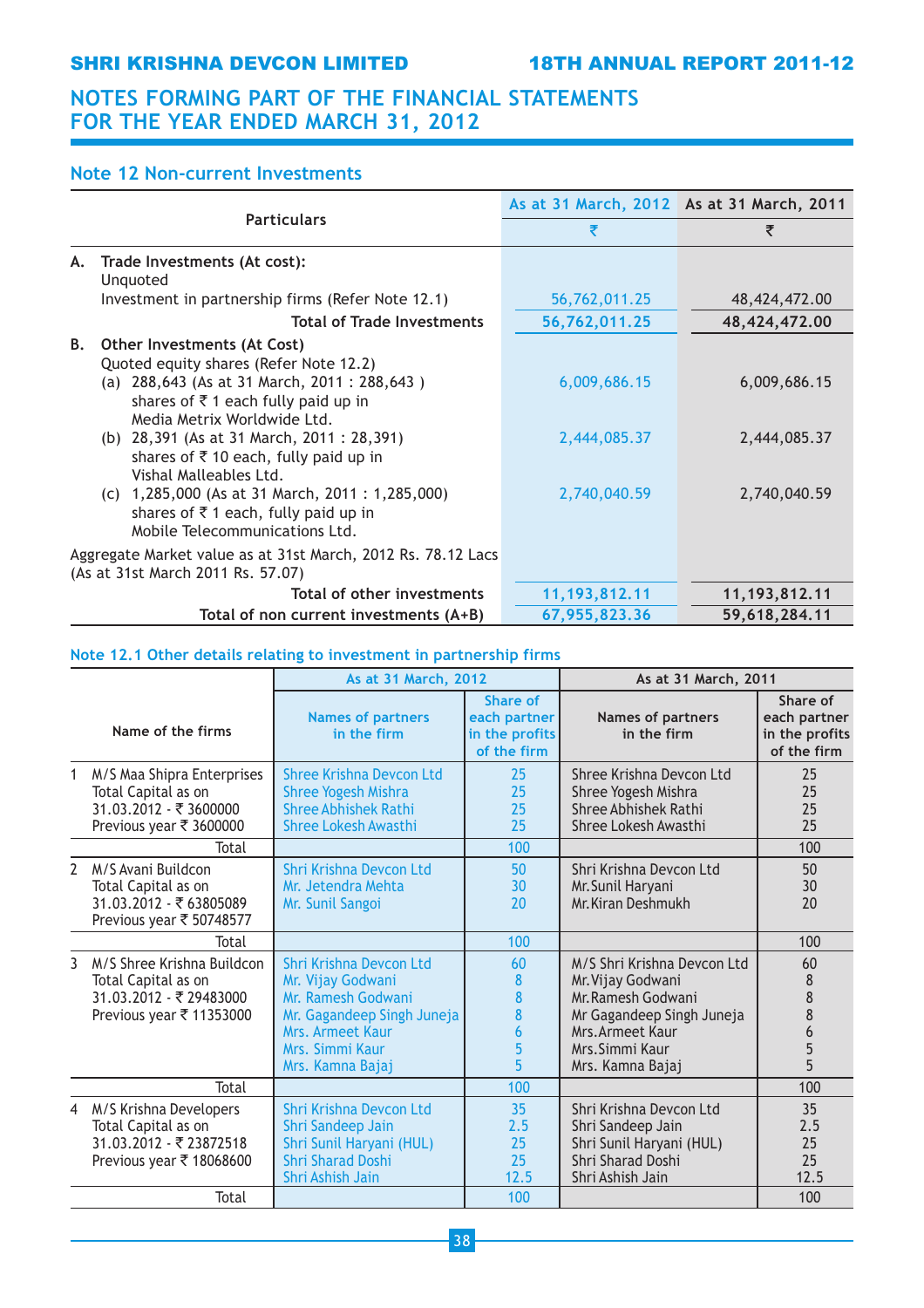# NOTES FORMING PART OF THE FINANCIAL STATEMENTS FOR THE YEAR ENDED MARCH 31, 2012

## Note 12 Non-current Investments

| | Particulars | As at 31 March, 2012 | As at 31 March, 2011 |
|---|---|---|---|
| | | ₹ | ₹ |
| A. | Trade Investments (At cost): | | |
| | Unquoted | | |
| | Investment in partnership firms (Refer Note 12.1) | 56,762,011.25 | 48,424,472.00 |
| | **Total of Trade Investments** | **56,762,011.25** | **48,424,472.00** |
| B. | Other Investments (At Cost) | | |
| | Quoted equity shares (Refer Note 12.2) | | |
| | (a) 288,643 (As at 31 March, 2011 : 288,643 ) shares of ₹ 1 each fully paid up in Media Metrix Worldwide Ltd. | 6,009,686.15 | 6,009,686.15 |
| | (b) 28,391 (As at 31 March, 2011 : 28,391) shares of ₹ 10 each, fully paid up in Vishal Malleables Ltd. | 2,444,085.37 | 2,444,085.37 |
| | (c) 1,285,000 (As at 31 March, 2011 : 1,285,000) shares of ₹ 1 each, fully paid up in Mobile Telecommunications Ltd. | 2,740,040.59 | 2,740,040.59 |
| | Aggregate Market value as at 31st March, 2012 Rs. 78.12 Lacs (As at 31st March 2011 Rs. 57.07) | | |
| | **Total of other investments** | **11,193,812.11** | **11,193,812.11** |
| | **Total of non current investments (A+B)** | **67,955,823.36** | **59,618,284.11** |

## Note 12.1 Other details relating to investment in partnership firms

| Name of the firms | As at 31 March, 2012 | | As at 31 March, 2011 | |
|---|---|---|---|---|
| | Names of partners in the firm | Share of each partner in the profits of the firm | Names of partners in the firm | Share of each partner in the profits of the firm |
| 1 M/S Maa Shipra Enterprises Total Capital as on 31.03.2012 - ₹ 3600000 Previous year ₹ 3600000 | Shree Krishna Devcon Ltd<br>Shree Yogesh Mishra<br>Shree Abhishek Rathi<br>Shree Lokesh Awasthi | 25<br>25<br>25<br>25 | Shree Krishna Devcon Ltd<br>Shree Yogesh Mishra<br>Shree Abhishek Rathi<br>Shree Lokesh Awasthi | 25<br>25<br>25<br>25 |
| Total | | 100 | | 100 |
| 2 M/S Avani Buildcon Total Capital as on 31.03.2012 - ₹ 63805089 Previous year ₹ 50748577 | Shri Krishna Devcon Ltd<br>Mr. Jetendra Mehta<br>Mr. Sunil Sangoi | 50<br>30<br>20 | Shri Krishna Devcon Ltd<br>Mr.Sunil Haryani<br>Mr.Kiran Deshmukh | 50<br>30<br>20 |
| Total | | 100 | | 100 |
| 3 M/S Shree Krishna Buildcon Total Capital as on 31.03.2012 - ₹ 29483000 Previous year ₹ 11353000 | Shri Krishna Devcon Ltd<br>Mr. Vijay Godwani<br>Mr. Ramesh Godwani<br>Mr. Gagandeep Singh Juneja<br>Mrs. Armeet Kaur<br>Mrs. Simmi Kaur<br>Mrs. Kamna Bajaj | 60<br>8<br>8<br>8<br>6<br>5<br>5 | M/S Shri Krishna Devcon Ltd<br>Mr.Vijay Godwani<br>Mr.Ramesh Godwani<br>Mr Gagandeep Singh Juneja<br>Mrs.Armeet Kaur<br>Mrs.Simmi Kaur<br>Mrs. Kamna Bajaj | 60<br>8<br>8<br>8<br>6<br>5<br>5 |
| Total | | 100 | | 100 |
| 4 M/S Krishna Developers Total Capital as on 31.03.2012 - ₹ 23872518 Previous year ₹ 18068600 | Shri Krishna Devcon Ltd<br>Shri Sandeep Jain<br>Shri Sunil Haryani (HUL)<br>Shri Sharad Doshi<br>Shri Ashish Jain | 35<br>2.5<br>25<br>25<br>12.5 | Shri Krishna Devcon Ltd<br>Shri Sandeep Jain<br>Shri Sunil Haryani (HUL)<br>Shri Sharad Doshi<br>Shri Ashish Jain | 35<br>2.5<br>25<br>25<br>12.5 |
| Total | | 100 | | 100 |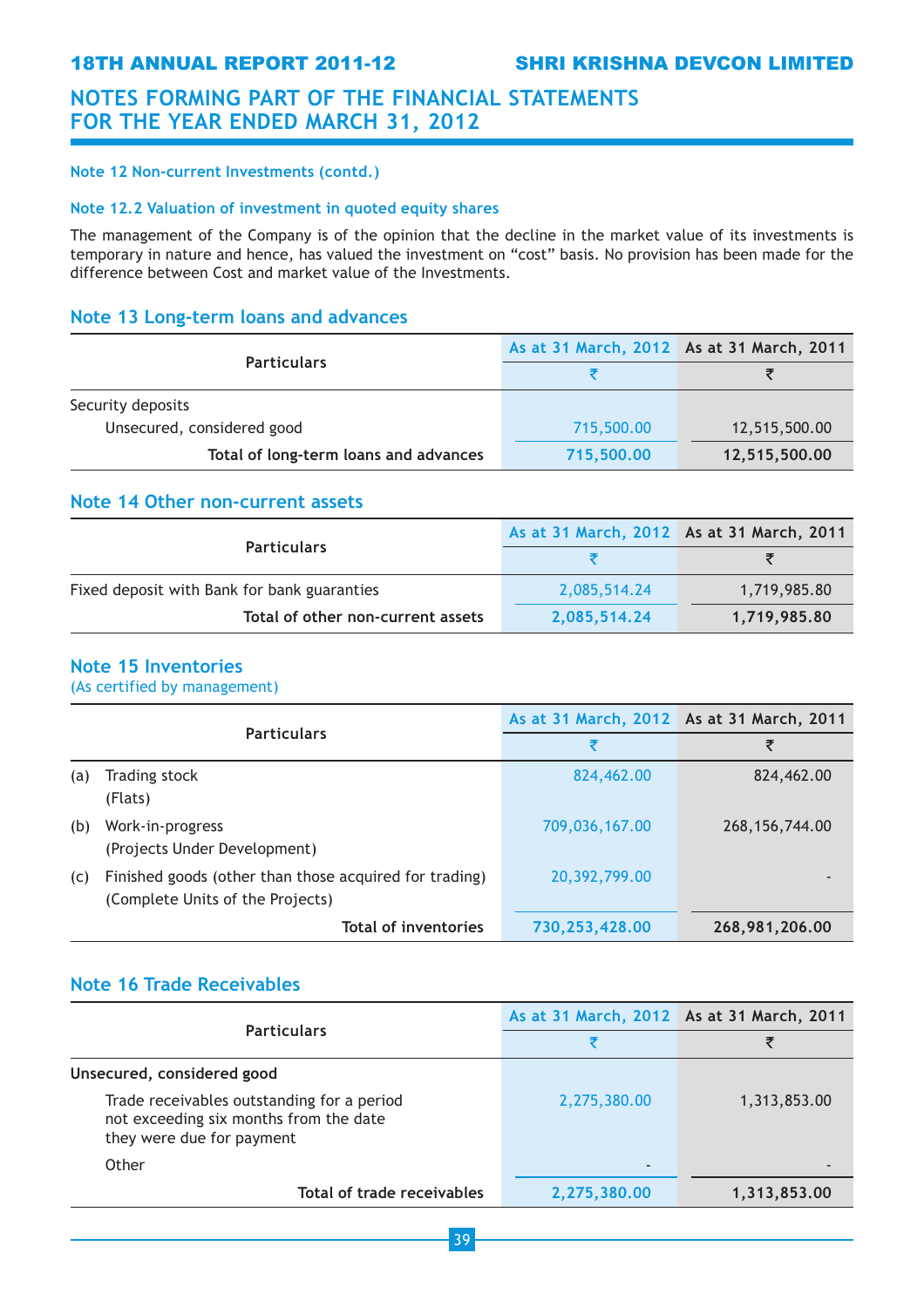# NOTES FORMING PART OF THE FINANCIAL STATEMENTS FOR THE YEAR ENDED MARCH 31, 2012

### Note 12 Non-current Investments (contd.)

#### Note 12.2 Valuation of investment in quoted equity shares

The management of the Company is of the opinion that the decline in the market value of its investments is temporary in nature and hence, has valued the investment on "cost" basis. No provision has been made for the difference between Cost and market value of the Investments.

## Note 13 Long-term loans and advances

| Particulars | As at 31 March, 2012 | As at 31 March, 2011 |
|---|---|---|
| | ₹ | ₹ |
| Security deposits | | |
| Unsecured, considered good | 715,500.00 | 12,515,500.00 |
| **Total of long-term loans and advances** | **715,500.00** | **12,515,500.00** |

## Note 14 Other non-current assets

| Particulars | As at 31 March, 2012 | As at 31 March, 2011 |
|---|---|---|
| | ₹ | ₹ |
| Fixed deposit with Bank for bank guaranties | 2,085,514.24 | 1,719,985.80 |
| **Total of other non-current assets** | **2,085,514.24** | **1,719,985.80** |

## Note 15 Inventories

(As certified by management)

| Particulars | As at 31 March, 2012 | As at 31 March, 2011 |
|---|---|---|
| | ₹ | ₹ |
| (a) Trading stock (Flats) | 824,462.00 | 824,462.00 |
| (b) Work-in-progress (Projects Under Development) | 709,036,167.00 | 268,156,744.00 |
| (c) Finished goods (other than those acquired for trading) (Complete Units of the Projects) | 20,392,799.00 | - |
| **Total of inventories** | **730,253,428.00** | **268,981,206.00** |

## Note 16 Trade Receivables

| Particulars | As at 31 March, 2012 | As at 31 March, 2011 |
|---|---|---|
| | ₹ | ₹ |
| **Unsecured, considered good** | | |
| Trade receivables outstanding for a period not exceeding six months from the date they were due for payment | 2,275,380.00 | 1,313,853.00 |
| Other | - | - |
| **Total of trade receivables** | **2,275,380.00** | **1,313,853.00** |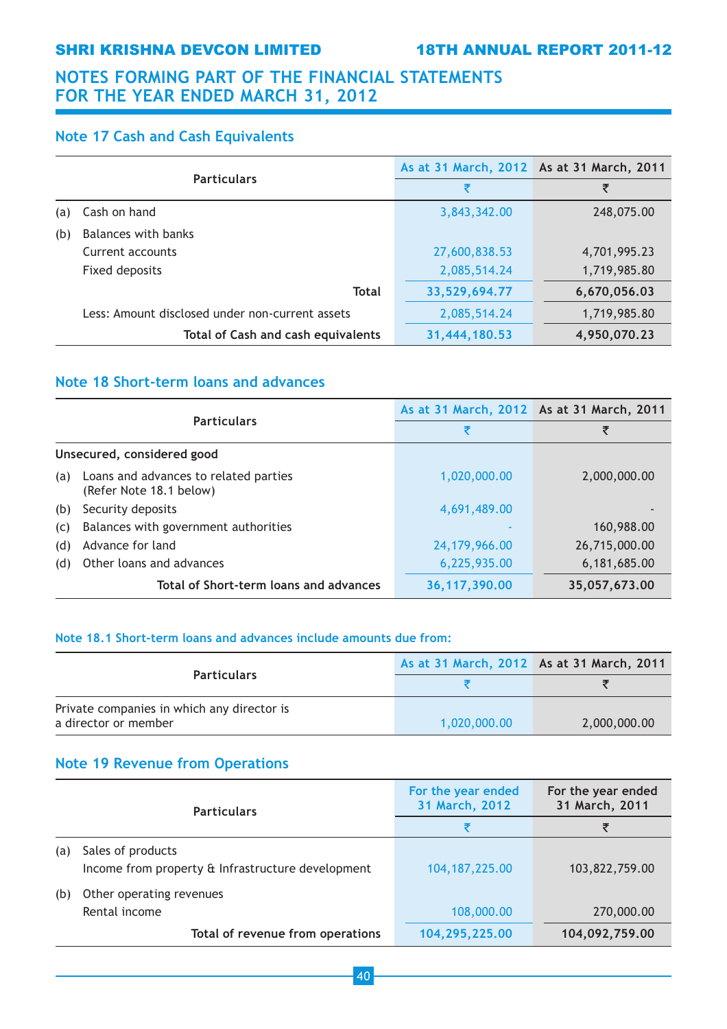# NOTES FORMING PART OF THE FINANCIAL STATEMENTS FOR THE YEAR ENDED MARCH 31, 2012

## Note 17 Cash and Cash Equivalents

| | Particulars | As at 31 March, 2012 | As at 31 March, 2011 |
|---|---|---|---|
| | | ₹ | ₹ |
| (a) | Cash on hand | 3,843,342.00 | 248,075.00 |
| (b) | Balances with banks | | |
| | Current accounts | 27,600,838.53 | 4,701,995.23 |
| | Fixed deposits | 2,085,514.24 | 1,719,985.80 |
| | **Total** | **33,529,694.77** | **6,670,056.03** |
| | Less: Amount disclosed under non-current assets | 2,085,514.24 | 1,719,985.80 |
| | **Total of Cash and cash equivalents** | **31,444,180.53** | **4,950,070.23** |

## Note 18 Short-term loans and advances

| | Particulars | As at 31 March, 2012 | As at 31 March, 2011 |
|---|---|---|---|
| | | ₹ | ₹ |
| | **Unsecured, considered good** | | |
| (a) | Loans and advances to related parties (Refer Note 18.1 below) | 1,020,000.00 | 2,000,000.00 |
| (b) | Security deposits | 4,691,489.00 | - |
| (c) | Balances with government authorities | - | 160,988.00 |
| (d) | Advance for land | 24,179,966.00 | 26,715,000.00 |
| (d) | Other loans and advances | 6,225,935.00 | 6,181,685.00 |
| | **Total of Short-term loans and advances** | **36,117,390.00** | **35,057,673.00** |

### Note 18.1 Short-term loans and advances include amounts due from:

| Particulars | As at 31 March, 2012 | As at 31 March, 2011 |
|---|---|---|
| | ₹ | ₹ |
| Private companies in which any director is a director or member | 1,020,000.00 | 2,000,000.00 |

## Note 19 Revenue from Operations

| | Particulars | For the year ended 31 March, 2012 | For the year ended 31 March, 2011 |
|---|---|---|---|
| | | ₹ | ₹ |
| (a) | Sales of products | | |
| | Income from property & Infrastructure development | 104,187,225.00 | 103,822,759.00 |
| (b) | Other operating revenues | | |
| | Rental income | 108,000.00 | 270,000.00 |
| | **Total of revenue from operations** | **104,295,225.00** | **104,092,759.00** |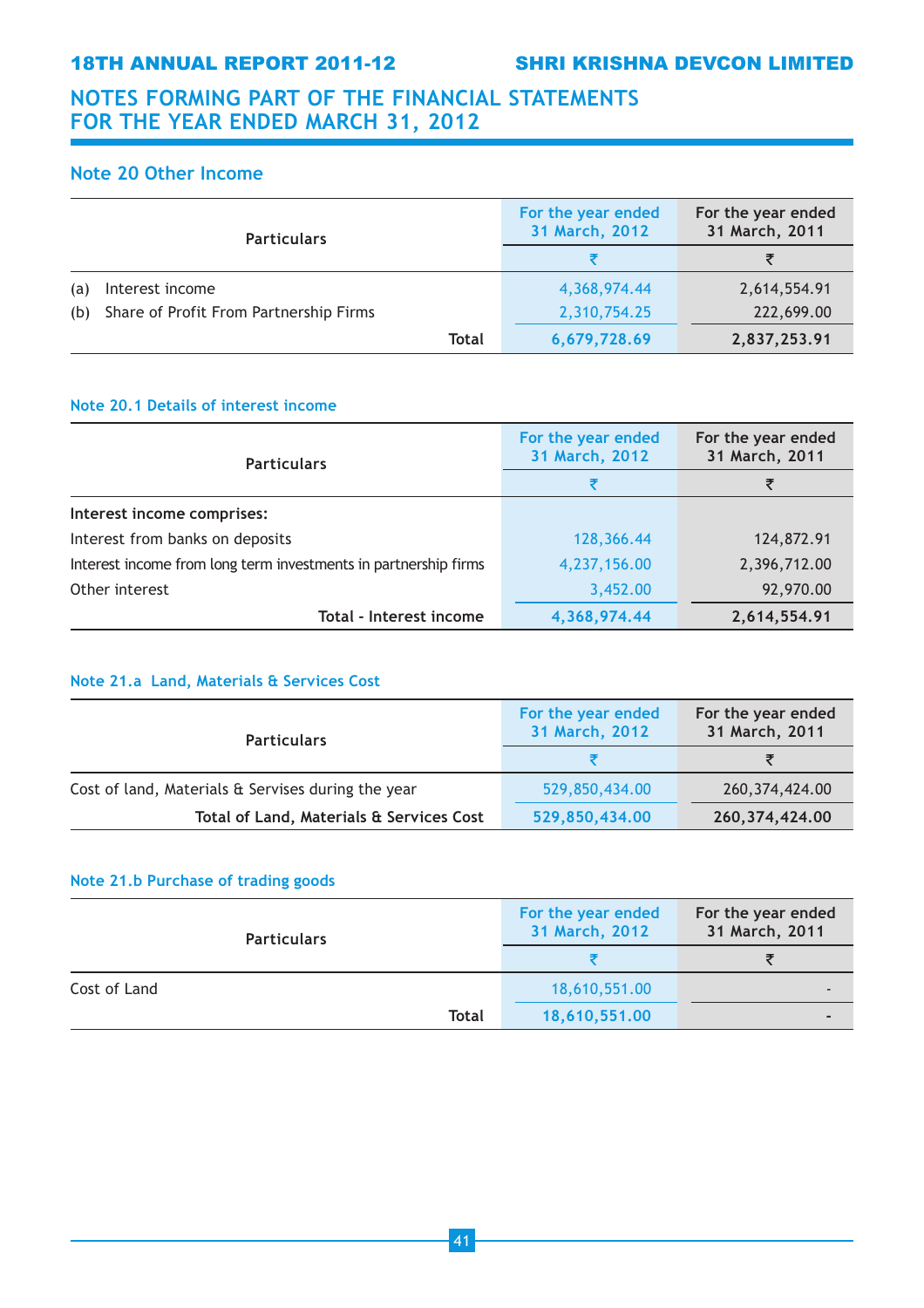# NOTES FORMING PART OF THE FINANCIAL STATEMENTS FOR THE YEAR ENDED MARCH 31, 2012

## Note 20 Other Income

| Particulars | For the year ended 31 March, 2012 | For the year ended 31 March, 2011 |
|---|---|---|
| | ₹ | ₹ |
| (a) Interest income | 4,368,974.44 | 2,614,554.91 |
| (b) Share of Profit From Partnership Firms | 2,310,754.25 | 222,699.00 |
| **Total** | **6,679,728.69** | **2,837,253.91** |

### Note 20.1 Details of interest income

| Particulars | For the year ended 31 March, 2012 | For the year ended 31 March, 2011 |
|---|---|---|
| | ₹ | ₹ |
| **Interest income comprises:** | | |
| Interest from banks on deposits | 128,366.44 | 124,872.91 |
| Interest income from long term investments in partnership firms | 4,237,156.00 | 2,396,712.00 |
| Other interest | 3,452.00 | 92,970.00 |
| **Total - Interest income** | **4,368,974.44** | **2,614,554.91** |

### Note 21.a Land, Materials & Services Cost

| Particulars | For the year ended 31 March, 2012 | For the year ended 31 March, 2011 |
|---|---|---|
| | ₹ | ₹ |
| Cost of land, Materials & Servises during the year | 529,850,434.00 | 260,374,424.00 |
| **Total of Land, Materials & Services Cost** | **529,850,434.00** | **260,374,424.00** |

### Note 21.b Purchase of trading goods

| Particulars | For the year ended 31 March, 2012 | For the year ended 31 March, 2011 |
|---|---|---|
| | ₹ | ₹ |
| Cost of Land | 18,610,551.00 | - |
| **Total** | **18,610,551.00** | **-** |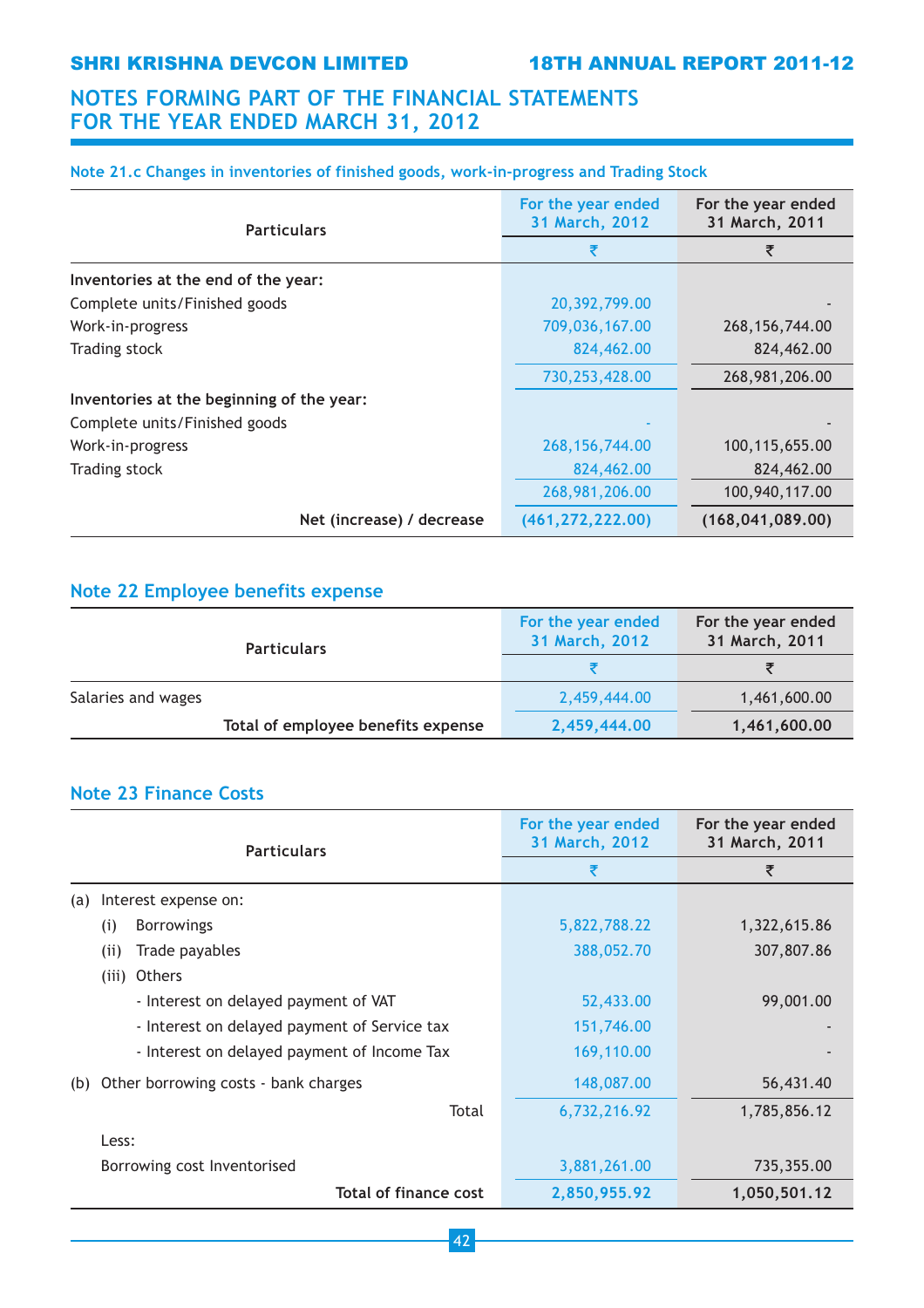# NOTES FORMING PART OF THE FINANCIAL STATEMENTS FOR THE YEAR ENDED MARCH 31, 2012

### Note 21.c Changes in inventories of finished goods, work-in-progress and Trading Stock

| Particulars | For the year ended 31 March, 2012 | For the year ended 31 March, 2011 |
|---|---|---|
| | ₹ | ₹ |
| **Inventories at the end of the year:** | | |
| Complete units/Finished goods | 20,392,799.00 | - |
| Work-in-progress | 709,036,167.00 | 268,156,744.00 |
| Trading stock | 824,462.00 | 824,462.00 |
| | 730,253,428.00 | 268,981,206.00 |
| **Inventories at the beginning of the year:** | | |
| Complete units/Finished goods | - | - |
| Work-in-progress | 268,156,744.00 | 100,115,655.00 |
| Trading stock | 824,462.00 | 824,462.00 |
| | 268,981,206.00 | 100,940,117.00 |
| **Net (increase) / decrease** | **(461,272,222.00)** | **(168,041,089.00)** |

## Note 22 Employee benefits expense

| Particulars | For the year ended 31 March, 2012 | For the year ended 31 March, 2011 |
|---|---|---|
| | ₹ | ₹ |
| Salaries and wages | 2,459,444.00 | 1,461,600.00 |
| **Total of employee benefits expense** | **2,459,444.00** | **1,461,600.00** |

## Note 23 Finance Costs

| Particulars | For the year ended 31 March, 2012 | For the year ended 31 March, 2011 |
|---|---|---|
| | ₹ | ₹ |
| (a) Interest expense on: | | |
| (i) Borrowings | 5,822,788.22 | 1,322,615.86 |
| (ii) Trade payables | 388,052.70 | 307,807.86 |
| (iii) Others | | |
| - Interest on delayed payment of VAT | 52,433.00 | 99,001.00 |
| - Interest on delayed payment of Service tax | 151,746.00 | - |
| - Interest on delayed payment of Income Tax | 169,110.00 | - |
| (b) Other borrowing costs - bank charges | 148,087.00 | 56,431.40 |
| Total | 6,732,216.92 | 1,785,856.12 |
| Less: | | |
| Borrowing cost Inventorised | 3,881,261.00 | 735,355.00 |
| **Total of finance cost** | **2,850,955.92** | **1,050,501.12** |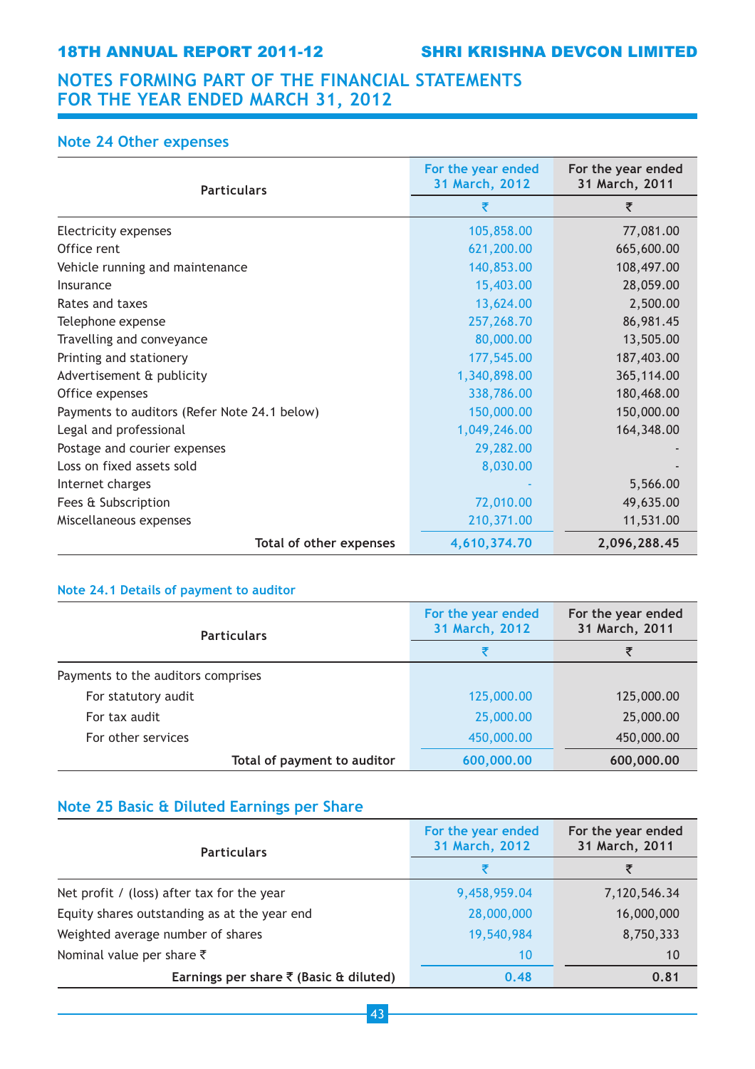# NOTES FORMING PART OF THE FINANCIAL STATEMENTS FOR THE YEAR ENDED MARCH 31, 2012

## Note 24 Other expenses

| Particulars | For the year ended 31 March, 2012 | For the year ended 31 March, 2011 |
|---|---|---|
| | ₹ | ₹ |
| Electricity expenses | 105,858.00 | 77,081.00 |
| Office rent | 621,200.00 | 665,600.00 |
| Vehicle running and maintenance | 140,853.00 | 108,497.00 |
| Insurance | 15,403.00 | 28,059.00 |
| Rates and taxes | 13,624.00 | 2,500.00 |
| Telephone expense | 257,268.70 | 86,981.45 |
| Travelling and conveyance | 80,000.00 | 13,505.00 |
| Printing and stationery | 177,545.00 | 187,403.00 |
| Advertisement & publicity | 1,340,898.00 | 365,114.00 |
| Office expenses | 338,786.00 | 180,468.00 |
| Payments to auditors (Refer Note 24.1 below) | 150,000.00 | 150,000.00 |
| Legal and professional | 1,049,246.00 | 164,348.00 |
| Postage and courier expenses | 29,282.00 | - |
| Loss on fixed assets sold | 8,030.00 | - |
| Internet charges | - | 5,566.00 |
| Fees & Subscription | 72,010.00 | 49,635.00 |
| Miscellaneous expenses | 210,371.00 | 11,531.00 |
| **Total of other expenses** | **4,610,374.70** | **2,096,288.45** |

### Note 24.1 Details of payment to auditor

| Particulars | For the year ended 31 March, 2012 | For the year ended 31 March, 2011 |
|---|---|---|
| | ₹ | ₹ |
| Payments to the auditors comprises | | |
| For statutory audit | 125,000.00 | 125,000.00 |
| For tax audit | 25,000.00 | 25,000.00 |
| For other services | 450,000.00 | 450,000.00 |
| **Total of payment to auditor** | **600,000.00** | **600,000.00** |

## Note 25 Basic & Diluted Earnings per Share

| Particulars | For the year ended 31 March, 2012 | For the year ended 31 March, 2011 |
|---|---|---|
| | ₹ | ₹ |
| Net profit / (loss) after tax for the year | 9,458,959.04 | 7,120,546.34 |
| Equity shares outstanding as at the year end | 28,000,000 | 16,000,000 |
| Weighted average number of shares | 19,540,984 | 8,750,333 |
| Nominal value per share ₹ | 10 | 10 |
| **Earnings per share ₹ (Basic & diluted)** | **0.48** | **0.81** |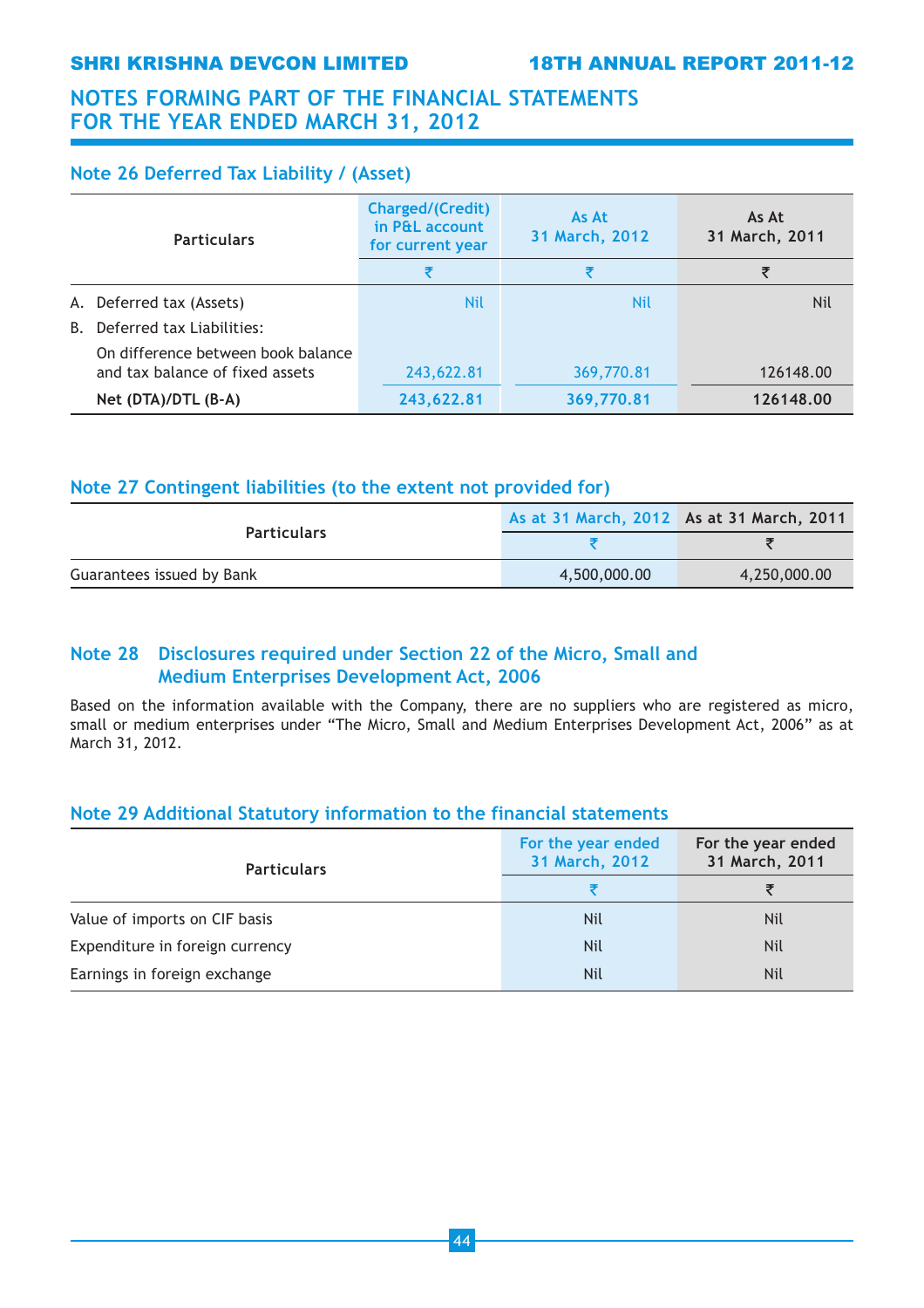# NOTES FORMING PART OF THE FINANCIAL STATEMENTS FOR THE YEAR ENDED MARCH 31, 2012

## Note 26 Deferred Tax Liability / (Asset)

| Particulars | Charged/(Credit) in P&L account for current year | As At 31 March, 2012 | As At 31 March, 2011 |
|---|---|---|---|
| | ₹ | ₹ | ₹ |
| A. Deferred tax (Assets) | Nil | Nil | Nil |
| B. Deferred tax Liabilities: | | | |
| On difference between book balance and tax balance of fixed assets | 243,622.81 | 369,770.81 | 126148.00 |
| **Net (DTA)/DTL (B-A)** | **243,622.81** | **369,770.81** | **126148.00** |

## Note 27 Contingent liabilities (to the extent not provided for)

| Particulars | As at 31 March, 2012 | As at 31 March, 2011 |
|---|---|---|
| | ₹ | ₹ |
| Guarantees issued by Bank | 4,500,000.00 | 4,250,000.00 |

## Note 28 Disclosures required under Section 22 of the Micro, Small and Medium Enterprises Development Act, 2006

Based on the information available with the Company, there are no suppliers who are registered as micro, small or medium enterprises under "The Micro, Small and Medium Enterprises Development Act, 2006" as at March 31, 2012.

## Note 29 Additional Statutory information to the financial statements

| Particulars | For the year ended 31 March, 2012 | For the year ended 31 March, 2011 |
|---|---|---|
| | ₹ | ₹ |
| Value of imports on CIF basis | Nil | Nil |
| Expenditure in foreign currency | Nil | Nil |
| Earnings in foreign exchange | Nil | Nil |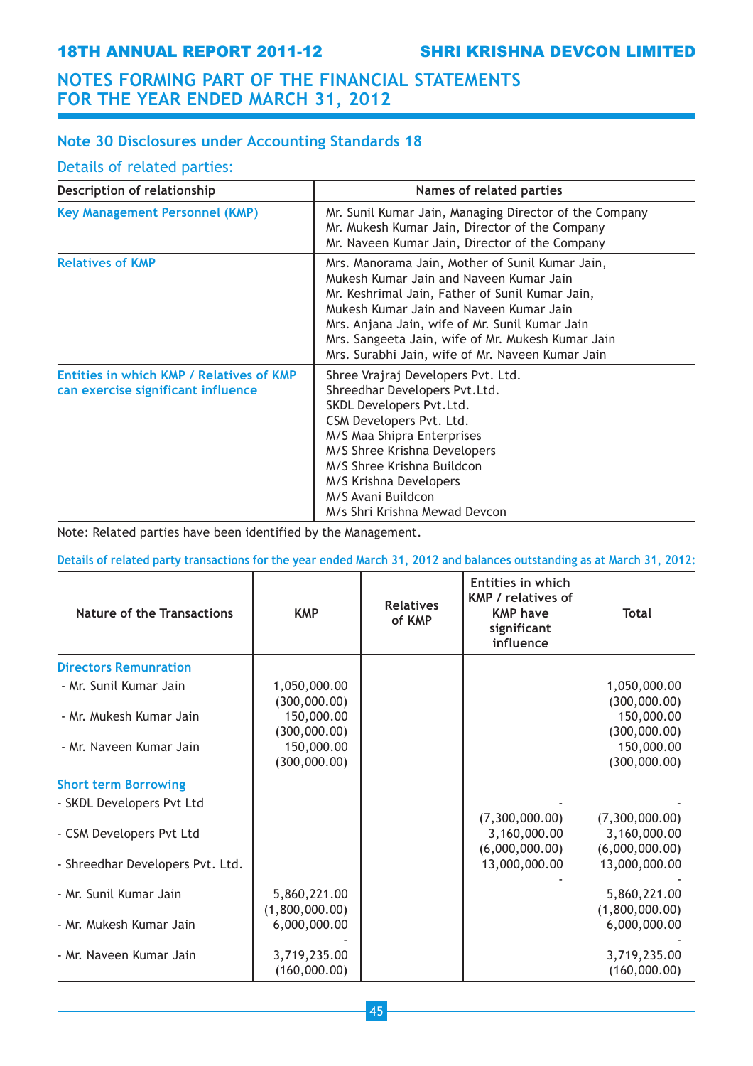## NOTES FORMING PART OF THE FINANCIAL STATEMENTS FOR THE YEAR ENDED MARCH 31, 2012

### Note 30 Disclosures under Accounting Standards 18

#### Details of related parties:

| Description of relationship | Names of related parties |
|---|---|
| **Key Management Personnel (KMP)** | Mr. Sunil Kumar Jain, Managing Director of the Company<br>Mr. Mukesh Kumar Jain, Director of the Company<br>Mr. Naveen Kumar Jain, Director of the Company |
| **Relatives of KMP** | Mrs. Manorama Jain, Mother of Sunil Kumar Jain, Mukesh Kumar Jain and Naveen Kumar Jain<br>Mr. Keshrimal Jain, Father of Sunil Kumar Jain, Mukesh Kumar Jain and Naveen Kumar Jain<br>Mrs. Anjana Jain, wife of Mr. Sunil Kumar Jain<br>Mrs. Sangeeta Jain, wife of Mr. Mukesh Kumar Jain<br>Mrs. Surabhi Jain, wife of Mr. Naveen Kumar Jain |
| **Entities in which KMP / Relatives of KMP can exercise significant influence** | Shree Vrajraj Developers Pvt. Ltd.<br>Shreedhar Developers Pvt.Ltd.<br>SKDL Developers Pvt.Ltd.<br>CSM Developers Pvt. Ltd.<br>M/S Maa Shipra Enterprises<br>M/S Shree Krishna Developers<br>M/S Shree Krishna Buildcon<br>M/S Krishna Developers<br>M/S Avani Buildcon<br>M/s Shri Krishna Mewad Devcon |

Note: Related parties have been identified by the Management.

**Details of related party transactions for the year ended March 31, 2012 and balances outstanding as at March 31, 2012:**

| Nature of the Transactions | KMP | Relatives of KMP | Entities in which KMP / relatives of KMP have significant influence | Total |
|---|---|---|---|---|
| **Directors Remunration** | | | | |
| - Mr. Sunil Kumar Jain | 1,050,000.00<br>(300,000.00) | | | 1,050,000.00<br>(300,000.00) |
| - Mr. Mukesh Kumar Jain | 150,000.00<br>(300,000.00) | | | 150,000.00<br>(300,000.00) |
| - Mr. Naveen Kumar Jain | 150,000.00<br>(300,000.00) | | | 150,000.00<br>(300,000.00) |
| **Short term Borrowing** | | | | |
| - SKDL Developers Pvt Ltd | | | -<br>(7,300,000.00) | -<br>(7,300,000.00) |
| - CSM Developers Pvt Ltd | | | 3,160,000.00<br>(6,000,000.00) | 3,160,000.00<br>(6,000,000.00) |
| - Shreedhar Developers Pvt. Ltd. | | | 13,000,000.00<br>- | 13,000,000.00<br>- |
| - Mr. Sunil Kumar Jain | 5,860,221.00<br>(1,800,000.00) | | | 5,860,221.00<br>(1,800,000.00) |
| - Mr. Mukesh Kumar Jain | 6,000,000.00<br>- | | | 6,000,000.00<br>- |
| - Mr. Naveen Kumar Jain | 3,719,235.00<br>(160,000.00) | | | 3,719,235.00<br>(160,000.00) |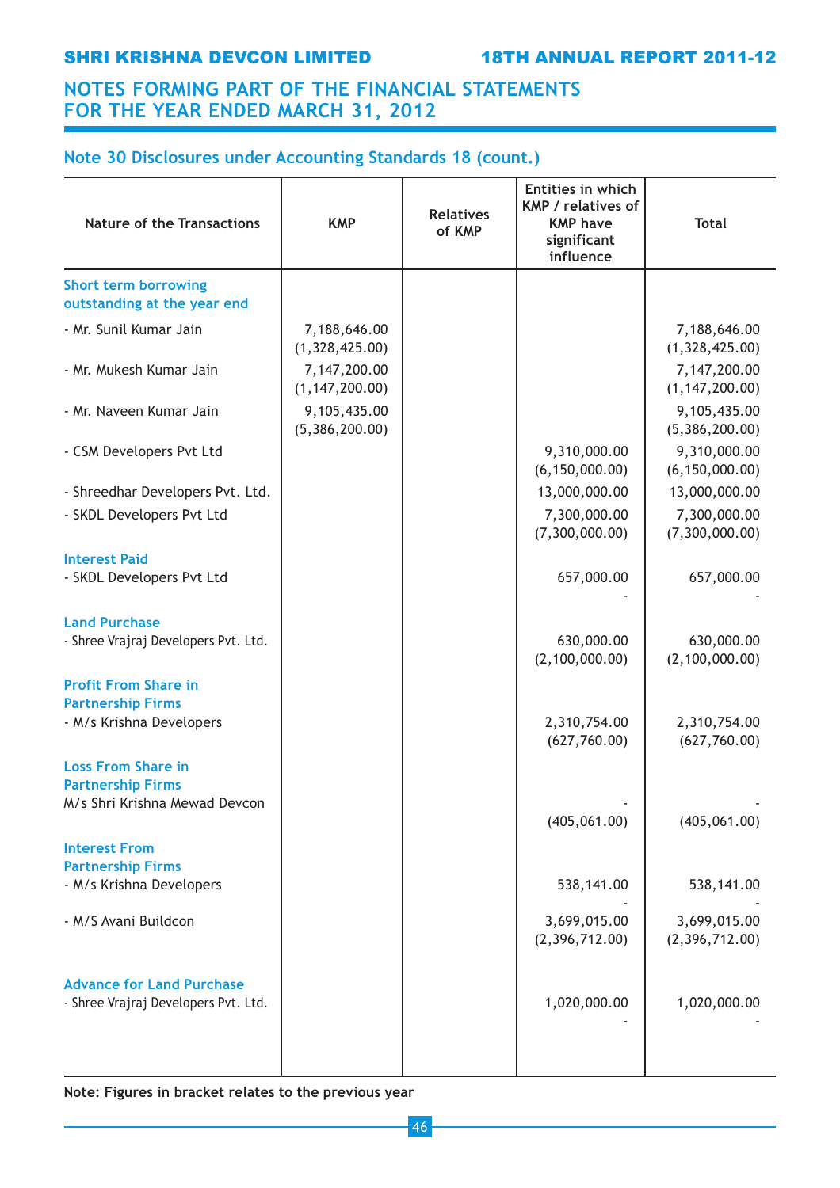# NOTES FORMING PART OF THE FINANCIAL STATEMENTS FOR THE YEAR ENDED MARCH 31, 2012

## Note 30 Disclosures under Accounting Standards 18 (count.)

| Nature of the Transactions | KMP | Relatives of KMP | Entities in which KMP / relatives of KMP have significant influence | Total |
|---|---|---|---|---|
| **Short term borrowing outstanding at the year end** | | | | |
| - Mr. Sunil Kumar Jain | 7,188,646.00<br>(1,328,425.00) | | | 7,188,646.00<br>(1,328,425.00) |
| - Mr. Mukesh Kumar Jain | 7,147,200.00<br>(1,147,200.00) | | | 7,147,200.00<br>(1,147,200.00) |
| - Mr. Naveen Kumar Jain | 9,105,435.00<br>(5,386,200.00) | | | 9,105,435.00<br>(5,386,200.00) |
| - CSM Developers Pvt Ltd | | | 9,310,000.00<br>(6,150,000.00) | 9,310,000.00<br>(6,150,000.00) |
| - Shreedhar Developers Pvt. Ltd. | | | 13,000,000.00 | 13,000,000.00 |
| - SKDL Developers Pvt Ltd | | | 7,300,000.00<br>(7,300,000.00) | 7,300,000.00<br>(7,300,000.00) |
| **Interest Paid** | | | | |
| - SKDL Developers Pvt Ltd | | | 657,000.00<br>- | 657,000.00<br>- |
| **Land Purchase** | | | | |
| - Shree Vrajraj Developers Pvt. Ltd. | | | 630,000.00<br>(2,100,000.00) | 630,000.00<br>(2,100,000.00) |
| **Profit From Share in Partnership Firms** | | | | |
| - M/s Krishna Developers | | | 2,310,754.00<br>(627,760.00) | 2,310,754.00<br>(627,760.00) |
| **Loss From Share in Partnership Firms** | | | | |
| M/s Shri Krishna Mewad Devcon | | | -<br>(405,061.00) | -<br>(405,061.00) |
| **Interest From Partnership Firms** | | | | |
| - M/s Krishna Developers | | | 538,141.00<br>- | 538,141.00<br>- |
| - M/S Avani Buildcon | | | 3,699,015.00<br>(2,396,712.00) | 3,699,015.00<br>(2,396,712.00) |
| **Advance for Land Purchase** | | | | |
| - Shree Vrajraj Developers Pvt. Ltd. | | | 1,020,000.00<br>- | 1,020,000.00<br>- |

**Note: Figures in bracket relates to the previous year**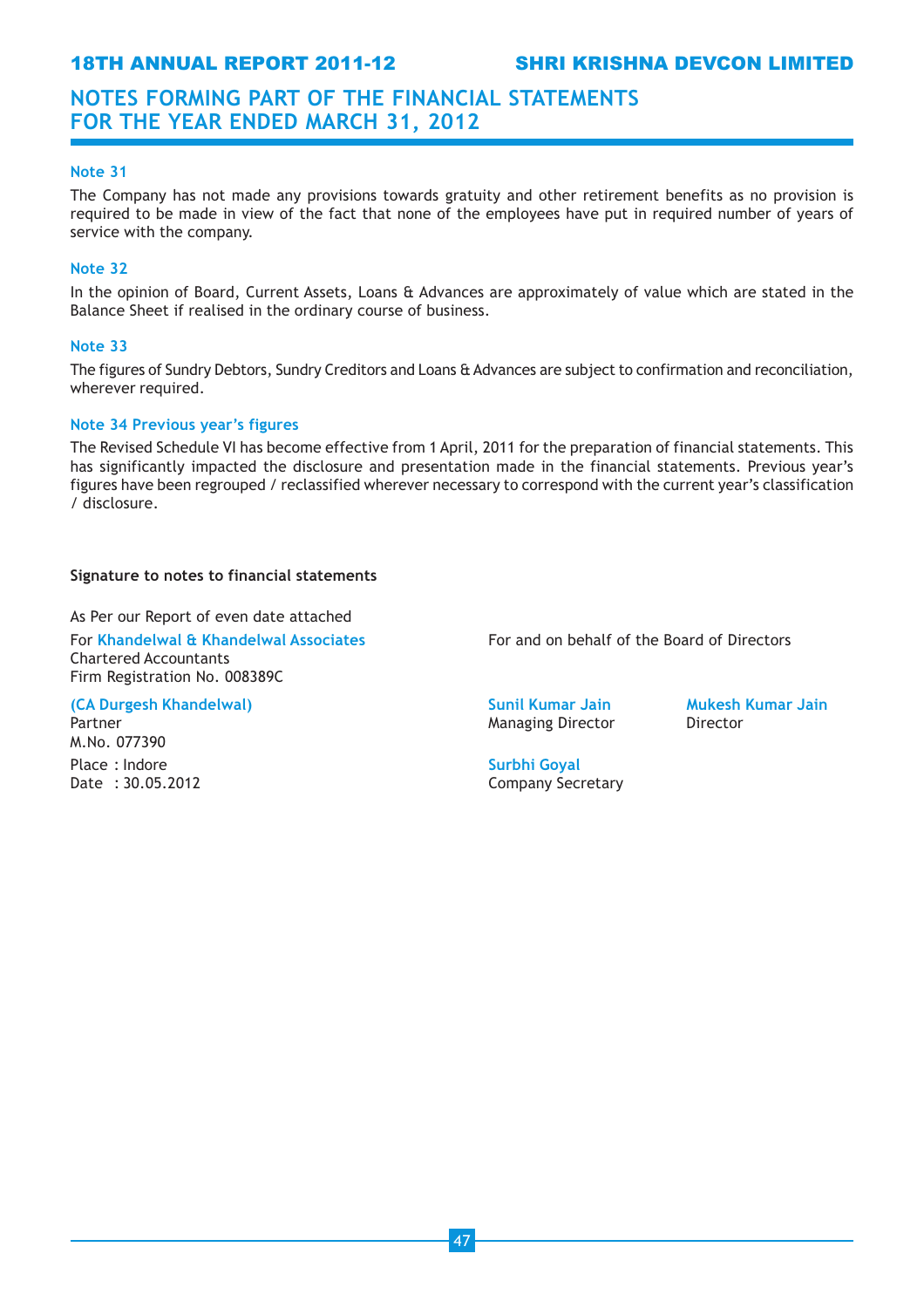# NOTES FORMING PART OF THE FINANCIAL STATEMENTS FOR THE YEAR ENDED MARCH 31, 2012

### Note 31

The Company has not made any provisions towards gratuity and other retirement benefits as no provision is required to be made in view of the fact that none of the employees have put in required number of years of service with the company.

### Note 32

In the opinion of Board, Current Assets, Loans & Advances are approximately of value which are stated in the Balance Sheet if realised in the ordinary course of business.

### Note 33

The figures of Sundry Debtors, Sundry Creditors and Loans & Advances are subject to confirmation and reconciliation, wherever required.

### Note 34 Previous year's figures

The Revised Schedule VI has become effective from 1 April, 2011 for the preparation of financial statements. This has significantly impacted the disclosure and presentation made in the financial statements. Previous year's figures have been regrouped / reclassified wherever necessary to correspond with the current year's classification / disclosure.

**Signature to notes to financial statements**

As Per our Report of even date attached

For **Khandelwal & Khandelwal Associates**
Chartered Accountants
Firm Registration No. 008389C

**(CA Durgesh Khandelwal)**
Partner
M.No. 077390

Place : Indore
Date : 30.05.2012

For and on behalf of the Board of Directors

**Sunil Kumar Jain**
Managing Director

**Mukesh Kumar Jain**
Director

**Surbhi Goyal**
Company Secretary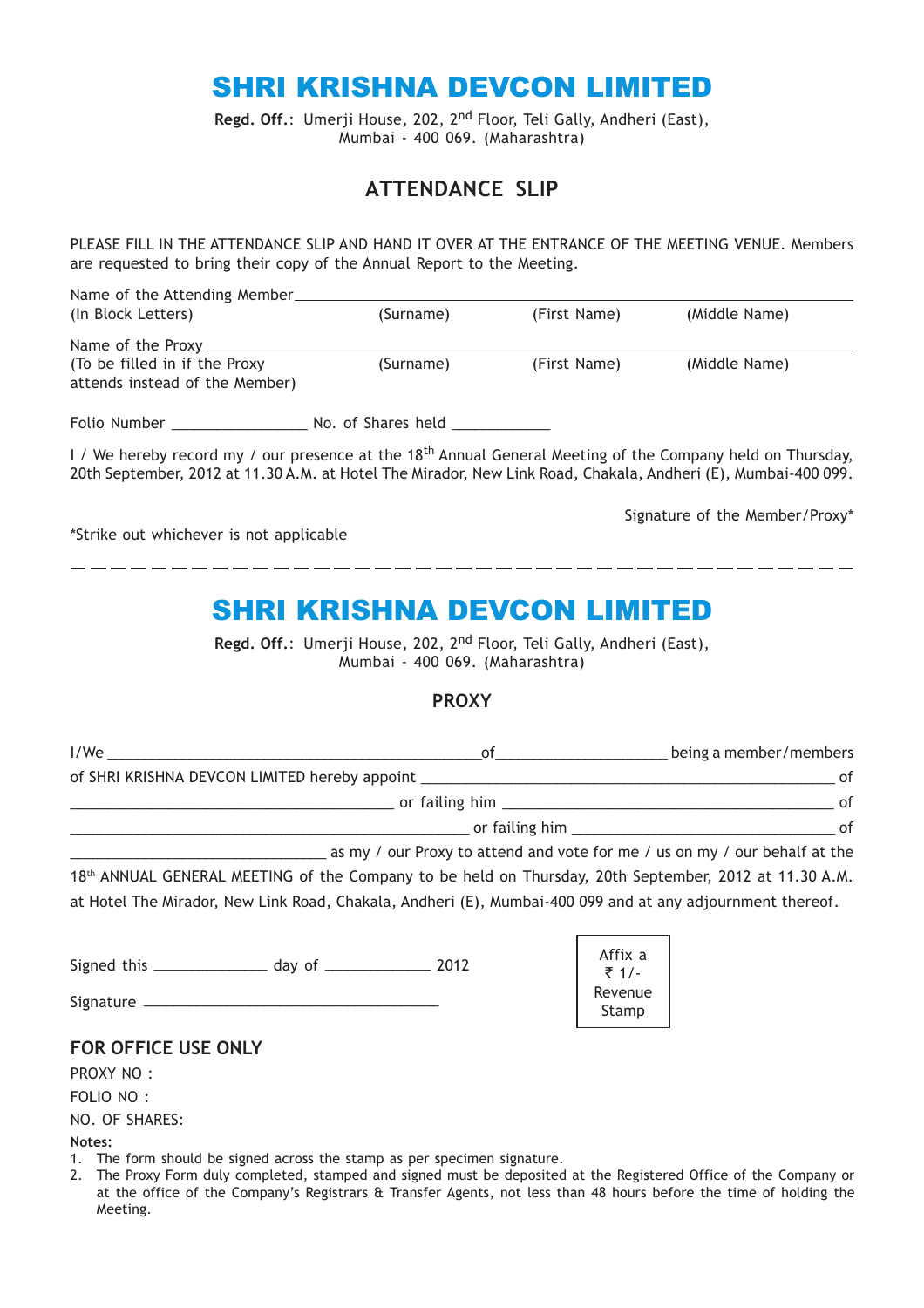# SHRI KRISHNA DEVCON LIMITED

**Regd. Off.**: Umerji House, 202, 2nd Floor, Teli Gally, Andheri (East), Mumbai - 400 069. (Maharashtra)

## ATTENDANCE SLIP

PLEASE FILL IN THE ATTENDANCE SLIP AND HAND IT OVER AT THE ENTRANCE OF THE MEETING VENUE. Members are requested to bring their copy of the Annual Report to the Meeting.

Name of the Attending Member ____________________________________________

(In Block Letters) (Surname) (First Name) (Middle Name)

Name of the Proxy ____________________________________________

(To be filled in if the Proxy attends instead of the Member) (Surname) (First Name) (Middle Name)

Folio Number ________________ No. of Shares held ____________

I / We hereby record my / our presence at the 18th Annual General Meeting of the Company held on Thursday, 20th September, 2012 at 11.30 A.M. at Hotel The Mirador, New Link Road, Chakala, Andheri (E), Mumbai-400 099.

Signature of the Member/Proxy*

*Strike out whichever is not applicable

---

# SHRI KRISHNA DEVCON LIMITED

**Regd. Off.**: Umerji House, 202, 2nd Floor, Teli Gally, Andheri (East), Mumbai - 400 069. (Maharashtra)

## PROXY

I/We ______________________________________________of____________________ being a member/members of SHRI KRISHNA DEVCON LIMITED hereby appoint ______________________________________________ of ________________________________________ or failing him ________________________________________ of __________________________________________________ or failing him ________________________________ of ______________________________ as my / our Proxy to attend and vote for me / us on my / our behalf at the 18th ANNUAL GENERAL MEETING of the Company to be held on Thursday, 20th September, 2012 at 11.30 A.M. at Hotel The Mirador, New Link Road, Chakala, Andheri (E), Mumbai-400 099 and at any adjournment thereof.

Signed this ______________ day of _____________ 2012

Signature ____________________________________

Affix a ₹ 1/- Revenue Stamp

### FOR OFFICE USE ONLY

PROXY NO :

FOLIO NO :

NO. OF SHARES:

**Notes:**

1. The form should be signed across the stamp as per specimen signature.
2. The Proxy Form duly completed, stamped and signed must be deposited at the Registered Office of the Company or at the office of the Company's Registrars & Transfer Agents, not less than 48 hours before the time of holding the Meeting.